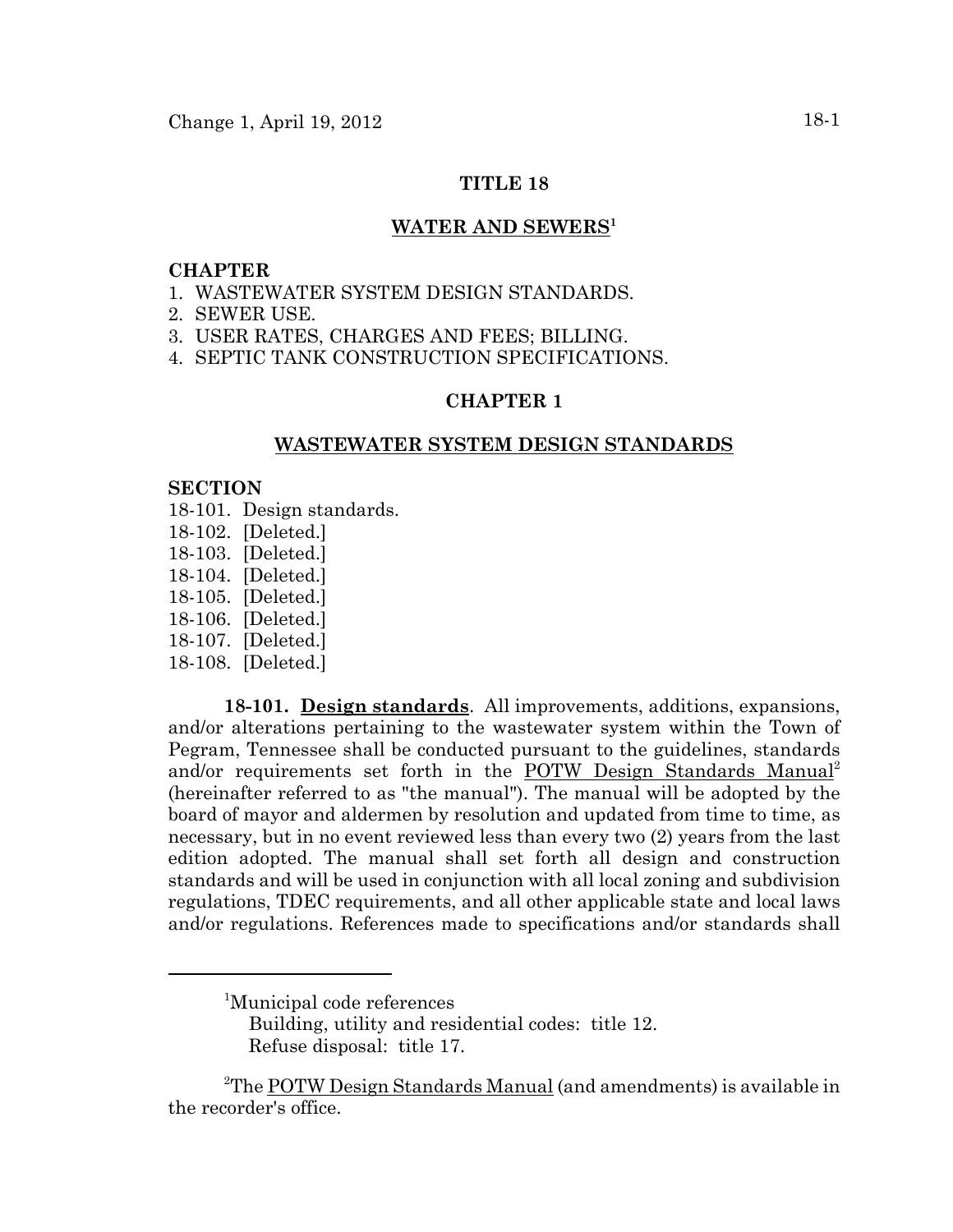# TITLE 18

## WATER AND SEWERS[1]

**CHAPTER**

1. WASTEWATER SYSTEM DESIGN STANDARDS.
2. SEWER USE.
3. USER RATES, CHARGES AND FEES; BILLING.
4. SEPTIC TANK CONSTRUCTION SPECIFICATIONS.

## CHAPTER 1

## WASTEWATER SYSTEM DESIGN STANDARDS

**SECTION**

18-101. Design standards.
18-102. [Deleted.]
18-103. [Deleted.]
18-104. [Deleted.]
18-105. [Deleted.]
18-106. [Deleted.]
18-107. [Deleted.]
18-108. [Deleted.]

**18-101. Design standards**. All improvements, additions, expansions, and/or alterations pertaining to the wastewater system within the Town of Pegram, Tennessee shall be conducted pursuant to the guidelines, standards and/or requirements set forth in the POTW Design Standards Manual[2] (hereinafter referred to as "the manual"). The manual will be adopted by the board of mayor and aldermen by resolution and updated from time to time, as necessary, but in no event reviewed less than every two (2) years from the last edition adopted. The manual shall set forth all design and construction standards and will be used in conjunction with all local zoning and subdivision regulations, TDEC requirements, and all other applicable state and local laws and/or regulations. References made to specifications and/or standards shall

---

[1]Municipal code references
Building, utility and residential codes: title 12.
Refuse disposal: title 17.

[2]The POTW Design Standards Manual (and amendments) is available in the recorder's office.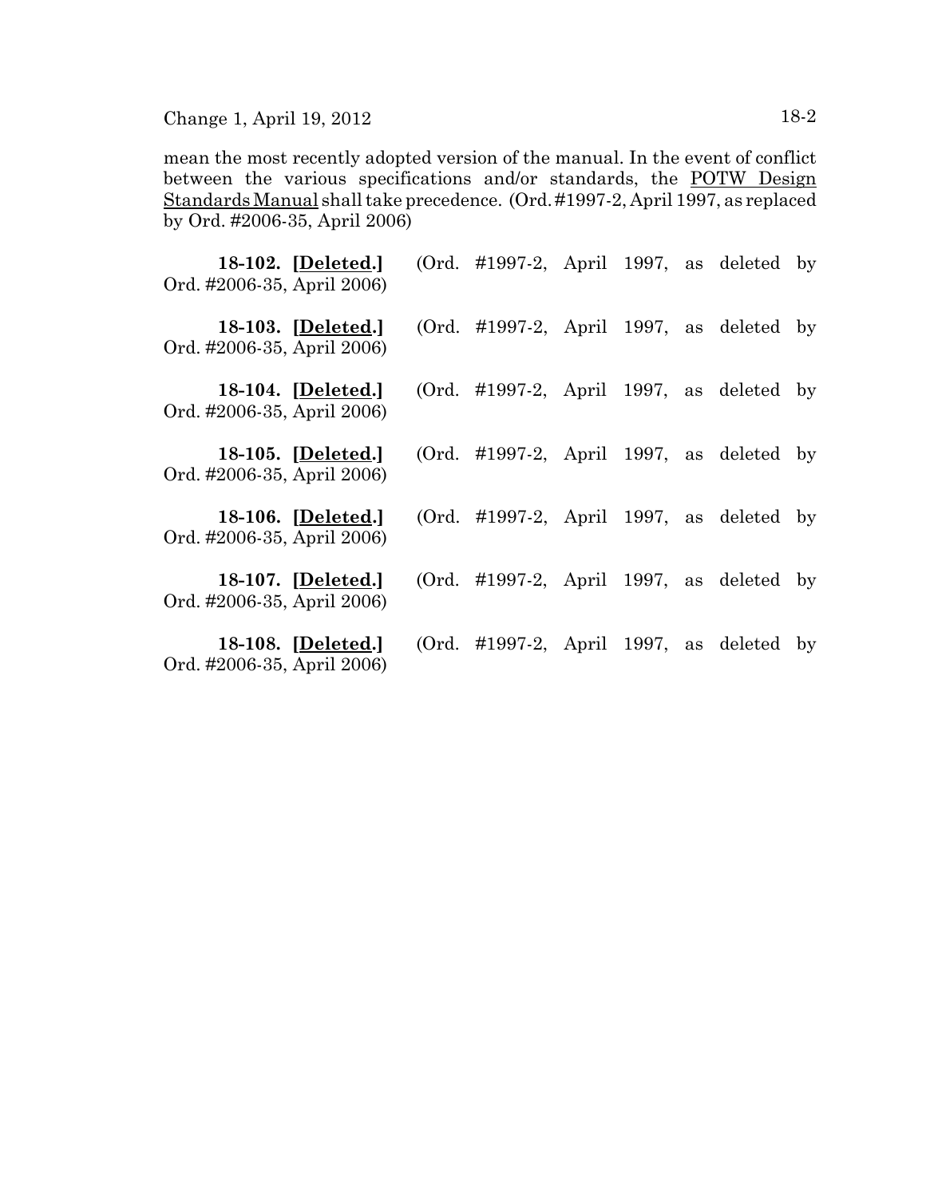mean the most recently adopted version of the manual. In the event of conflict between the various specifications and/or standards, the POTW Design Standards Manual shall take precedence. (Ord. #1997-2, April 1997, as replaced by Ord. #2006-35, April 2006)

**18-102. [Deleted.]** (Ord. #1997-2, April 1997, as deleted by Ord. #2006-35, April 2006)

**18-103. [Deleted.]** (Ord. #1997-2, April 1997, as deleted by Ord. #2006-35, April 2006)

**18-104. [Deleted.]** (Ord. #1997-2, April 1997, as deleted by Ord. #2006-35, April 2006)

**18-105. [Deleted.]** (Ord. #1997-2, April 1997, as deleted by Ord. #2006-35, April 2006)

**18-106. [Deleted.]** (Ord. #1997-2, April 1997, as deleted by Ord. #2006-35, April 2006)

**18-107. [Deleted.]** (Ord. #1997-2, April 1997, as deleted by Ord. #2006-35, April 2006)

**18-108. [Deleted.]** (Ord. #1997-2, April 1997, as deleted by Ord. #2006-35, April 2006)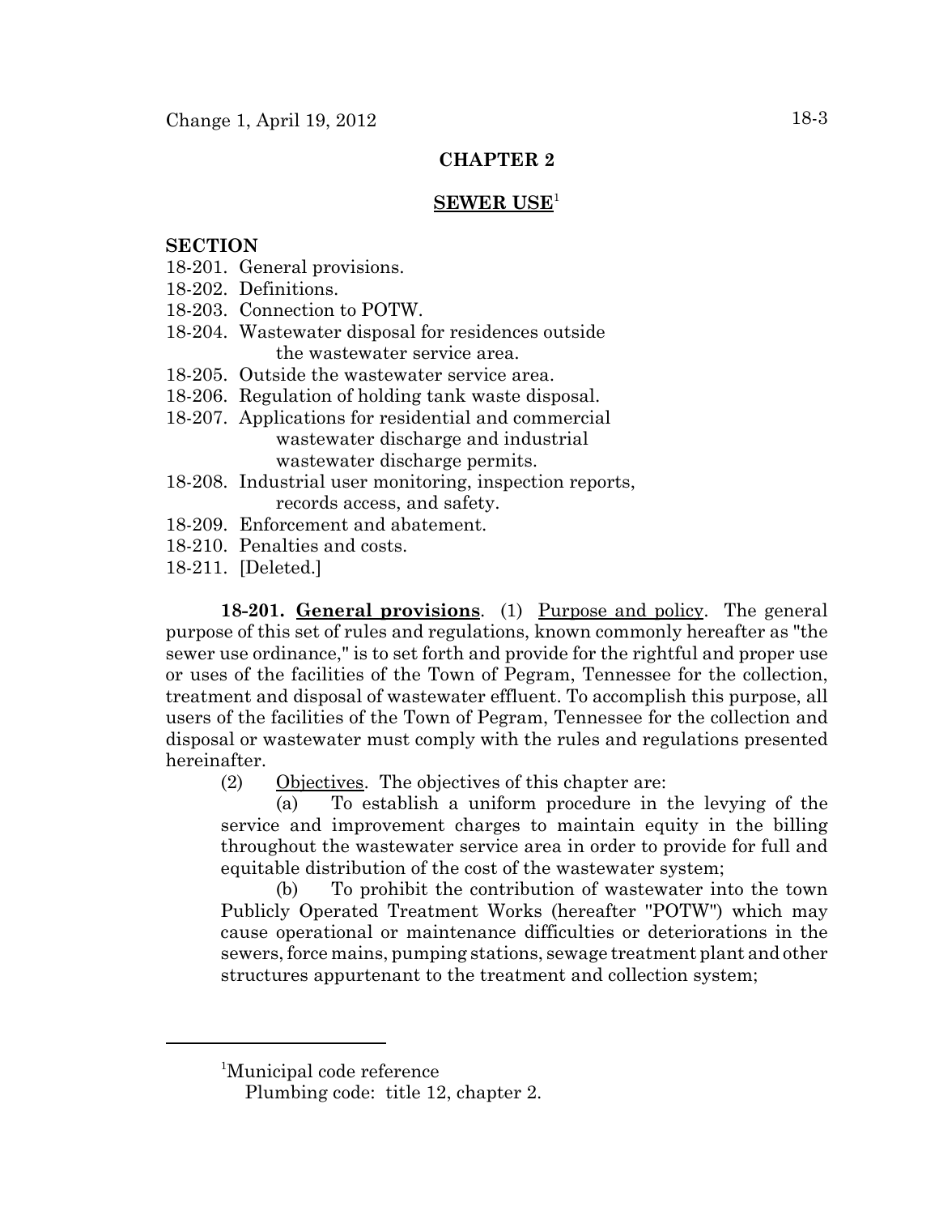# CHAPTER 2

## SEWER USE[1]

**SECTION**

18-201. General provisions.
18-202. Definitions.
18-203. Connection to POTW.
18-204. Wastewater disposal for residences outside the wastewater service area.
18-205. Outside the wastewater service area.
18-206. Regulation of holding tank waste disposal.
18-207. Applications for residential and commercial wastewater discharge and industrial wastewater discharge permits.
18-208. Industrial user monitoring, inspection reports, records access, and safety.
18-209. Enforcement and abatement.
18-210. Penalties and costs.
18-211. [Deleted.]

**18-201. General provisions**. (1) Purpose and policy. The general purpose of this set of rules and regulations, known commonly hereafter as "the sewer use ordinance," is to set forth and provide for the rightful and proper use or uses of the facilities of the Town of Pegram, Tennessee for the collection, treatment and disposal of wastewater effluent. To accomplish this purpose, all users of the facilities of the Town of Pegram, Tennessee for the collection and disposal or wastewater must comply with the rules and regulations presented hereinafter.

(2) Objectives. The objectives of this chapter are:

(a) To establish a uniform procedure in the levying of the service and improvement charges to maintain equity in the billing throughout the wastewater service area in order to provide for full and equitable distribution of the cost of the wastewater system;

(b) To prohibit the contribution of wastewater into the town Publicly Operated Treatment Works (hereafter "POTW") which may cause operational or maintenance difficulties or deteriorations in the sewers, force mains, pumping stations, sewage treatment plant and other structures appurtenant to the treatment and collection system;

---

[1]Municipal code reference
Plumbing code: title 12, chapter 2.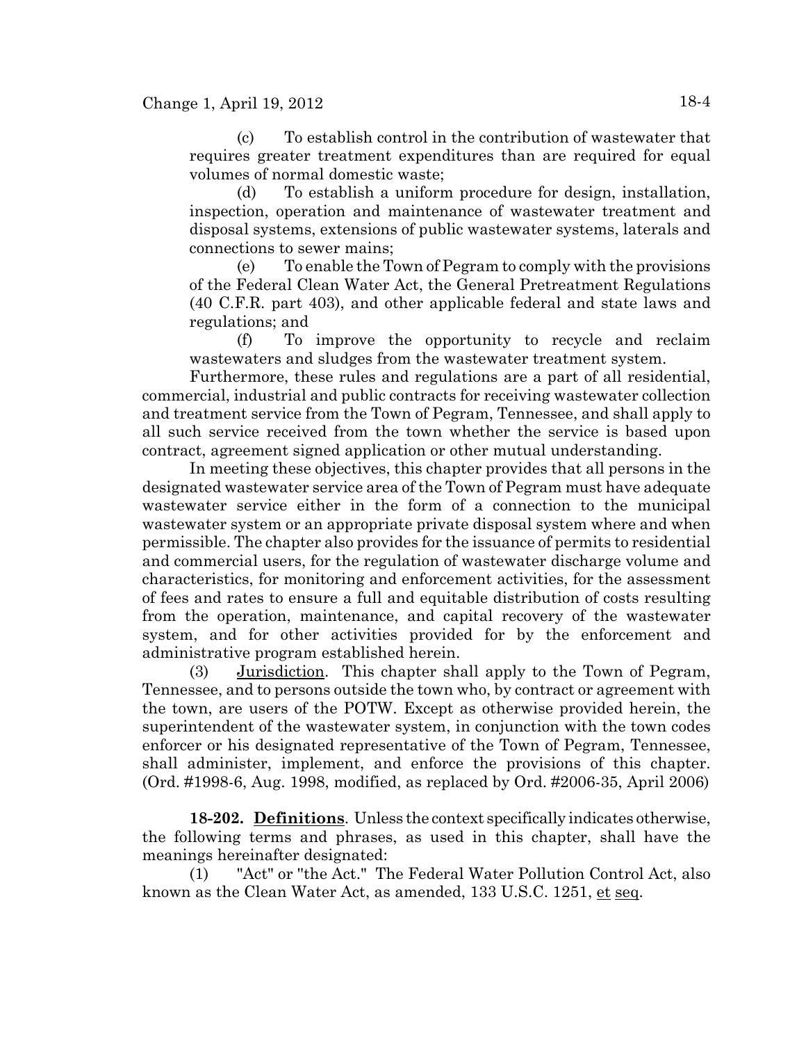(c) To establish control in the contribution of wastewater that requires greater treatment expenditures than are required for equal volumes of normal domestic waste;

(d) To establish a uniform procedure for design, installation, inspection, operation and maintenance of wastewater treatment and disposal systems, extensions of public wastewater systems, laterals and connections to sewer mains;

(e) To enable the Town of Pegram to comply with the provisions of the Federal Clean Water Act, the General Pretreatment Regulations (40 C.F.R. part 403), and other applicable federal and state laws and regulations; and

(f) To improve the opportunity to recycle and reclaim wastewaters and sludges from the wastewater treatment system.

Furthermore, these rules and regulations are a part of all residential, commercial, industrial and public contracts for receiving wastewater collection and treatment service from the Town of Pegram, Tennessee, and shall apply to all such service received from the town whether the service is based upon contract, agreement signed application or other mutual understanding.

In meeting these objectives, this chapter provides that all persons in the designated wastewater service area of the Town of Pegram must have adequate wastewater service either in the form of a connection to the municipal wastewater system or an appropriate private disposal system where and when permissible. The chapter also provides for the issuance of permits to residential and commercial users, for the regulation of wastewater discharge volume and characteristics, for monitoring and enforcement activities, for the assessment of fees and rates to ensure a full and equitable distribution of costs resulting from the operation, maintenance, and capital recovery of the wastewater system, and for other activities provided for by the enforcement and administrative program established herein.

(3) Jurisdiction. This chapter shall apply to the Town of Pegram, Tennessee, and to persons outside the town who, by contract or agreement with the town, are users of the POTW. Except as otherwise provided herein, the superintendent of the wastewater system, in conjunction with the town codes enforcer or his designated representative of the Town of Pegram, Tennessee, shall administer, implement, and enforce the provisions of this chapter. (Ord. #1998-6, Aug. 1998, modified, as replaced by Ord. #2006-35, April 2006)

**18-202. Definitions**. Unless the context specifically indicates otherwise, the following terms and phrases, as used in this chapter, shall have the meanings hereinafter designated:

(1) "Act" or "the Act." The Federal Water Pollution Control Act, also known as the Clean Water Act, as amended, 133 U.S.C. 1251, et seq.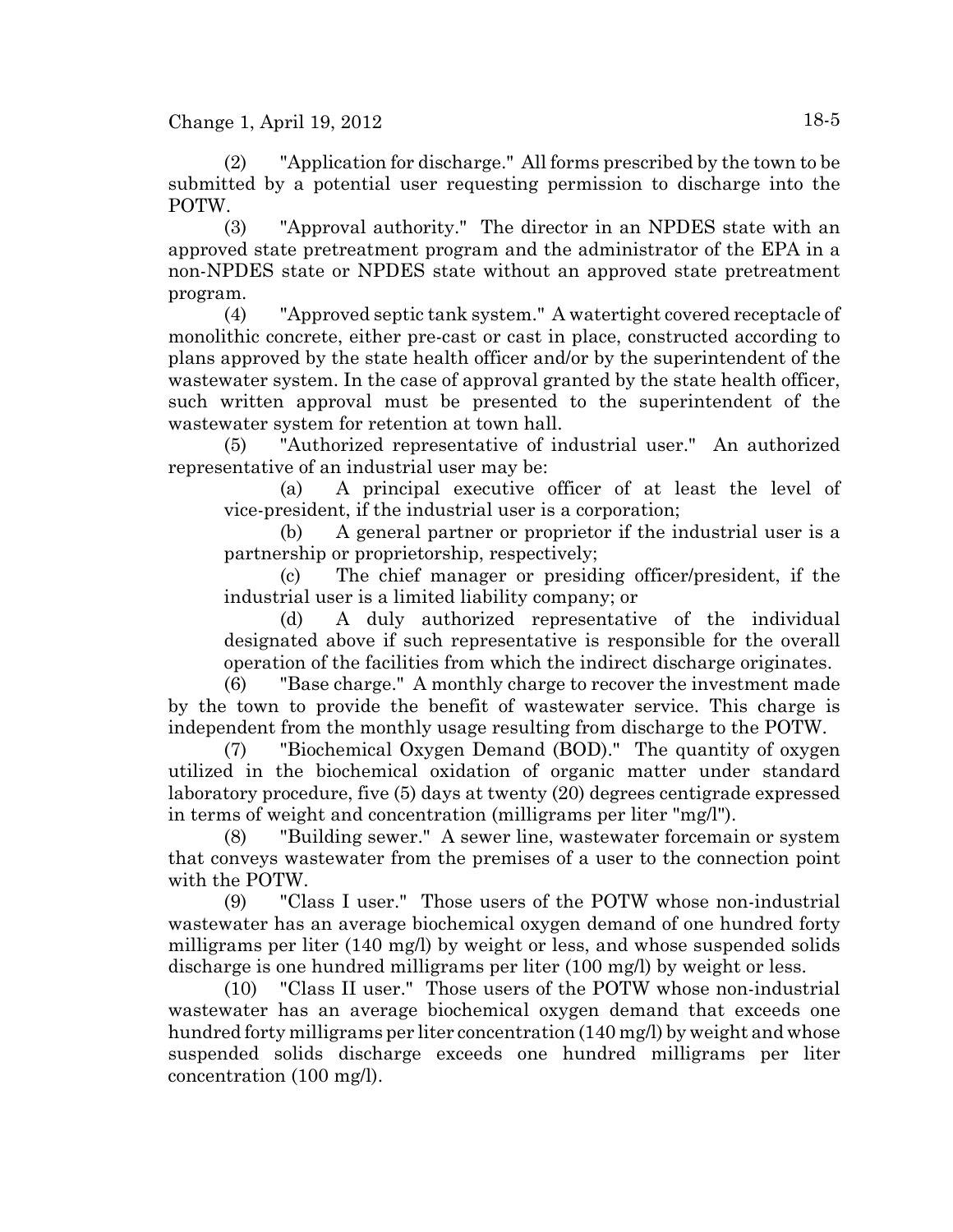(2) "Application for discharge." All forms prescribed by the town to be submitted by a potential user requesting permission to discharge into the POTW.

(3) "Approval authority." The director in an NPDES state with an approved state pretreatment program and the administrator of the EPA in a non-NPDES state or NPDES state without an approved state pretreatment program.

(4) "Approved septic tank system." A watertight covered receptacle of monolithic concrete, either pre-cast or cast in place, constructed according to plans approved by the state health officer and/or by the superintendent of the wastewater system. In the case of approval granted by the state health officer, such written approval must be presented to the superintendent of the wastewater system for retention at town hall.

(5) "Authorized representative of industrial user." An authorized representative of an industrial user may be:

(a) A principal executive officer of at least the level of vice-president, if the industrial user is a corporation;

(b) A general partner or proprietor if the industrial user is a partnership or proprietorship, respectively;

(c) The chief manager or presiding officer/president, if the industrial user is a limited liability company; or

(d) A duly authorized representative of the individual designated above if such representative is responsible for the overall operation of the facilities from which the indirect discharge originates.

(6) "Base charge." A monthly charge to recover the investment made by the town to provide the benefit of wastewater service. This charge is independent from the monthly usage resulting from discharge to the POTW.

(7) "Biochemical Oxygen Demand (BOD)." The quantity of oxygen utilized in the biochemical oxidation of organic matter under standard laboratory procedure, five (5) days at twenty (20) degrees centigrade expressed in terms of weight and concentration (milligrams per liter "mg/l").

(8) "Building sewer." A sewer line, wastewater forcemain or system that conveys wastewater from the premises of a user to the connection point with the POTW.

(9) "Class I user." Those users of the POTW whose non-industrial wastewater has an average biochemical oxygen demand of one hundred forty milligrams per liter (140 mg/l) by weight or less, and whose suspended solids discharge is one hundred milligrams per liter (100 mg/l) by weight or less.

(10) "Class II user." Those users of the POTW whose non-industrial wastewater has an average biochemical oxygen demand that exceeds one hundred forty milligrams per liter concentration (140 mg/l) by weight and whose suspended solids discharge exceeds one hundred milligrams per liter concentration (100 mg/l).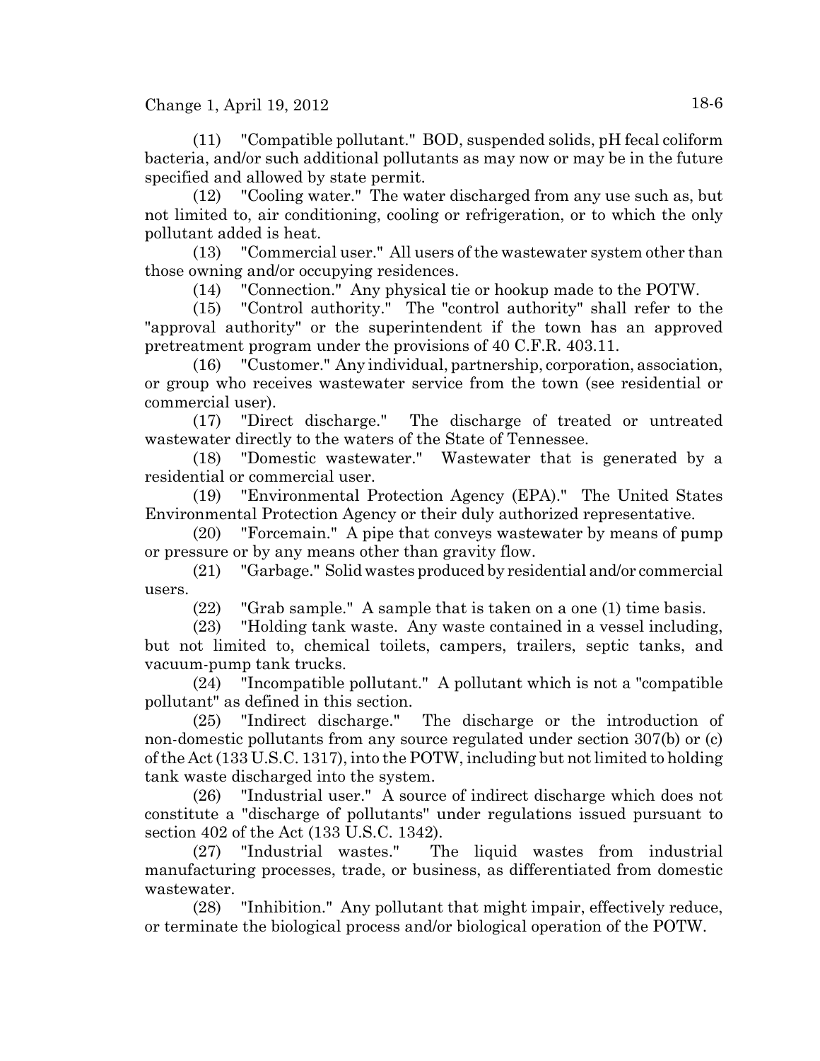(11) "Compatible pollutant." BOD, suspended solids, pH fecal coliform bacteria, and/or such additional pollutants as may now or may be in the future specified and allowed by state permit.

(12) "Cooling water." The water discharged from any use such as, but not limited to, air conditioning, cooling or refrigeration, or to which the only pollutant added is heat.

(13) "Commercial user." All users of the wastewater system other than those owning and/or occupying residences.

(14) "Connection." Any physical tie or hookup made to the POTW.

(15) "Control authority." The "control authority" shall refer to the "approval authority" or the superintendent if the town has an approved pretreatment program under the provisions of 40 C.F.R. 403.11.

(16) "Customer." Any individual, partnership, corporation, association, or group who receives wastewater service from the town (see residential or commercial user).

(17) "Direct discharge." The discharge of treated or untreated wastewater directly to the waters of the State of Tennessee.

(18) "Domestic wastewater." Wastewater that is generated by a residential or commercial user.

(19) "Environmental Protection Agency (EPA)." The United States Environmental Protection Agency or their duly authorized representative.

(20) "Forcemain." A pipe that conveys wastewater by means of pump or pressure or by any means other than gravity flow.

(21) "Garbage." Solid wastes produced by residential and/or commercial users.

(22) "Grab sample." A sample that is taken on a one (1) time basis.

(23) "Holding tank waste. Any waste contained in a vessel including, but not limited to, chemical toilets, campers, trailers, septic tanks, and vacuum-pump tank trucks.

(24) "Incompatible pollutant." A pollutant which is not a "compatible pollutant" as defined in this section.

(25) "Indirect discharge." The discharge or the introduction of non-domestic pollutants from any source regulated under section 307(b) or (c) of the Act (133 U.S.C. 1317), into the POTW, including but not limited to holding tank waste discharged into the system.

(26) "Industrial user." A source of indirect discharge which does not constitute a "discharge of pollutants" under regulations issued pursuant to section 402 of the Act (133 U.S.C. 1342).

(27) "Industrial wastes." The liquid wastes from industrial manufacturing processes, trade, or business, as differentiated from domestic wastewater.

(28) "Inhibition." Any pollutant that might impair, effectively reduce, or terminate the biological process and/or biological operation of the POTW.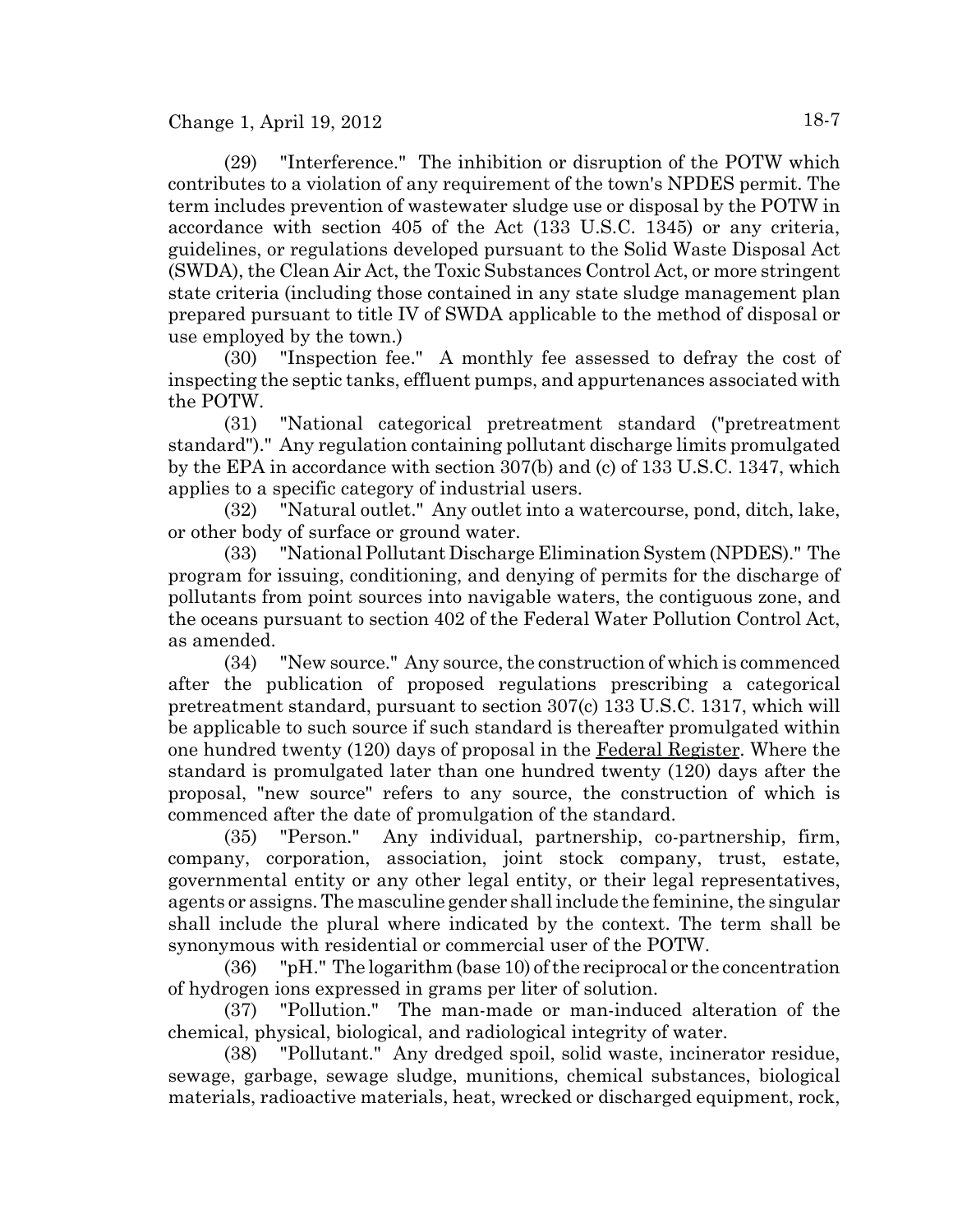(29) "Interference." The inhibition or disruption of the POTW which contributes to a violation of any requirement of the town's NPDES permit. The term includes prevention of wastewater sludge use or disposal by the POTW in accordance with section 405 of the Act (133 U.S.C. 1345) or any criteria, guidelines, or regulations developed pursuant to the Solid Waste Disposal Act (SWDA), the Clean Air Act, the Toxic Substances Control Act, or more stringent state criteria (including those contained in any state sludge management plan prepared pursuant to title IV of SWDA applicable to the method of disposal or use employed by the town.)

(30) "Inspection fee." A monthly fee assessed to defray the cost of inspecting the septic tanks, effluent pumps, and appurtenances associated with the POTW.

(31) "National categorical pretreatment standard ("pretreatment standard")." Any regulation containing pollutant discharge limits promulgated by the EPA in accordance with section 307(b) and (c) of 133 U.S.C. 1347, which applies to a specific category of industrial users.

(32) "Natural outlet." Any outlet into a watercourse, pond, ditch, lake, or other body of surface or ground water.

(33) "National Pollutant Discharge Elimination System (NPDES)." The program for issuing, conditioning, and denying of permits for the discharge of pollutants from point sources into navigable waters, the contiguous zone, and the oceans pursuant to section 402 of the Federal Water Pollution Control Act, as amended.

(34) "New source." Any source, the construction of which is commenced after the publication of proposed regulations prescribing a categorical pretreatment standard, pursuant to section 307(c) 133 U.S.C. 1317, which will be applicable to such source if such standard is thereafter promulgated within one hundred twenty (120) days of proposal in the Federal Register. Where the standard is promulgated later than one hundred twenty (120) days after the proposal, "new source" refers to any source, the construction of which is commenced after the date of promulgation of the standard.

(35) "Person." Any individual, partnership, co-partnership, firm, company, corporation, association, joint stock company, trust, estate, governmental entity or any other legal entity, or their legal representatives, agents or assigns. The masculine gender shall include the feminine, the singular shall include the plural where indicated by the context. The term shall be synonymous with residential or commercial user of the POTW.

(36) "pH." The logarithm (base 10) of the reciprocal or the concentration of hydrogen ions expressed in grams per liter of solution.

(37) "Pollution." The man-made or man-induced alteration of the chemical, physical, biological, and radiological integrity of water.

(38) "Pollutant." Any dredged spoil, solid waste, incinerator residue, sewage, garbage, sewage sludge, munitions, chemical substances, biological materials, radioactive materials, heat, wrecked or discharged equipment, rock,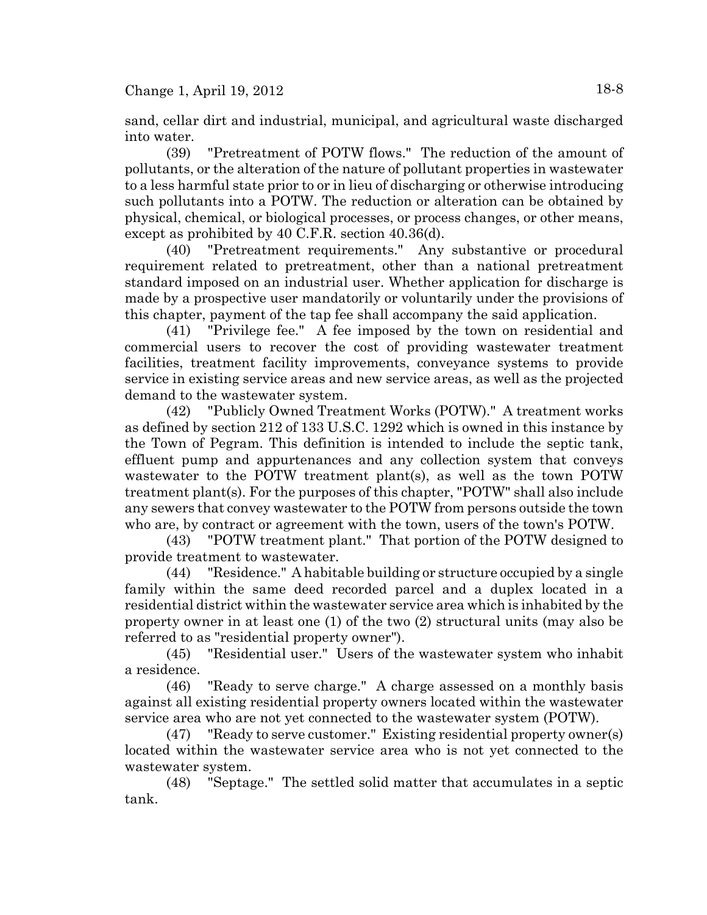sand, cellar dirt and industrial, municipal, and agricultural waste discharged into water.

(39) "Pretreatment of POTW flows." The reduction of the amount of pollutants, or the alteration of the nature of pollutant properties in wastewater to a less harmful state prior to or in lieu of discharging or otherwise introducing such pollutants into a POTW. The reduction or alteration can be obtained by physical, chemical, or biological processes, or process changes, or other means, except as prohibited by 40 C.F.R. section 40.36(d).

(40) "Pretreatment requirements." Any substantive or procedural requirement related to pretreatment, other than a national pretreatment standard imposed on an industrial user. Whether application for discharge is made by a prospective user mandatorily or voluntarily under the provisions of this chapter, payment of the tap fee shall accompany the said application.

(41) "Privilege fee." A fee imposed by the town on residential and commercial users to recover the cost of providing wastewater treatment facilities, treatment facility improvements, conveyance systems to provide service in existing service areas and new service areas, as well as the projected demand to the wastewater system.

(42) "Publicly Owned Treatment Works (POTW)." A treatment works as defined by section 212 of 133 U.S.C. 1292 which is owned in this instance by the Town of Pegram. This definition is intended to include the septic tank, effluent pump and appurtenances and any collection system that conveys wastewater to the POTW treatment plant(s), as well as the town POTW treatment plant(s). For the purposes of this chapter, "POTW" shall also include any sewers that convey wastewater to the POTW from persons outside the town who are, by contract or agreement with the town, users of the town's POTW.

(43) "POTW treatment plant." That portion of the POTW designed to provide treatment to wastewater.

(44) "Residence." A habitable building or structure occupied by a single family within the same deed recorded parcel and a duplex located in a residential district within the wastewater service area which is inhabited by the property owner in at least one (1) of the two (2) structural units (may also be referred to as "residential property owner").

(45) "Residential user." Users of the wastewater system who inhabit a residence.

(46) "Ready to serve charge." A charge assessed on a monthly basis against all existing residential property owners located within the wastewater service area who are not yet connected to the wastewater system (POTW).

(47) "Ready to serve customer." Existing residential property owner(s) located within the wastewater service area who is not yet connected to the wastewater system.

(48) "Septage." The settled solid matter that accumulates in a septic tank.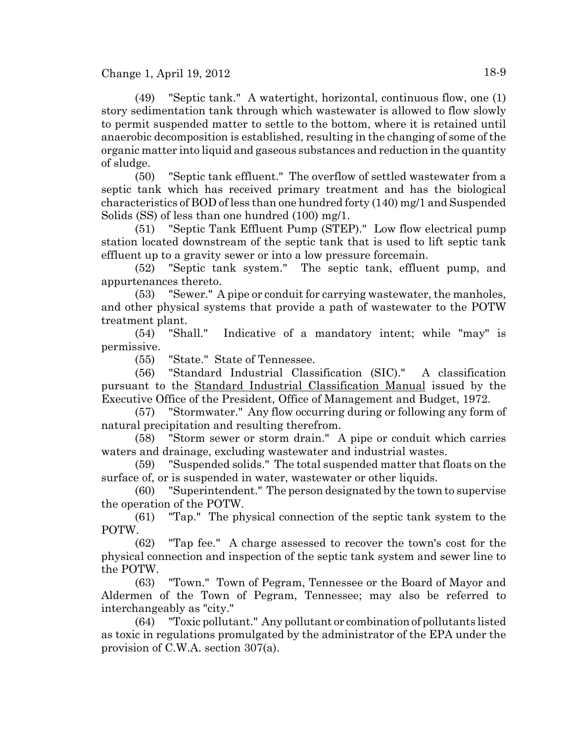(49) "Septic tank." A watertight, horizontal, continuous flow, one (1) story sedimentation tank through which wastewater is allowed to flow slowly to permit suspended matter to settle to the bottom, where it is retained until anaerobic decomposition is established, resulting in the changing of some of the organic matter into liquid and gaseous substances and reduction in the quantity of sludge.

(50) "Septic tank effluent." The overflow of settled wastewater from a septic tank which has received primary treatment and has the biological characteristics of BOD of less than one hundred forty (140) mg/1 and Suspended Solids (SS) of less than one hundred (100) mg/1.

(51) "Septic Tank Effluent Pump (STEP)." Low flow electrical pump station located downstream of the septic tank that is used to lift septic tank effluent up to a gravity sewer or into a low pressure forcemain.

(52) "Septic tank system." The septic tank, effluent pump, and appurtenances thereto.

(53) "Sewer." A pipe or conduit for carrying wastewater, the manholes, and other physical systems that provide a path of wastewater to the POTW treatment plant.

(54) "Shall." Indicative of a mandatory intent; while "may" is permissive.

(55) "State." State of Tennessee.

(56) "Standard Industrial Classification (SIC)." A classification pursuant to the Standard Industrial Classification Manual issued by the Executive Office of the President, Office of Management and Budget, 1972.

(57) "Stormwater." Any flow occurring during or following any form of natural precipitation and resulting therefrom.

(58) "Storm sewer or storm drain." A pipe or conduit which carries waters and drainage, excluding wastewater and industrial wastes.

(59) "Suspended solids." The total suspended matter that floats on the surface of, or is suspended in water, wastewater or other liquids.

(60) "Superintendent." The person designated by the town to supervise the operation of the POTW.

(61) "Tap." The physical connection of the septic tank system to the POTW.

(62) "Tap fee." A charge assessed to recover the town's cost for the physical connection and inspection of the septic tank system and sewer line to the POTW.

(63) "Town." Town of Pegram, Tennessee or the Board of Mayor and Aldermen of the Town of Pegram, Tennessee; may also be referred to interchangeably as "city."

(64) "Toxic pollutant." Any pollutant or combination of pollutants listed as toxic in regulations promulgated by the administrator of the EPA under the provision of C.W.A. section 307(a).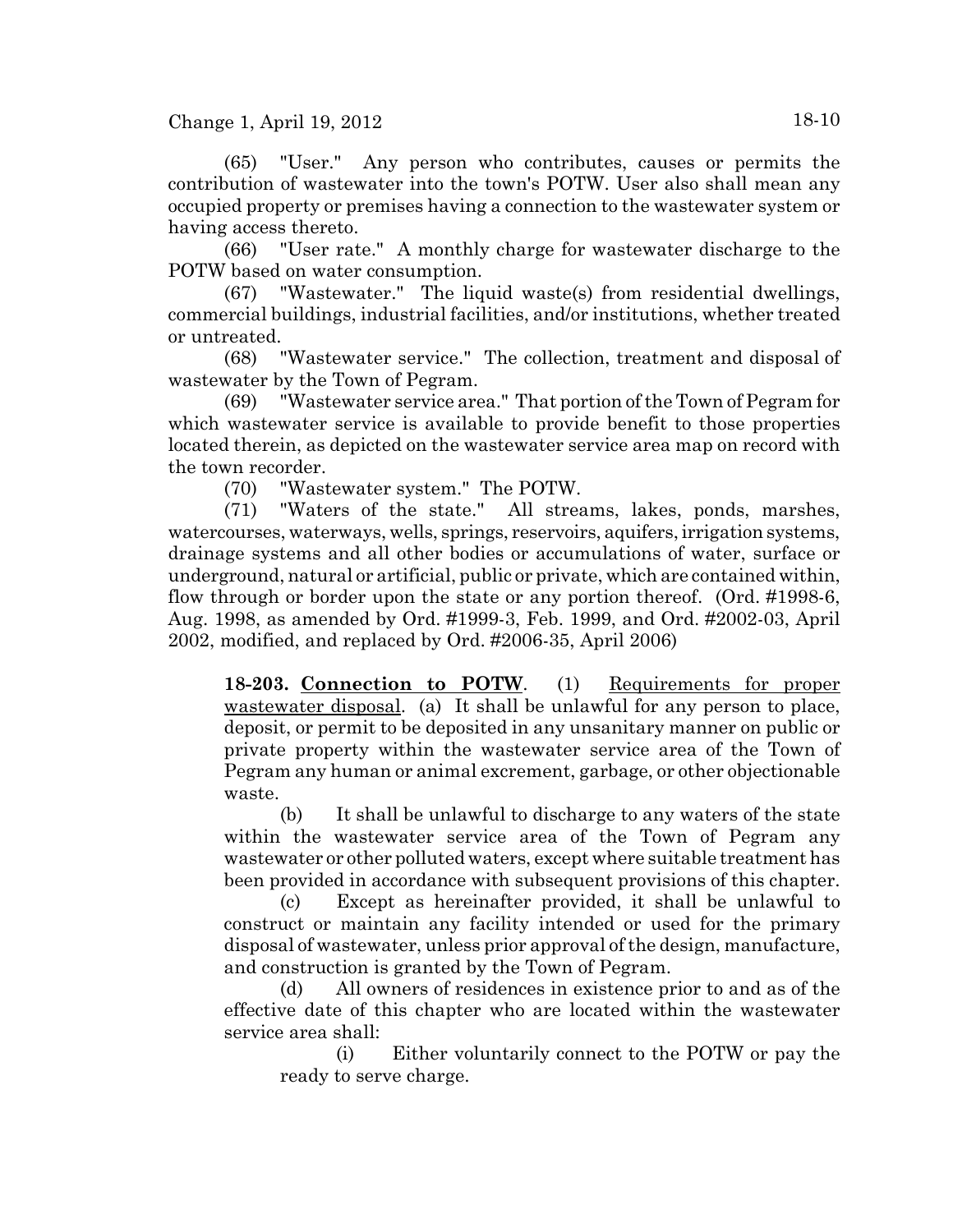(65) "User." Any person who contributes, causes or permits the contribution of wastewater into the town's POTW. User also shall mean any occupied property or premises having a connection to the wastewater system or having access thereto.

(66) "User rate." A monthly charge for wastewater discharge to the POTW based on water consumption.

(67) "Wastewater." The liquid waste(s) from residential dwellings, commercial buildings, industrial facilities, and/or institutions, whether treated or untreated.

(68) "Wastewater service." The collection, treatment and disposal of wastewater by the Town of Pegram.

(69) "Wastewater service area." That portion of the Town of Pegram for which wastewater service is available to provide benefit to those properties located therein, as depicted on the wastewater service area map on record with the town recorder.

(70) "Wastewater system." The POTW.

(71) "Waters of the state." All streams, lakes, ponds, marshes, watercourses, waterways, wells, springs, reservoirs, aquifers, irrigation systems, drainage systems and all other bodies or accumulations of water, surface or underground, natural or artificial, public or private, which are contained within, flow through or border upon the state or any portion thereof. (Ord. #1998-6, Aug. 1998, as amended by Ord. #1999-3, Feb. 1999, and Ord. #2002-03, April 2002, modified, and replaced by Ord. #2006-35, April 2006)

**18-203. Connection to POTW**. (1) Requirements for proper wastewater disposal. (a) It shall be unlawful for any person to place, deposit, or permit to be deposited in any unsanitary manner on public or private property within the wastewater service area of the Town of Pegram any human or animal excrement, garbage, or other objectionable waste.

(b) It shall be unlawful to discharge to any waters of the state within the wastewater service area of the Town of Pegram any wastewater or other polluted waters, except where suitable treatment has been provided in accordance with subsequent provisions of this chapter.

(c) Except as hereinafter provided, it shall be unlawful to construct or maintain any facility intended or used for the primary disposal of wastewater, unless prior approval of the design, manufacture, and construction is granted by the Town of Pegram.

(d) All owners of residences in existence prior to and as of the effective date of this chapter who are located within the wastewater service area shall:

(i) Either voluntarily connect to the POTW or pay the ready to serve charge.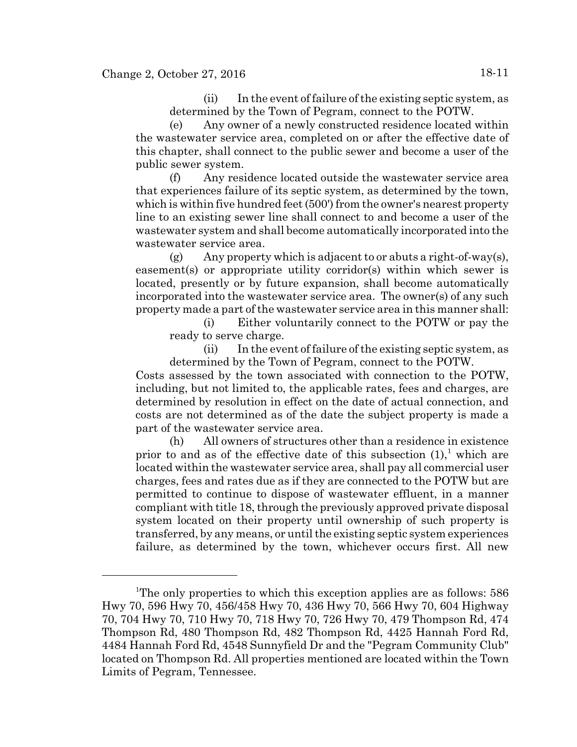(ii) In the event of failure of the existing septic system, as determined by the Town of Pegram, connect to the POTW.

(e) Any owner of a newly constructed residence located within the wastewater service area, completed on or after the effective date of this chapter, shall connect to the public sewer and become a user of the public sewer system.

(f) Any residence located outside the wastewater service area that experiences failure of its septic system, as determined by the town, which is within five hundred feet (500') from the owner's nearest property line to an existing sewer line shall connect to and become a user of the wastewater system and shall become automatically incorporated into the wastewater service area.

(g) Any property which is adjacent to or abuts a right-of-way(s), easement(s) or appropriate utility corridor(s) within which sewer is located, presently or by future expansion, shall become automatically incorporated into the wastewater service area. The owner(s) of any such property made a part of the wastewater service area in this manner shall:

(i) Either voluntarily connect to the POTW or pay the ready to serve charge.

(ii) In the event of failure of the existing septic system, as determined by the Town of Pegram, connect to the POTW.

Costs assessed by the town associated with connection to the POTW, including, but not limited to, the applicable rates, fees and charges, are determined by resolution in effect on the date of actual connection, and costs are not determined as of the date the subject property is made a part of the wastewater service area.

(h) All owners of structures other than a residence in existence prior to and as of the effective date of this subsection (1),[1] which are located within the wastewater service area, shall pay all commercial user charges, fees and rates due as if they are connected to the POTW but are permitted to continue to dispose of wastewater effluent, in a manner compliant with title 18, through the previously approved private disposal system located on their property until ownership of such property is transferred, by any means, or until the existing septic system experiences failure, as determined by the town, whichever occurs first. All new

---

[1] The only properties to which this exception applies are as follows: 586 Hwy 70, 596 Hwy 70, 456/458 Hwy 70, 436 Hwy 70, 566 Hwy 70, 604 Highway 70, 704 Hwy 70, 710 Hwy 70, 718 Hwy 70, 726 Hwy 70, 479 Thompson Rd, 474 Thompson Rd, 480 Thompson Rd, 482 Thompson Rd, 4425 Hannah Ford Rd, 4484 Hannah Ford Rd, 4548 Sunnyfield Dr and the "Pegram Community Club" located on Thompson Rd. All properties mentioned are located within the Town Limits of Pegram, Tennessee.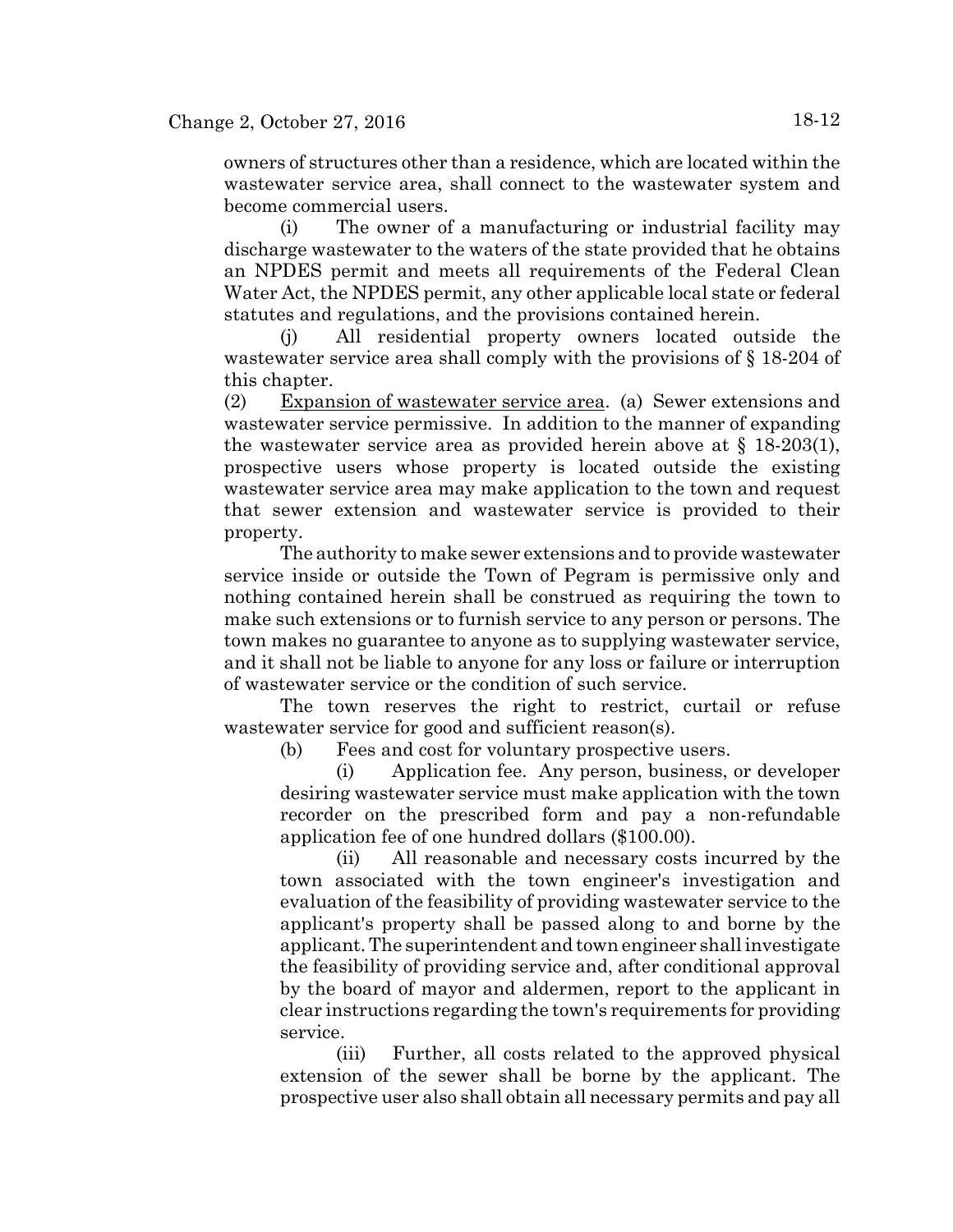owners of structures other than a residence, which are located within the wastewater service area, shall connect to the wastewater system and become commercial users.

(i) The owner of a manufacturing or industrial facility may discharge wastewater to the waters of the state provided that he obtains an NPDES permit and meets all requirements of the Federal Clean Water Act, the NPDES permit, any other applicable local state or federal statutes and regulations, and the provisions contained herein.

(j) All residential property owners located outside the wastewater service area shall comply with the provisions of § 18-204 of this chapter.

(2) Expansion of wastewater service area. (a) Sewer extensions and wastewater service permissive. In addition to the manner of expanding the wastewater service area as provided herein above at § 18-203(1), prospective users whose property is located outside the existing wastewater service area may make application to the town and request that sewer extension and wastewater service is provided to their property.

The authority to make sewer extensions and to provide wastewater service inside or outside the Town of Pegram is permissive only and nothing contained herein shall be construed as requiring the town to make such extensions or to furnish service to any person or persons. The town makes no guarantee to anyone as to supplying wastewater service, and it shall not be liable to anyone for any loss or failure or interruption of wastewater service or the condition of such service.

The town reserves the right to restrict, curtail or refuse wastewater service for good and sufficient reason(s).

(b) Fees and cost for voluntary prospective users.

(i) Application fee. Any person, business, or developer desiring wastewater service must make application with the town recorder on the prescribed form and pay a non-refundable application fee of one hundred dollars ($100.00).

(ii) All reasonable and necessary costs incurred by the town associated with the town engineer's investigation and evaluation of the feasibility of providing wastewater service to the applicant's property shall be passed along to and borne by the applicant. The superintendent and town engineer shall investigate the feasibility of providing service and, after conditional approval by the board of mayor and aldermen, report to the applicant in clear instructions regarding the town's requirements for providing service.

(iii) Further, all costs related to the approved physical extension of the sewer shall be borne by the applicant. The prospective user also shall obtain all necessary permits and pay all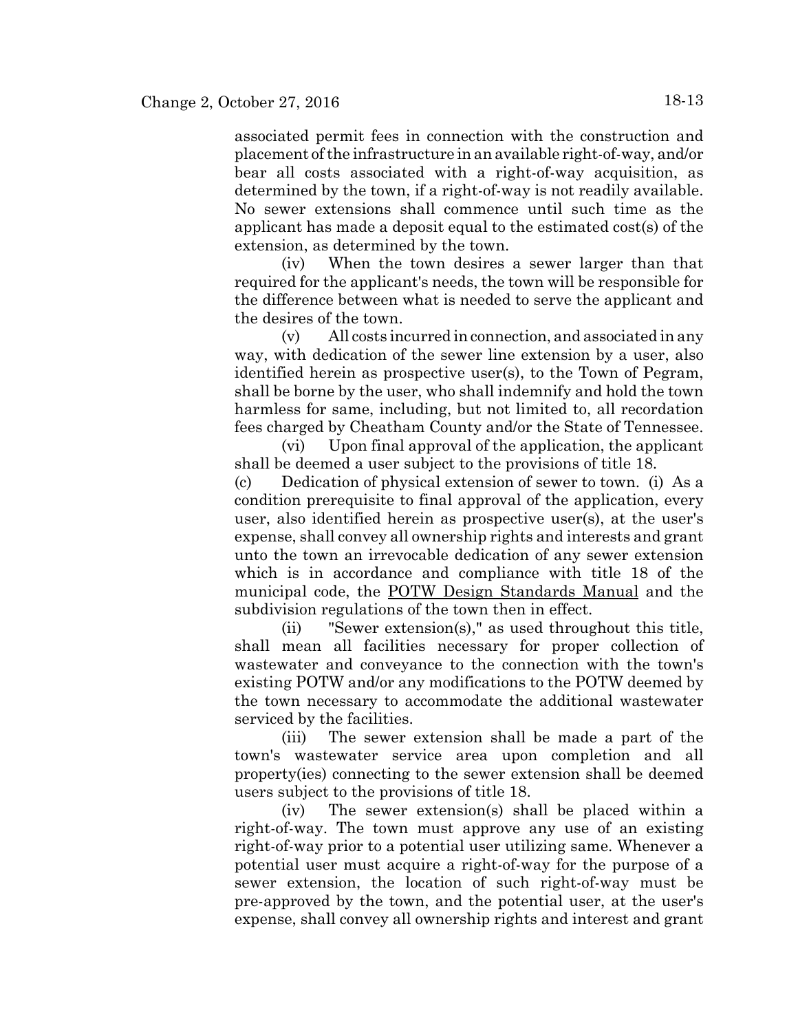associated permit fees in connection with the construction and placement of the infrastructure in an available right-of-way, and/or bear all costs associated with a right-of-way acquisition, as determined by the town, if a right-of-way is not readily available. No sewer extensions shall commence until such time as the applicant has made a deposit equal to the estimated cost(s) of the extension, as determined by the town.

(iv) When the town desires a sewer larger than that required for the applicant's needs, the town will be responsible for the difference between what is needed to serve the applicant and the desires of the town.

(v) All costs incurred in connection, and associated in any way, with dedication of the sewer line extension by a user, also identified herein as prospective user(s), to the Town of Pegram, shall be borne by the user, who shall indemnify and hold the town harmless for same, including, but not limited to, all recordation fees charged by Cheatham County and/or the State of Tennessee.

(vi) Upon final approval of the application, the applicant shall be deemed a user subject to the provisions of title 18.

(c) Dedication of physical extension of sewer to town. (i) As a condition prerequisite to final approval of the application, every user, also identified herein as prospective user(s), at the user's expense, shall convey all ownership rights and interests and grant unto the town an irrevocable dedication of any sewer extension which is in accordance and compliance with title 18 of the municipal code, the <u>POTW Design Standards Manual</u> and the subdivision regulations of the town then in effect.

(ii) "Sewer extension(s)," as used throughout this title, shall mean all facilities necessary for proper collection of wastewater and conveyance to the connection with the town's existing POTW and/or any modifications to the POTW deemed by the town necessary to accommodate the additional wastewater serviced by the facilities.

(iii) The sewer extension shall be made a part of the town's wastewater service area upon completion and all property(ies) connecting to the sewer extension shall be deemed users subject to the provisions of title 18.

(iv) The sewer extension(s) shall be placed within a right-of-way. The town must approve any use of an existing right-of-way prior to a potential user utilizing same. Whenever a potential user must acquire a right-of-way for the purpose of a sewer extension, the location of such right-of-way must be pre-approved by the town, and the potential user, at the user's expense, shall convey all ownership rights and interest and grant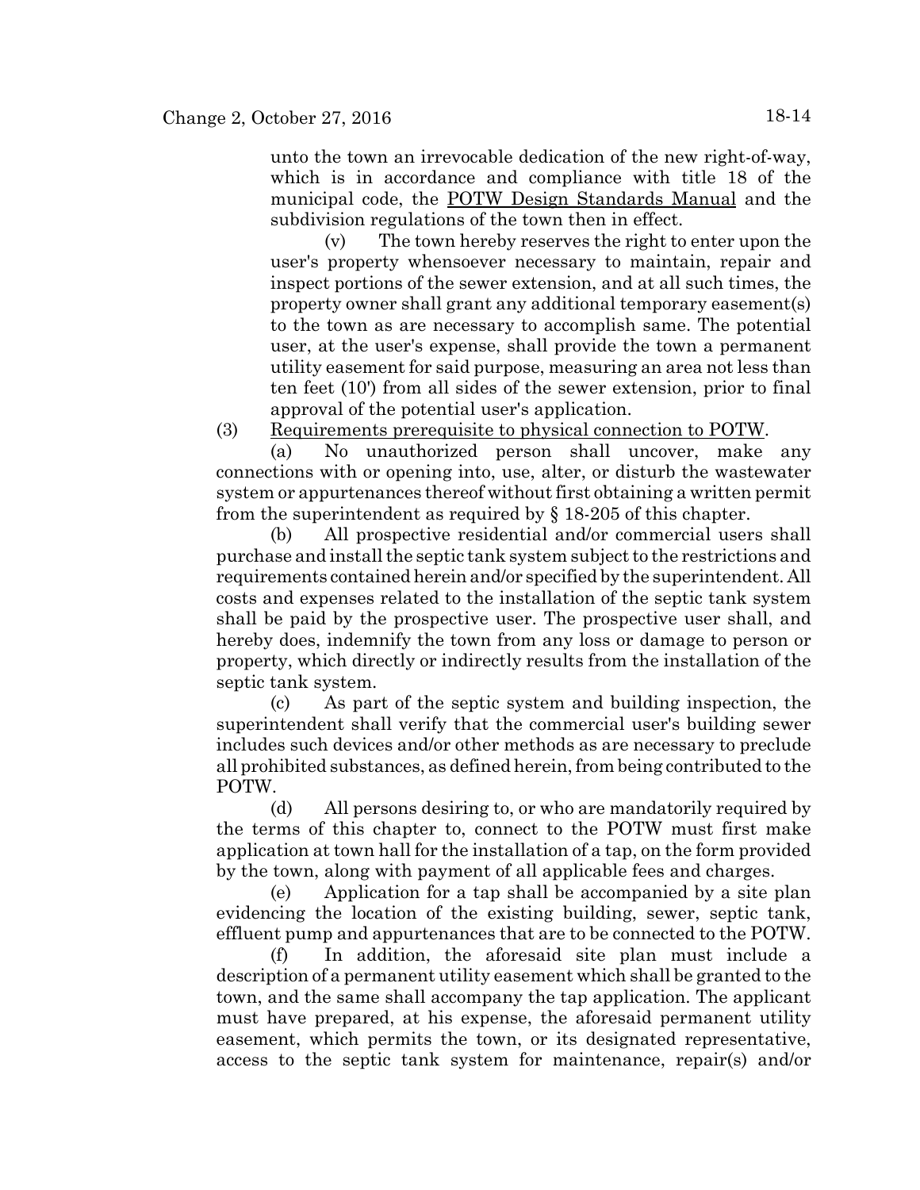unto the town an irrevocable dedication of the new right-of-way, which is in accordance and compliance with title 18 of the municipal code, the <u>POTW Design Standards Manual</u> and the subdivision regulations of the town then in effect.

(v) The town hereby reserves the right to enter upon the user's property whensoever necessary to maintain, repair and inspect portions of the sewer extension, and at all such times, the property owner shall grant any additional temporary easement(s) to the town as are necessary to accomplish same. The potential user, at the user's expense, shall provide the town a permanent utility easement for said purpose, measuring an area not less than ten feet (10') from all sides of the sewer extension, prior to final approval of the potential user's application.

(3) <u>Requirements prerequisite to physical connection to POTW</u>.

(a) No unauthorized person shall uncover, make any connections with or opening into, use, alter, or disturb the wastewater system or appurtenances thereof without first obtaining a written permit from the superintendent as required by § 18-205 of this chapter.

(b) All prospective residential and/or commercial users shall purchase and install the septic tank system subject to the restrictions and requirements contained herein and/or specified by the superintendent. All costs and expenses related to the installation of the septic tank system shall be paid by the prospective user. The prospective user shall, and hereby does, indemnify the town from any loss or damage to person or property, which directly or indirectly results from the installation of the septic tank system.

(c) As part of the septic system and building inspection, the superintendent shall verify that the commercial user's building sewer includes such devices and/or other methods as are necessary to preclude all prohibited substances, as defined herein, from being contributed to the POTW.

(d) All persons desiring to, or who are mandatorily required by the terms of this chapter to, connect to the POTW must first make application at town hall for the installation of a tap, on the form provided by the town, along with payment of all applicable fees and charges.

(e) Application for a tap shall be accompanied by a site plan evidencing the location of the existing building, sewer, septic tank, effluent pump and appurtenances that are to be connected to the POTW.

(f) In addition, the aforesaid site plan must include a description of a permanent utility easement which shall be granted to the town, and the same shall accompany the tap application. The applicant must have prepared, at his expense, the aforesaid permanent utility easement, which permits the town, or its designated representative, access to the septic tank system for maintenance, repair(s) and/or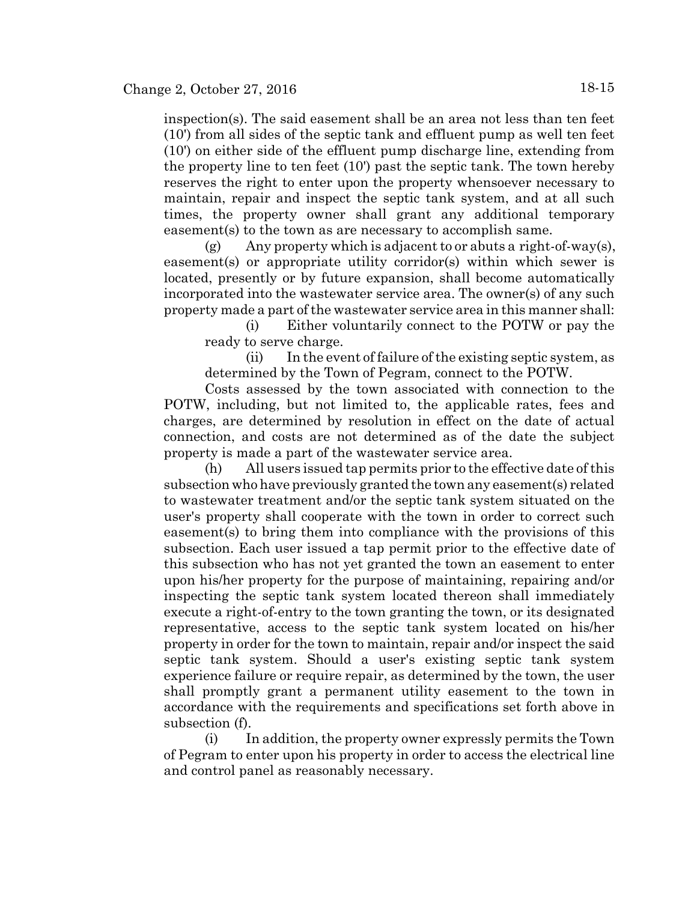inspection(s). The said easement shall be an area not less than ten feet (10') from all sides of the septic tank and effluent pump as well ten feet (10') on either side of the effluent pump discharge line, extending from the property line to ten feet (10') past the septic tank. The town hereby reserves the right to enter upon the property whensoever necessary to maintain, repair and inspect the septic tank system, and at all such times, the property owner shall grant any additional temporary easement(s) to the town as are necessary to accomplish same.

(g) Any property which is adjacent to or abuts a right-of-way(s), easement(s) or appropriate utility corridor(s) within which sewer is located, presently or by future expansion, shall become automatically incorporated into the wastewater service area. The owner(s) of any such property made a part of the wastewater service area in this manner shall:

(i) Either voluntarily connect to the POTW or pay the ready to serve charge.

(ii) In the event of failure of the existing septic system, as determined by the Town of Pegram, connect to the POTW.

Costs assessed by the town associated with connection to the POTW, including, but not limited to, the applicable rates, fees and charges, are determined by resolution in effect on the date of actual connection, and costs are not determined as of the date the subject property is made a part of the wastewater service area.

(h) All users issued tap permits prior to the effective date of this subsection who have previously granted the town any easement(s) related to wastewater treatment and/or the septic tank system situated on the user's property shall cooperate with the town in order to correct such easement(s) to bring them into compliance with the provisions of this subsection. Each user issued a tap permit prior to the effective date of this subsection who has not yet granted the town an easement to enter upon his/her property for the purpose of maintaining, repairing and/or inspecting the septic tank system located thereon shall immediately execute a right-of-entry to the town granting the town, or its designated representative, access to the septic tank system located on his/her property in order for the town to maintain, repair and/or inspect the said septic tank system. Should a user's existing septic tank system experience failure or require repair, as determined by the town, the user shall promptly grant a permanent utility easement to the town in accordance with the requirements and specifications set forth above in subsection (f).

(i) In addition, the property owner expressly permits the Town of Pegram to enter upon his property in order to access the electrical line and control panel as reasonably necessary.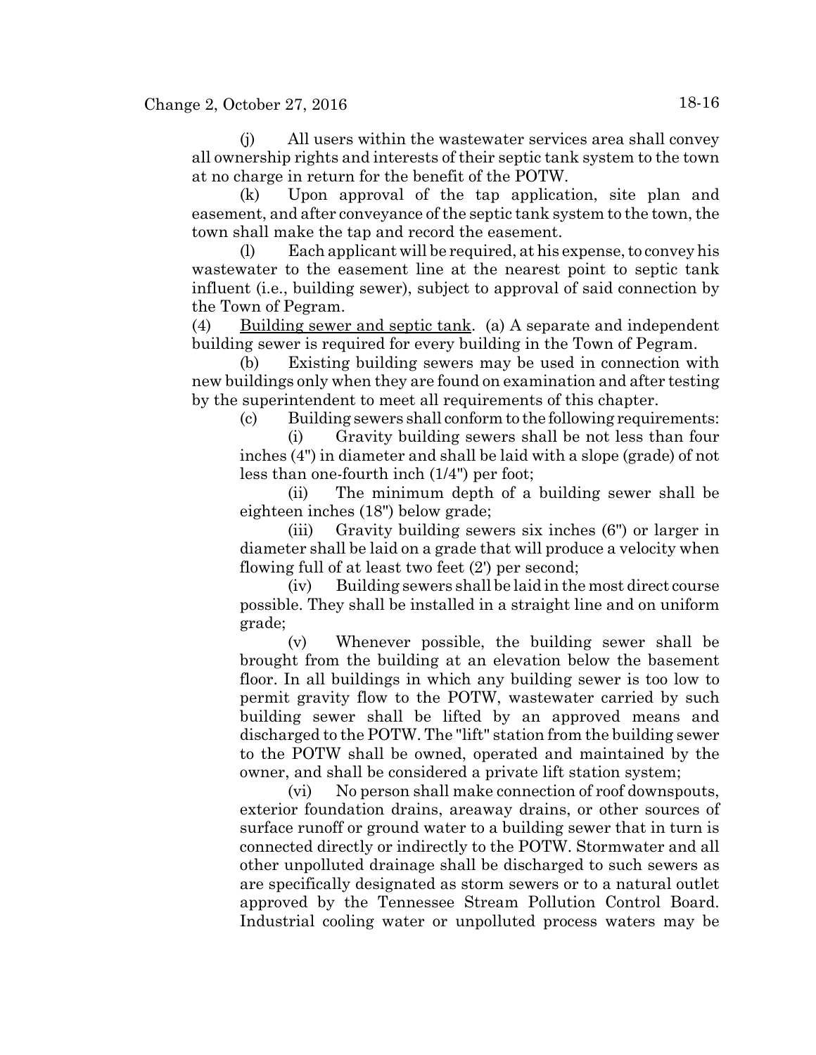(j) All users within the wastewater services area shall convey all ownership rights and interests of their septic tank system to the town at no charge in return for the benefit of the POTW.

(k) Upon approval of the tap application, site plan and easement, and after conveyance of the septic tank system to the town, the town shall make the tap and record the easement.

(l) Each applicant will be required, at his expense, to convey his wastewater to the easement line at the nearest point to septic tank influent (i.e., building sewer), subject to approval of said connection by the Town of Pegram.

(4) Building sewer and septic tank. (a) A separate and independent building sewer is required for every building in the Town of Pegram.

(b) Existing building sewers may be used in connection with new buildings only when they are found on examination and after testing by the superintendent to meet all requirements of this chapter.

(c) Building sewers shall conform to the following requirements:

(i) Gravity building sewers shall be not less than four inches (4") in diameter and shall be laid with a slope (grade) of not less than one-fourth inch (1/4") per foot;

(ii) The minimum depth of a building sewer shall be eighteen inches (18") below grade;

(iii) Gravity building sewers six inches (6") or larger in diameter shall be laid on a grade that will produce a velocity when flowing full of at least two feet (2') per second;

(iv) Building sewers shall be laid in the most direct course possible. They shall be installed in a straight line and on uniform grade;

(v) Whenever possible, the building sewer shall be brought from the building at an elevation below the basement floor. In all buildings in which any building sewer is too low to permit gravity flow to the POTW, wastewater carried by such building sewer shall be lifted by an approved means and discharged to the POTW. The "lift" station from the building sewer to the POTW shall be owned, operated and maintained by the owner, and shall be considered a private lift station system;

(vi) No person shall make connection of roof downspouts, exterior foundation drains, areaway drains, or other sources of surface runoff or ground water to a building sewer that in turn is connected directly or indirectly to the POTW. Stormwater and all other unpolluted drainage shall be discharged to such sewers as are specifically designated as storm sewers or to a natural outlet approved by the Tennessee Stream Pollution Control Board. Industrial cooling water or unpolluted process waters may be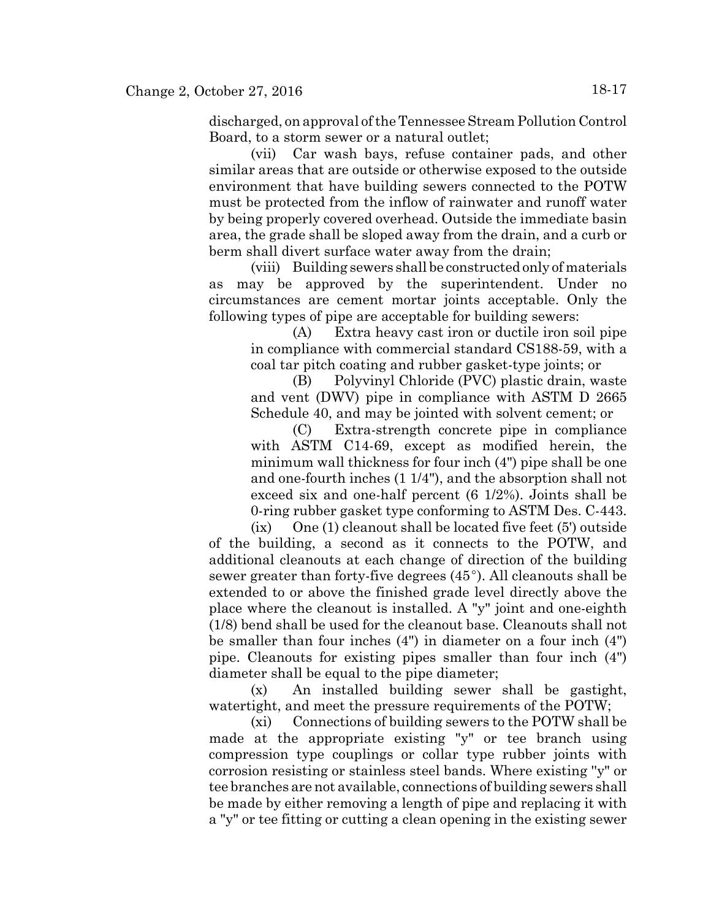discharged, on approval of the Tennessee Stream Pollution Control Board, to a storm sewer or a natural outlet;

(vii) Car wash bays, refuse container pads, and other similar areas that are outside or otherwise exposed to the outside environment that have building sewers connected to the POTW must be protected from the inflow of rainwater and runoff water by being properly covered overhead. Outside the immediate basin area, the grade shall be sloped away from the drain, and a curb or berm shall divert surface water away from the drain;

(viii) Building sewers shall be constructed only of materials as may be approved by the superintendent. Under no circumstances are cement mortar joints acceptable. Only the following types of pipe are acceptable for building sewers:

(A) Extra heavy cast iron or ductile iron soil pipe in compliance with commercial standard CS188-59, with a coal tar pitch coating and rubber gasket-type joints; or

(B) Polyvinyl Chloride (PVC) plastic drain, waste and vent (DWV) pipe in compliance with ASTM D 2665 Schedule 40, and may be jointed with solvent cement; or

(C) Extra-strength concrete pipe in compliance with ASTM C14-69, except as modified herein, the minimum wall thickness for four inch (4") pipe shall be one and one-fourth inches (1 1/4"), and the absorption shall not exceed six and one-half percent (6 1/2%). Joints shall be 0-ring rubber gasket type conforming to ASTM Des. C-443.

(ix) One (1) cleanout shall be located five feet (5') outside of the building, a second as it connects to the POTW, and additional cleanouts at each change of direction of the building sewer greater than forty-five degrees (45°). All cleanouts shall be extended to or above the finished grade level directly above the place where the cleanout is installed. A "y" joint and one-eighth (1/8) bend shall be used for the cleanout base. Cleanouts shall not be smaller than four inches (4") in diameter on a four inch (4") pipe. Cleanouts for existing pipes smaller than four inch (4") diameter shall be equal to the pipe diameter;

(x) An installed building sewer shall be gastight, watertight, and meet the pressure requirements of the POTW;

(xi) Connections of building sewers to the POTW shall be made at the appropriate existing "y" or tee branch using compression type couplings or collar type rubber joints with corrosion resisting or stainless steel bands. Where existing "y" or tee branches are not available, connections of building sewers shall be made by either removing a length of pipe and replacing it with a "y" or tee fitting or cutting a clean opening in the existing sewer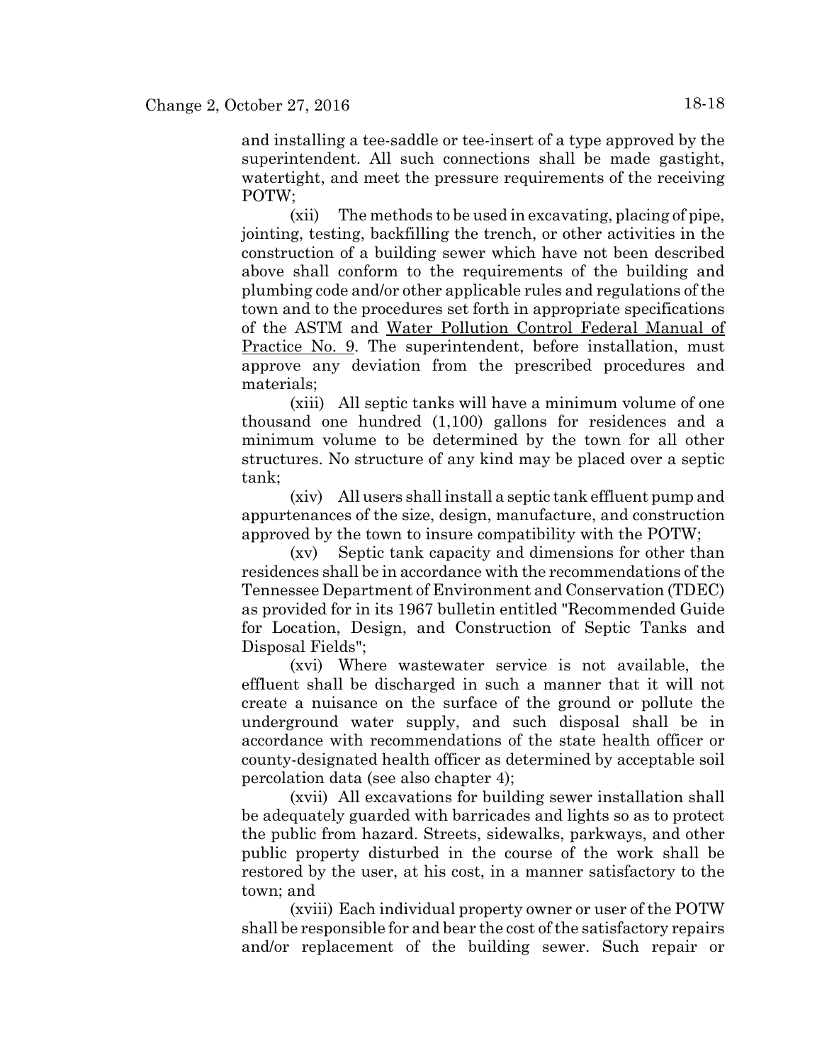and installing a tee-saddle or tee-insert of a type approved by the superintendent. All such connections shall be made gastight, watertight, and meet the pressure requirements of the receiving POTW;

(xii) The methods to be used in excavating, placing of pipe, jointing, testing, backfilling the trench, or other activities in the construction of a building sewer which have not been described above shall conform to the requirements of the building and plumbing code and/or other applicable rules and regulations of the town and to the procedures set forth in appropriate specifications of the ASTM and Water Pollution Control Federal Manual of Practice No. 9. The superintendent, before installation, must approve any deviation from the prescribed procedures and materials;

(xiii) All septic tanks will have a minimum volume of one thousand one hundred (1,100) gallons for residences and a minimum volume to be determined by the town for all other structures. No structure of any kind may be placed over a septic tank;

(xiv) All users shall install a septic tank effluent pump and appurtenances of the size, design, manufacture, and construction approved by the town to insure compatibility with the POTW;

(xv) Septic tank capacity and dimensions for other than residences shall be in accordance with the recommendations of the Tennessee Department of Environment and Conservation (TDEC) as provided for in its 1967 bulletin entitled "Recommended Guide for Location, Design, and Construction of Septic Tanks and Disposal Fields";

(xvi) Where wastewater service is not available, the effluent shall be discharged in such a manner that it will not create a nuisance on the surface of the ground or pollute the underground water supply, and such disposal shall be in accordance with recommendations of the state health officer or county-designated health officer as determined by acceptable soil percolation data (see also chapter 4);

(xvii) All excavations for building sewer installation shall be adequately guarded with barricades and lights so as to protect the public from hazard. Streets, sidewalks, parkways, and other public property disturbed in the course of the work shall be restored by the user, at his cost, in a manner satisfactory to the town; and

(xviii) Each individual property owner or user of the POTW shall be responsible for and bear the cost of the satisfactory repairs and/or replacement of the building sewer. Such repair or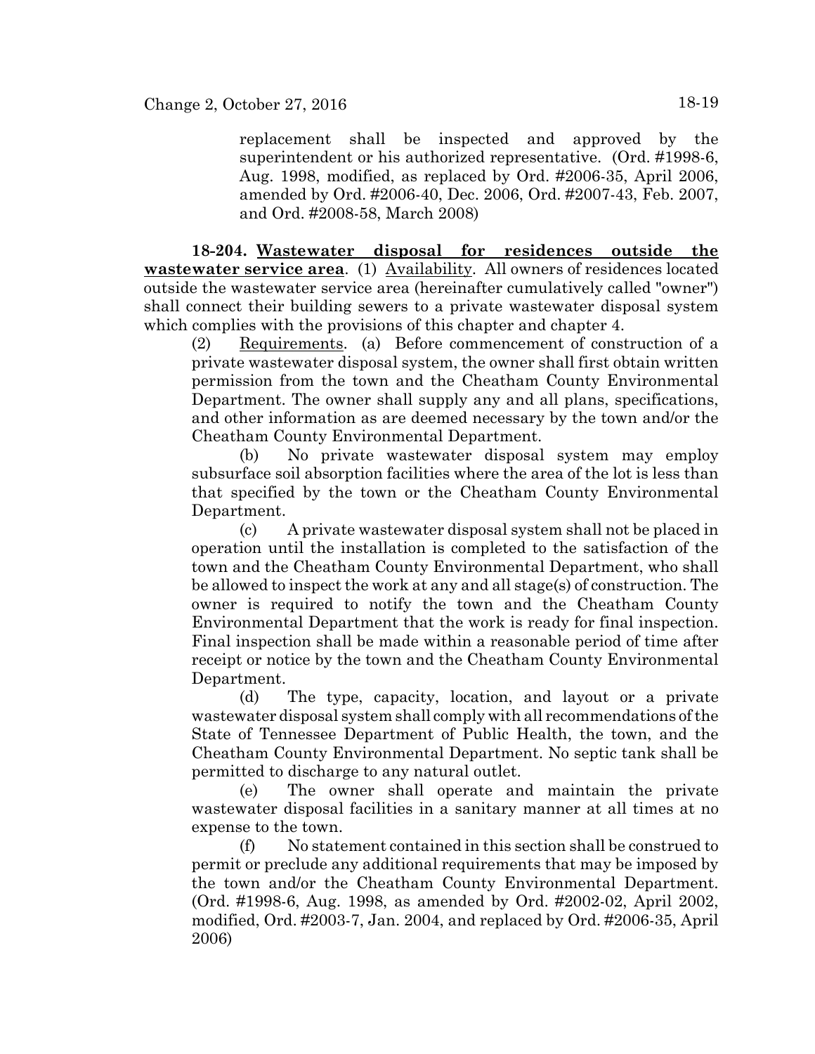replacement shall be inspected and approved by the superintendent or his authorized representative. (Ord. #1998-6, Aug. 1998, modified, as replaced by Ord. #2006-35, April 2006, amended by Ord. #2006-40, Dec. 2006, Ord. #2007-43, Feb. 2007, and Ord. #2008-58, March 2008)

**18-204. Wastewater disposal for residences outside the wastewater service area**. (1) Availability. All owners of residences located outside the wastewater service area (hereinafter cumulatively called "owner") shall connect their building sewers to a private wastewater disposal system which complies with the provisions of this chapter and chapter 4.

(2) Requirements. (a) Before commencement of construction of a private wastewater disposal system, the owner shall first obtain written permission from the town and the Cheatham County Environmental Department. The owner shall supply any and all plans, specifications, and other information as are deemed necessary by the town and/or the Cheatham County Environmental Department.

(b) No private wastewater disposal system may employ subsurface soil absorption facilities where the area of the lot is less than that specified by the town or the Cheatham County Environmental Department.

(c) A private wastewater disposal system shall not be placed in operation until the installation is completed to the satisfaction of the town and the Cheatham County Environmental Department, who shall be allowed to inspect the work at any and all stage(s) of construction. The owner is required to notify the town and the Cheatham County Environmental Department that the work is ready for final inspection. Final inspection shall be made within a reasonable period of time after receipt or notice by the town and the Cheatham County Environmental Department.

(d) The type, capacity, location, and layout or a private wastewater disposal system shall comply with all recommendations of the State of Tennessee Department of Public Health, the town, and the Cheatham County Environmental Department. No septic tank shall be permitted to discharge to any natural outlet.

(e) The owner shall operate and maintain the private wastewater disposal facilities in a sanitary manner at all times at no expense to the town.

(f) No statement contained in this section shall be construed to permit or preclude any additional requirements that may be imposed by the town and/or the Cheatham County Environmental Department. (Ord. #1998-6, Aug. 1998, as amended by Ord. #2002-02, April 2002, modified, Ord. #2003-7, Jan. 2004, and replaced by Ord. #2006-35, April 2006)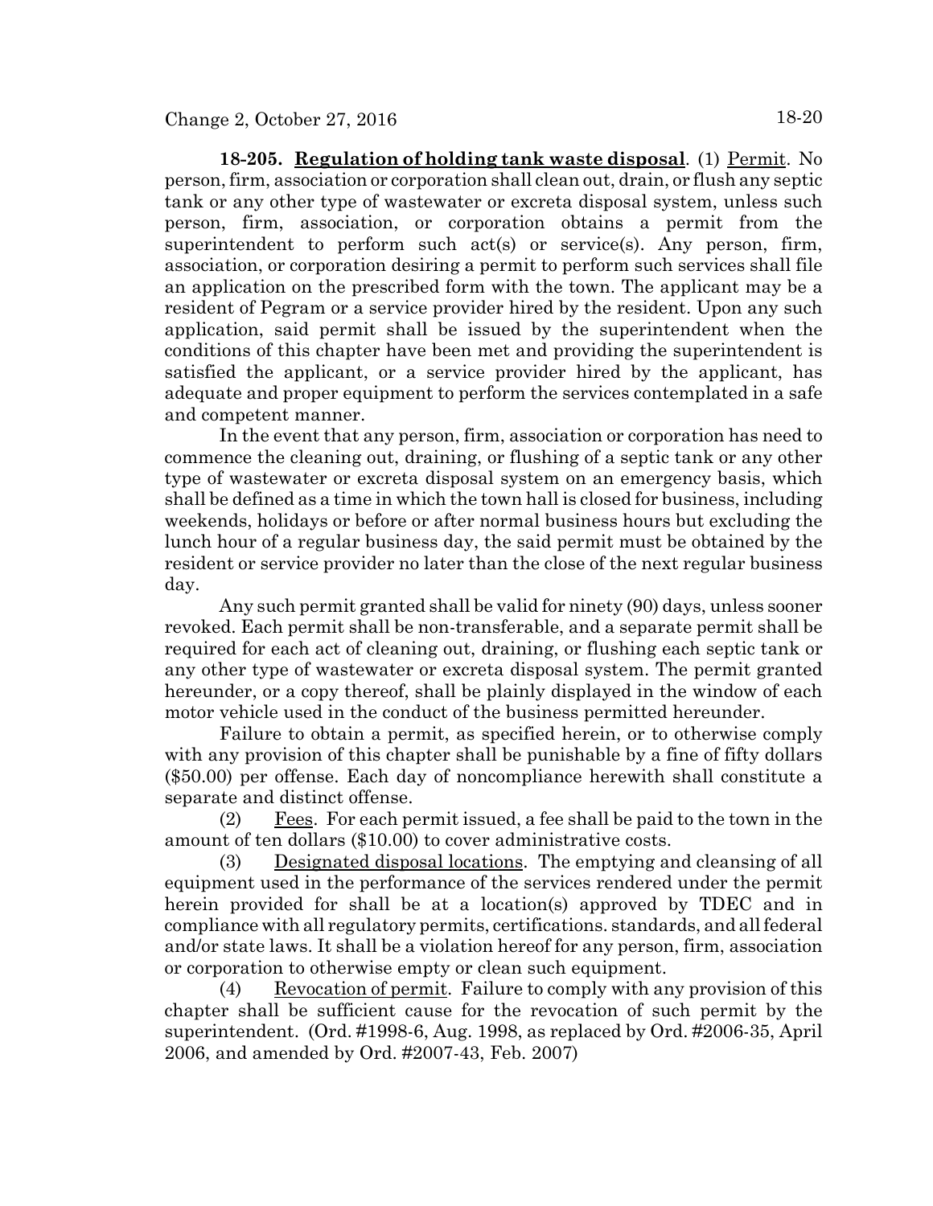**18-205. Regulation of holding tank waste disposal**. (1) Permit. No person, firm, association or corporation shall clean out, drain, or flush any septic tank or any other type of wastewater or excreta disposal system, unless such person, firm, association, or corporation obtains a permit from the superintendent to perform such act(s) or service(s). Any person, firm, association, or corporation desiring a permit to perform such services shall file an application on the prescribed form with the town. The applicant may be a resident of Pegram or a service provider hired by the resident. Upon any such application, said permit shall be issued by the superintendent when the conditions of this chapter have been met and providing the superintendent is satisfied the applicant, or a service provider hired by the applicant, has adequate and proper equipment to perform the services contemplated in a safe and competent manner.

In the event that any person, firm, association or corporation has need to commence the cleaning out, draining, or flushing of a septic tank or any other type of wastewater or excreta disposal system on an emergency basis, which shall be defined as a time in which the town hall is closed for business, including weekends, holidays or before or after normal business hours but excluding the lunch hour of a regular business day, the said permit must be obtained by the resident or service provider no later than the close of the next regular business day.

Any such permit granted shall be valid for ninety (90) days, unless sooner revoked. Each permit shall be non-transferable, and a separate permit shall be required for each act of cleaning out, draining, or flushing each septic tank or any other type of wastewater or excreta disposal system. The permit granted hereunder, or a copy thereof, shall be plainly displayed in the window of each motor vehicle used in the conduct of the business permitted hereunder.

Failure to obtain a permit, as specified herein, or to otherwise comply with any provision of this chapter shall be punishable by a fine of fifty dollars ($50.00) per offense. Each day of noncompliance herewith shall constitute a separate and distinct offense.

(2) Fees. For each permit issued, a fee shall be paid to the town in the amount of ten dollars ($10.00) to cover administrative costs.

(3) Designated disposal locations. The emptying and cleansing of all equipment used in the performance of the services rendered under the permit herein provided for shall be at a location(s) approved by TDEC and in compliance with all regulatory permits, certifications. standards, and all federal and/or state laws. It shall be a violation hereof for any person, firm, association or corporation to otherwise empty or clean such equipment.

(4) Revocation of permit. Failure to comply with any provision of this chapter shall be sufficient cause for the revocation of such permit by the superintendent. (Ord. #1998-6, Aug. 1998, as replaced by Ord. #2006-35, April 2006, and amended by Ord. #2007-43, Feb. 2007)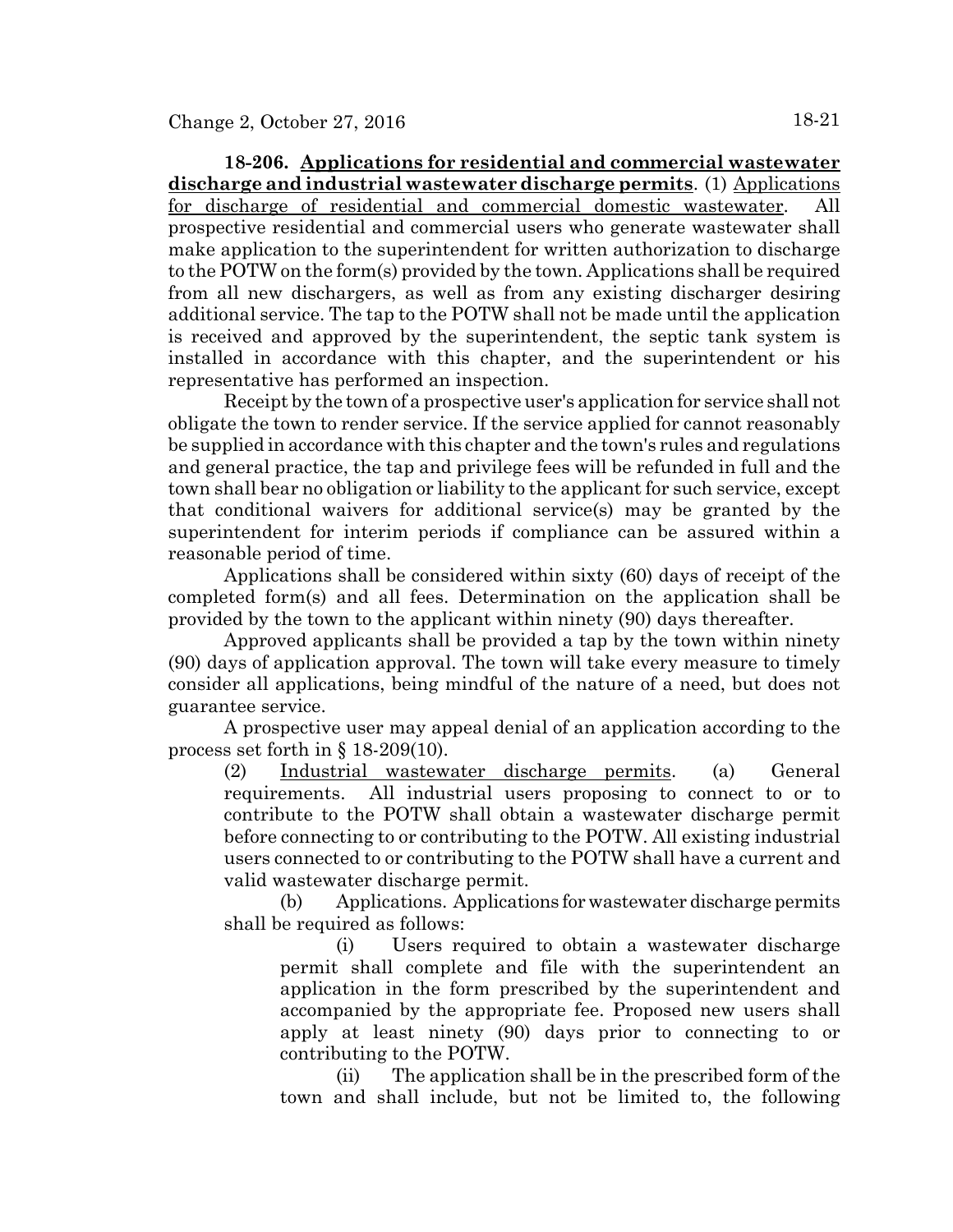**18-206. Applications for residential and commercial wastewater discharge and industrial wastewater discharge permits**. (1) Applications for discharge of residential and commercial domestic wastewater. All prospective residential and commercial users who generate wastewater shall make application to the superintendent for written authorization to discharge to the POTW on the form(s) provided by the town. Applications shall be required from all new dischargers, as well as from any existing discharger desiring additional service. The tap to the POTW shall not be made until the application is received and approved by the superintendent, the septic tank system is installed in accordance with this chapter, and the superintendent or his representative has performed an inspection.

Receipt by the town of a prospective user's application for service shall not obligate the town to render service. If the service applied for cannot reasonably be supplied in accordance with this chapter and the town's rules and regulations and general practice, the tap and privilege fees will be refunded in full and the town shall bear no obligation or liability to the applicant for such service, except that conditional waivers for additional service(s) may be granted by the superintendent for interim periods if compliance can be assured within a reasonable period of time.

Applications shall be considered within sixty (60) days of receipt of the completed form(s) and all fees. Determination on the application shall be provided by the town to the applicant within ninety (90) days thereafter.

Approved applicants shall be provided a tap by the town within ninety (90) days of application approval. The town will take every measure to timely consider all applications, being mindful of the nature of a need, but does not guarantee service.

A prospective user may appeal denial of an application according to the process set forth in § 18-209(10).

(2) Industrial wastewater discharge permits. (a) General requirements. All industrial users proposing to connect to or to contribute to the POTW shall obtain a wastewater discharge permit before connecting to or contributing to the POTW. All existing industrial users connected to or contributing to the POTW shall have a current and valid wastewater discharge permit.

(b) Applications. Applications for wastewater discharge permits shall be required as follows:

(i) Users required to obtain a wastewater discharge permit shall complete and file with the superintendent an application in the form prescribed by the superintendent and accompanied by the appropriate fee. Proposed new users shall apply at least ninety (90) days prior to connecting to or contributing to the POTW.

(ii) The application shall be in the prescribed form of the town and shall include, but not be limited to, the following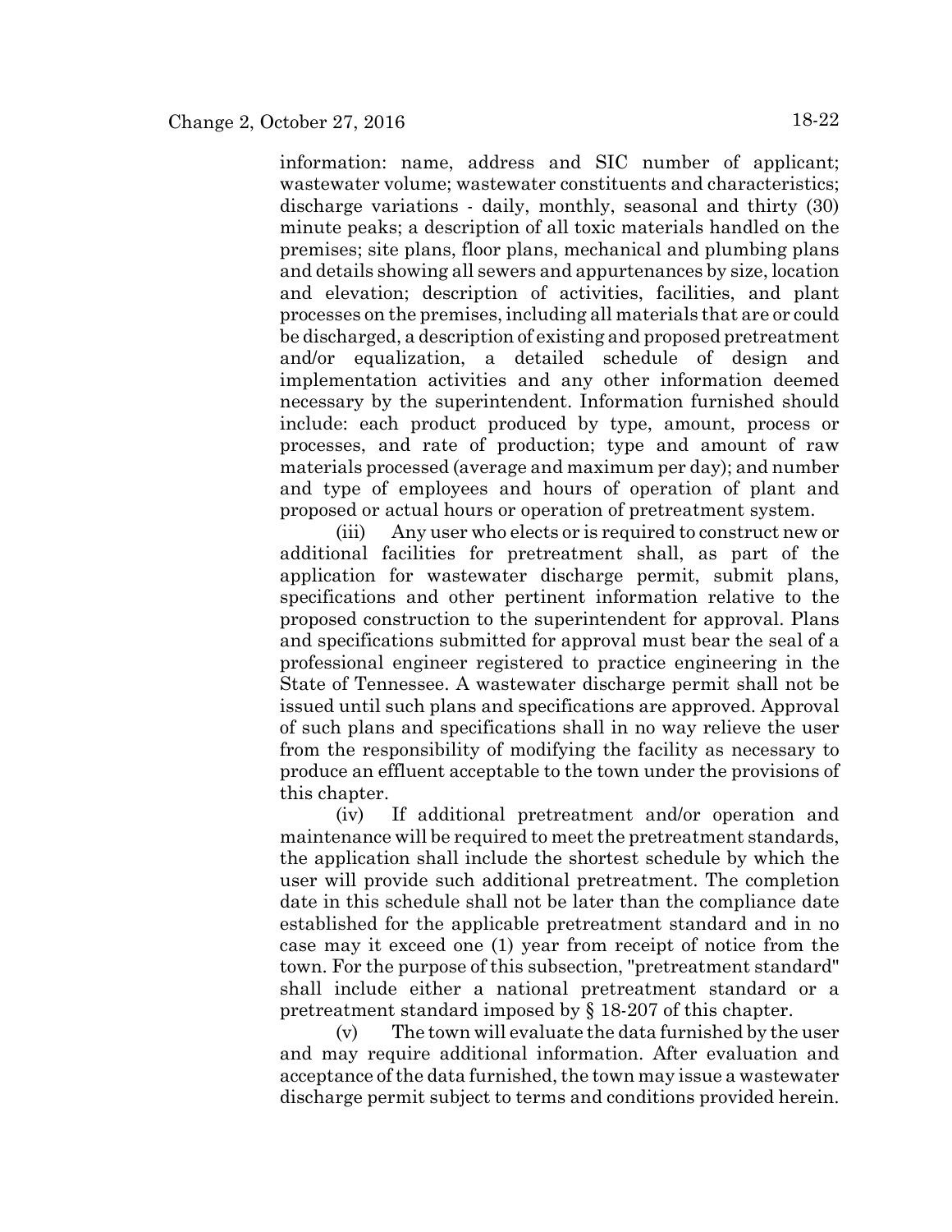information: name, address and SIC number of applicant; wastewater volume; wastewater constituents and characteristics; discharge variations - daily, monthly, seasonal and thirty (30) minute peaks; a description of all toxic materials handled on the premises; site plans, floor plans, mechanical and plumbing plans and details showing all sewers and appurtenances by size, location and elevation; description of activities, facilities, and plant processes on the premises, including all materials that are or could be discharged, a description of existing and proposed pretreatment and/or equalization, a detailed schedule of design and implementation activities and any other information deemed necessary by the superintendent. Information furnished should include: each product produced by type, amount, process or processes, and rate of production; type and amount of raw materials processed (average and maximum per day); and number and type of employees and hours of operation of plant and proposed or actual hours or operation of pretreatment system.

(iii) Any user who elects or is required to construct new or additional facilities for pretreatment shall, as part of the application for wastewater discharge permit, submit plans, specifications and other pertinent information relative to the proposed construction to the superintendent for approval. Plans and specifications submitted for approval must bear the seal of a professional engineer registered to practice engineering in the State of Tennessee. A wastewater discharge permit shall not be issued until such plans and specifications are approved. Approval of such plans and specifications shall in no way relieve the user from the responsibility of modifying the facility as necessary to produce an effluent acceptable to the town under the provisions of this chapter.

(iv) If additional pretreatment and/or operation and maintenance will be required to meet the pretreatment standards, the application shall include the shortest schedule by which the user will provide such additional pretreatment. The completion date in this schedule shall not be later than the compliance date established for the applicable pretreatment standard and in no case may it exceed one (1) year from receipt of notice from the town. For the purpose of this subsection, "pretreatment standard" shall include either a national pretreatment standard or a pretreatment standard imposed by § 18-207 of this chapter.

(v) The town will evaluate the data furnished by the user and may require additional information. After evaluation and acceptance of the data furnished, the town may issue a wastewater discharge permit subject to terms and conditions provided herein.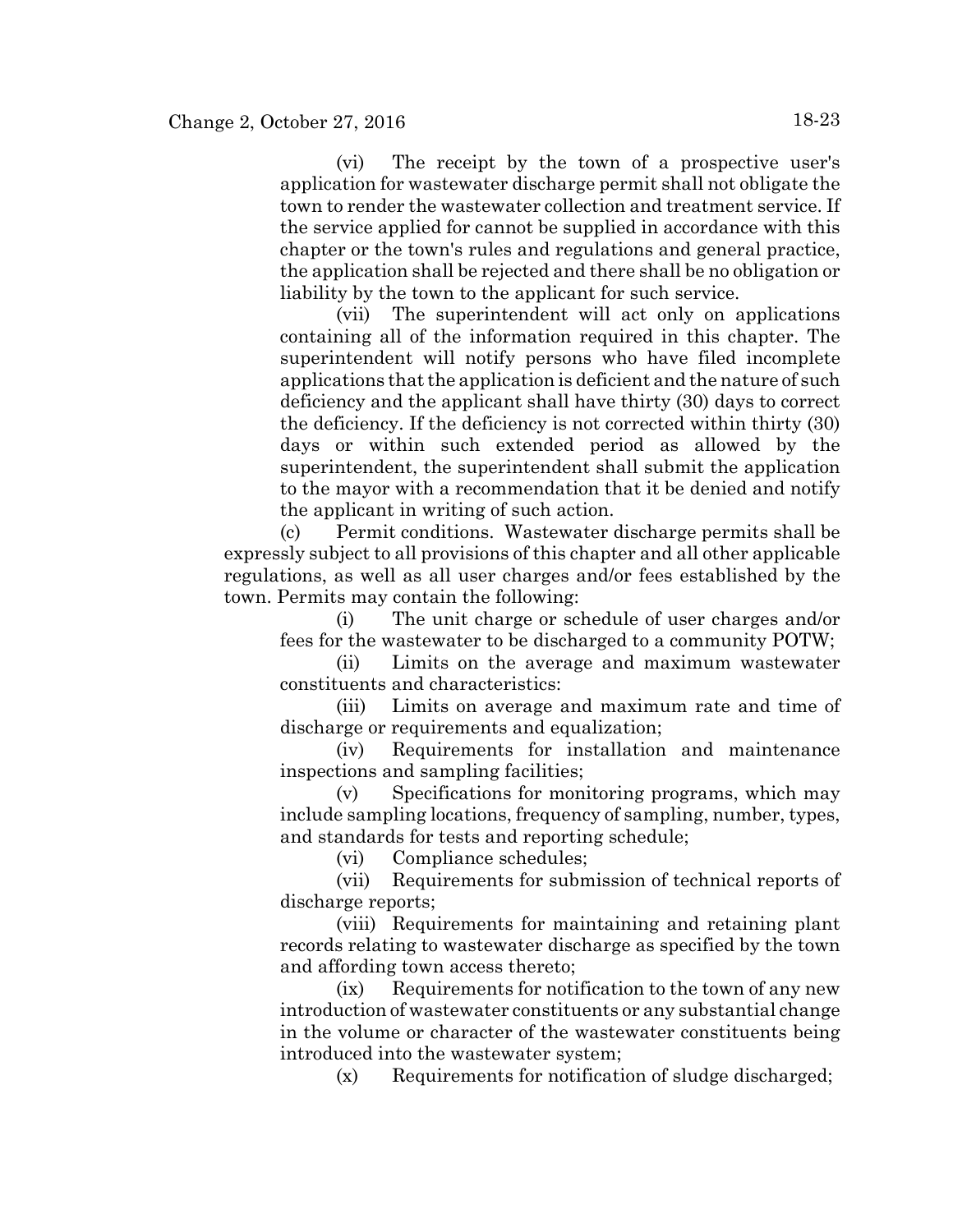(vi) The receipt by the town of a prospective user's application for wastewater discharge permit shall not obligate the town to render the wastewater collection and treatment service. If the service applied for cannot be supplied in accordance with this chapter or the town's rules and regulations and general practice, the application shall be rejected and there shall be no obligation or liability by the town to the applicant for such service.

(vii) The superintendent will act only on applications containing all of the information required in this chapter. The superintendent will notify persons who have filed incomplete applications that the application is deficient and the nature of such deficiency and the applicant shall have thirty (30) days to correct the deficiency. If the deficiency is not corrected within thirty (30) days or within such extended period as allowed by the superintendent, the superintendent shall submit the application to the mayor with a recommendation that it be denied and notify the applicant in writing of such action.

(c) Permit conditions. Wastewater discharge permits shall be expressly subject to all provisions of this chapter and all other applicable regulations, as well as all user charges and/or fees established by the town. Permits may contain the following:

(i) The unit charge or schedule of user charges and/or fees for the wastewater to be discharged to a community POTW;

(ii) Limits on the average and maximum wastewater constituents and characteristics:

(iii) Limits on average and maximum rate and time of discharge or requirements and equalization;

(iv) Requirements for installation and maintenance inspections and sampling facilities;

(v) Specifications for monitoring programs, which may include sampling locations, frequency of sampling, number, types, and standards for tests and reporting schedule;

(vi) Compliance schedules;

(vii) Requirements for submission of technical reports of discharge reports;

(viii) Requirements for maintaining and retaining plant records relating to wastewater discharge as specified by the town and affording town access thereto;

(ix) Requirements for notification to the town of any new introduction of wastewater constituents or any substantial change in the volume or character of the wastewater constituents being introduced into the wastewater system;

(x) Requirements for notification of sludge discharged;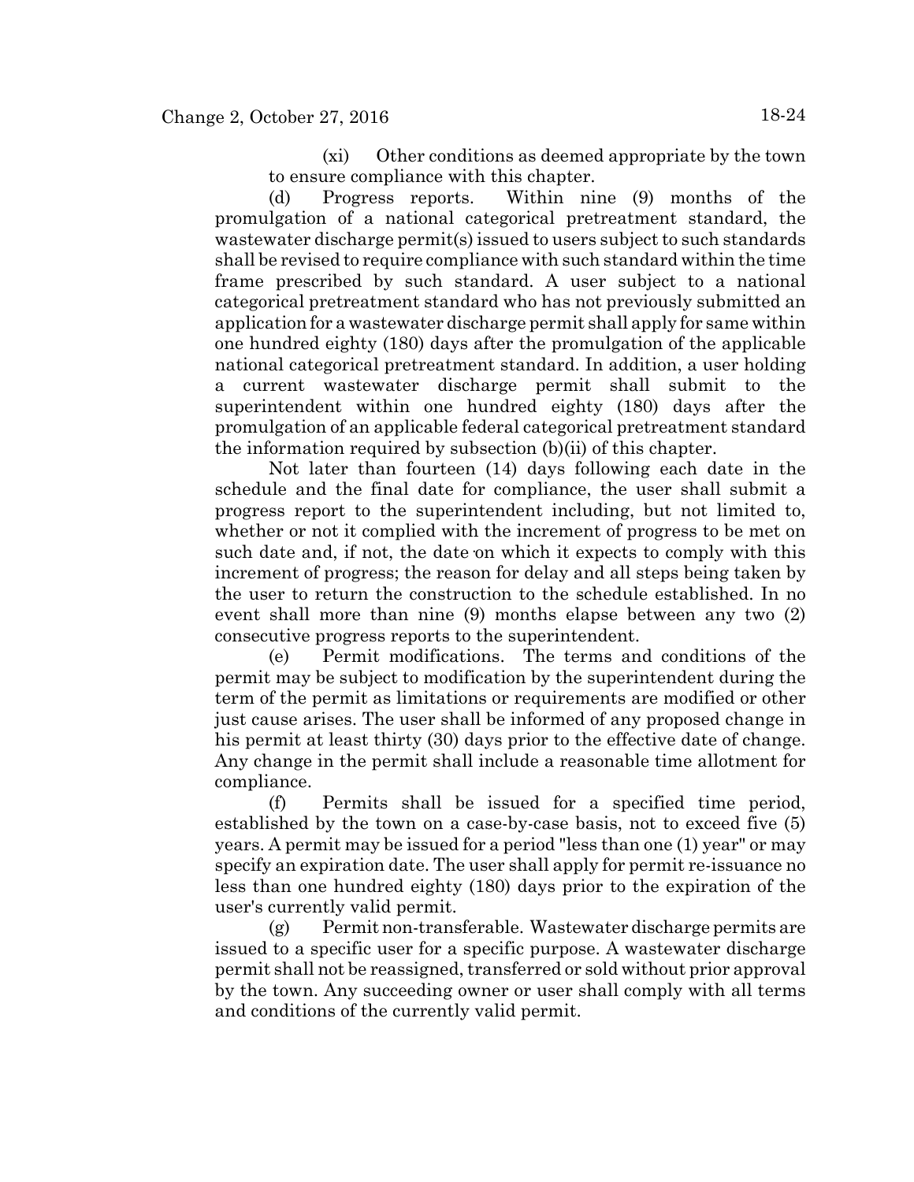(xi) Other conditions as deemed appropriate by the town to ensure compliance with this chapter.

(d) Progress reports. Within nine (9) months of the promulgation of a national categorical pretreatment standard, the wastewater discharge permit(s) issued to users subject to such standards shall be revised to require compliance with such standard within the time frame prescribed by such standard. A user subject to a national categorical pretreatment standard who has not previously submitted an application for a wastewater discharge permit shall apply for same within one hundred eighty (180) days after the promulgation of the applicable national categorical pretreatment standard. In addition, a user holding a current wastewater discharge permit shall submit to the superintendent within one hundred eighty (180) days after the promulgation of an applicable federal categorical pretreatment standard the information required by subsection (b)(ii) of this chapter.

Not later than fourteen (14) days following each date in the schedule and the final date for compliance, the user shall submit a progress report to the superintendent including, but not limited to, whether or not it complied with the increment of progress to be met on such date and, if not, the date on which it expects to comply with this increment of progress; the reason for delay and all steps being taken by the user to return the construction to the schedule established. In no event shall more than nine (9) months elapse between any two (2) consecutive progress reports to the superintendent.

(e) Permit modifications. The terms and conditions of the permit may be subject to modification by the superintendent during the term of the permit as limitations or requirements are modified or other just cause arises. The user shall be informed of any proposed change in his permit at least thirty (30) days prior to the effective date of change. Any change in the permit shall include a reasonable time allotment for compliance.

(f) Permits shall be issued for a specified time period, established by the town on a case-by-case basis, not to exceed five (5) years. A permit may be issued for a period "less than one (1) year" or may specify an expiration date. The user shall apply for permit re-issuance no less than one hundred eighty (180) days prior to the expiration of the user's currently valid permit.

(g) Permit non-transferable. Wastewater discharge permits are issued to a specific user for a specific purpose. A wastewater discharge permit shall not be reassigned, transferred or sold without prior approval by the town. Any succeeding owner or user shall comply with all terms and conditions of the currently valid permit.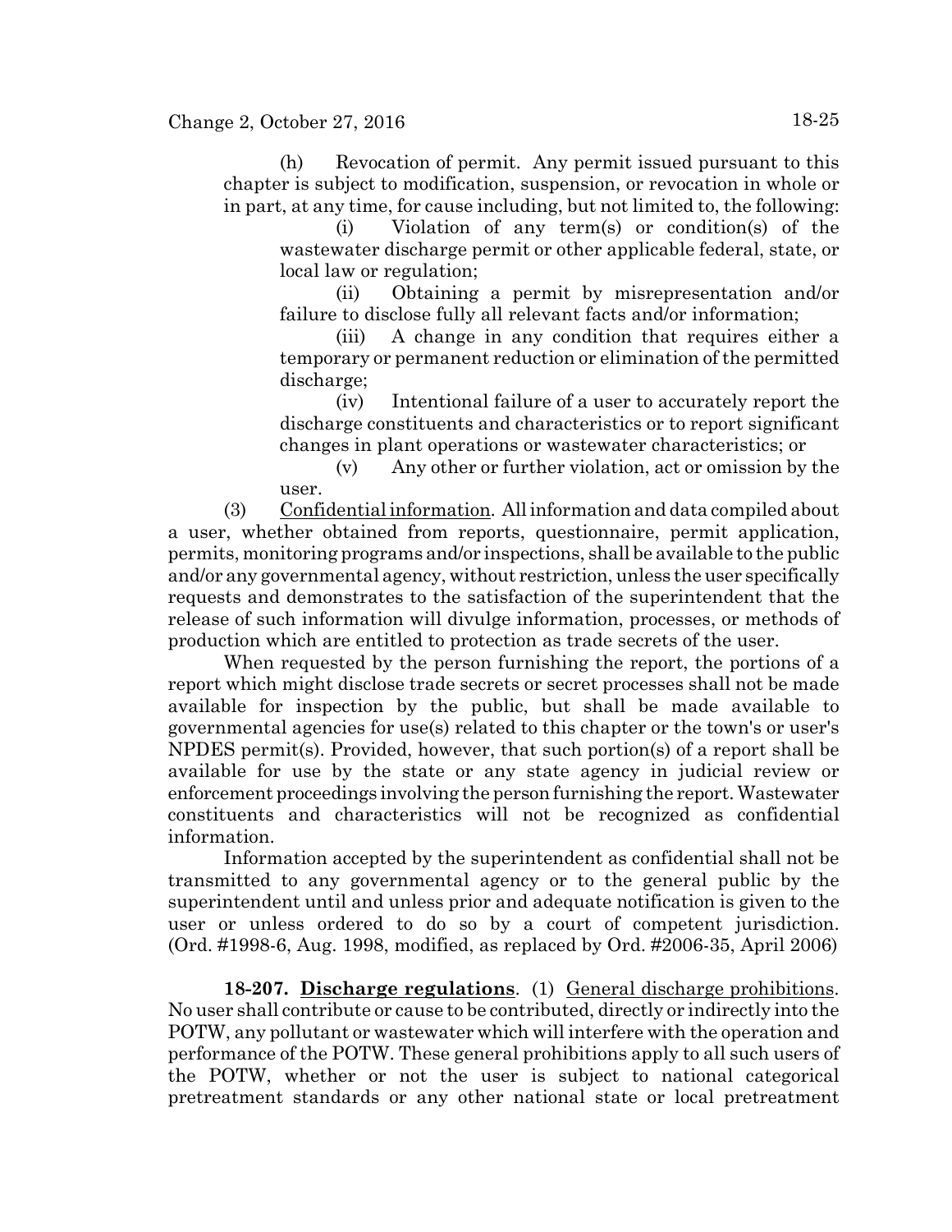(h) Revocation of permit. Any permit issued pursuant to this chapter is subject to modification, suspension, or revocation in whole or in part, at any time, for cause including, but not limited to, the following:

(i) Violation of any term(s) or condition(s) of the wastewater discharge permit or other applicable federal, state, or local law or regulation;

(ii) Obtaining a permit by misrepresentation and/or failure to disclose fully all relevant facts and/or information;

(iii) A change in any condition that requires either a temporary or permanent reduction or elimination of the permitted discharge;

(iv) Intentional failure of a user to accurately report the discharge constituents and characteristics or to report significant changes in plant operations or wastewater characteristics; or

(v) Any other or further violation, act or omission by the user.

(3) Confidential information. All information and data compiled about a user, whether obtained from reports, questionnaire, permit application, permits, monitoring programs and/or inspections, shall be available to the public and/or any governmental agency, without restriction, unless the user specifically requests and demonstrates to the satisfaction of the superintendent that the release of such information will divulge information, processes, or methods of production which are entitled to protection as trade secrets of the user.

When requested by the person furnishing the report, the portions of a report which might disclose trade secrets or secret processes shall not be made available for inspection by the public, but shall be made available to governmental agencies for use(s) related to this chapter or the town's or user's NPDES permit(s). Provided, however, that such portion(s) of a report shall be available for use by the state or any state agency in judicial review or enforcement proceedings involving the person furnishing the report. Wastewater constituents and characteristics will not be recognized as confidential information.

Information accepted by the superintendent as confidential shall not be transmitted to any governmental agency or to the general public by the superintendent until and unless prior and adequate notification is given to the user or unless ordered to do so by a court of competent jurisdiction. (Ord. #1998-6, Aug. 1998, modified, as replaced by Ord. #2006-35, April 2006)

**18-207. Discharge regulations**. (1) General discharge prohibitions. No user shall contribute or cause to be contributed, directly or indirectly into the POTW, any pollutant or wastewater which will interfere with the operation and performance of the POTW. These general prohibitions apply to all such users of the POTW, whether or not the user is subject to national categorical pretreatment standards or any other national state or local pretreatment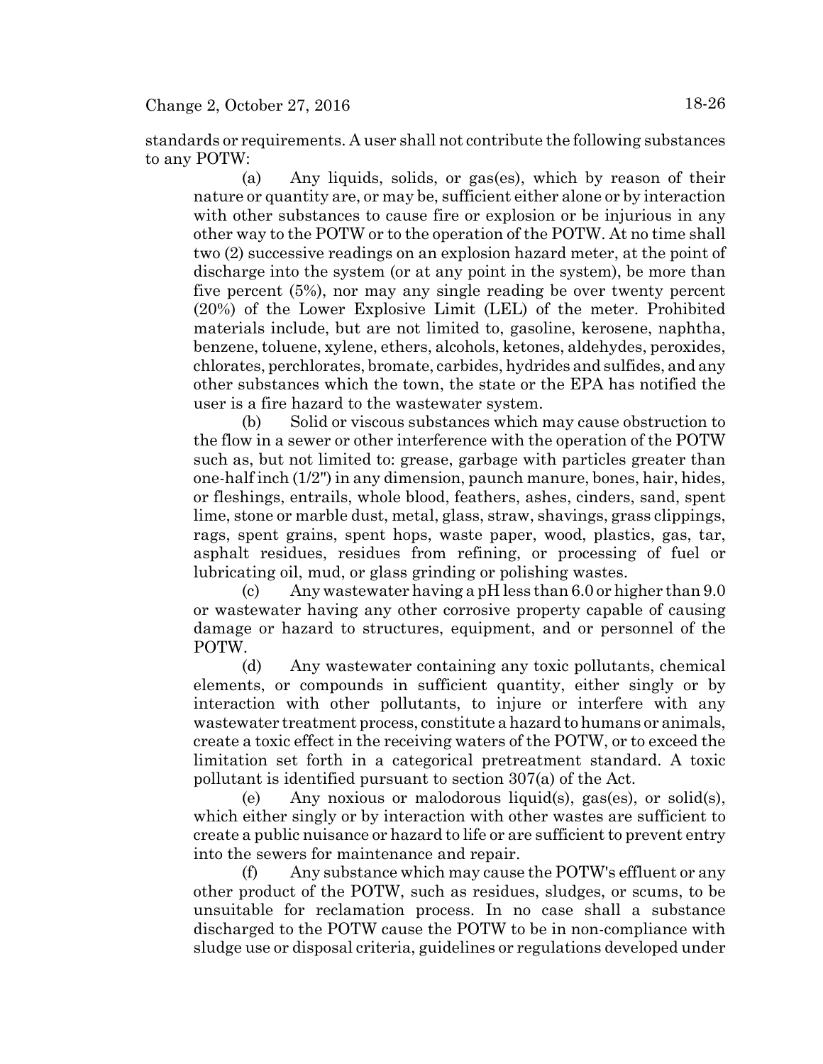standards or requirements. A user shall not contribute the following substances to any POTW:

(a) Any liquids, solids, or gas(es), which by reason of their nature or quantity are, or may be, sufficient either alone or by interaction with other substances to cause fire or explosion or be injurious in any other way to the POTW or to the operation of the POTW. At no time shall two (2) successive readings on an explosion hazard meter, at the point of discharge into the system (or at any point in the system), be more than five percent (5%), nor may any single reading be over twenty percent (20%) of the Lower Explosive Limit (LEL) of the meter. Prohibited materials include, but are not limited to, gasoline, kerosene, naphtha, benzene, toluene, xylene, ethers, alcohols, ketones, aldehydes, peroxides, chlorates, perchlorates, bromate, carbides, hydrides and sulfides, and any other substances which the town, the state or the EPA has notified the user is a fire hazard to the wastewater system.

(b) Solid or viscous substances which may cause obstruction to the flow in a sewer or other interference with the operation of the POTW such as, but not limited to: grease, garbage with particles greater than one-half inch (1/2") in any dimension, paunch manure, bones, hair, hides, or fleshings, entrails, whole blood, feathers, ashes, cinders, sand, spent lime, stone or marble dust, metal, glass, straw, shavings, grass clippings, rags, spent grains, spent hops, waste paper, wood, plastics, gas, tar, asphalt residues, residues from refining, or processing of fuel or lubricating oil, mud, or glass grinding or polishing wastes.

(c) Any wastewater having a pH less than 6.0 or higher than 9.0 or wastewater having any other corrosive property capable of causing damage or hazard to structures, equipment, and or personnel of the POTW.

(d) Any wastewater containing any toxic pollutants, chemical elements, or compounds in sufficient quantity, either singly or by interaction with other pollutants, to injure or interfere with any wastewater treatment process, constitute a hazard to humans or animals, create a toxic effect in the receiving waters of the POTW, or to exceed the limitation set forth in a categorical pretreatment standard. A toxic pollutant is identified pursuant to section 307(a) of the Act.

(e) Any noxious or malodorous liquid(s), gas(es), or solid(s), which either singly or by interaction with other wastes are sufficient to create a public nuisance or hazard to life or are sufficient to prevent entry into the sewers for maintenance and repair.

(f) Any substance which may cause the POTW's effluent or any other product of the POTW, such as residues, sludges, or scums, to be unsuitable for reclamation process. In no case shall a substance discharged to the POTW cause the POTW to be in non-compliance with sludge use or disposal criteria, guidelines or regulations developed under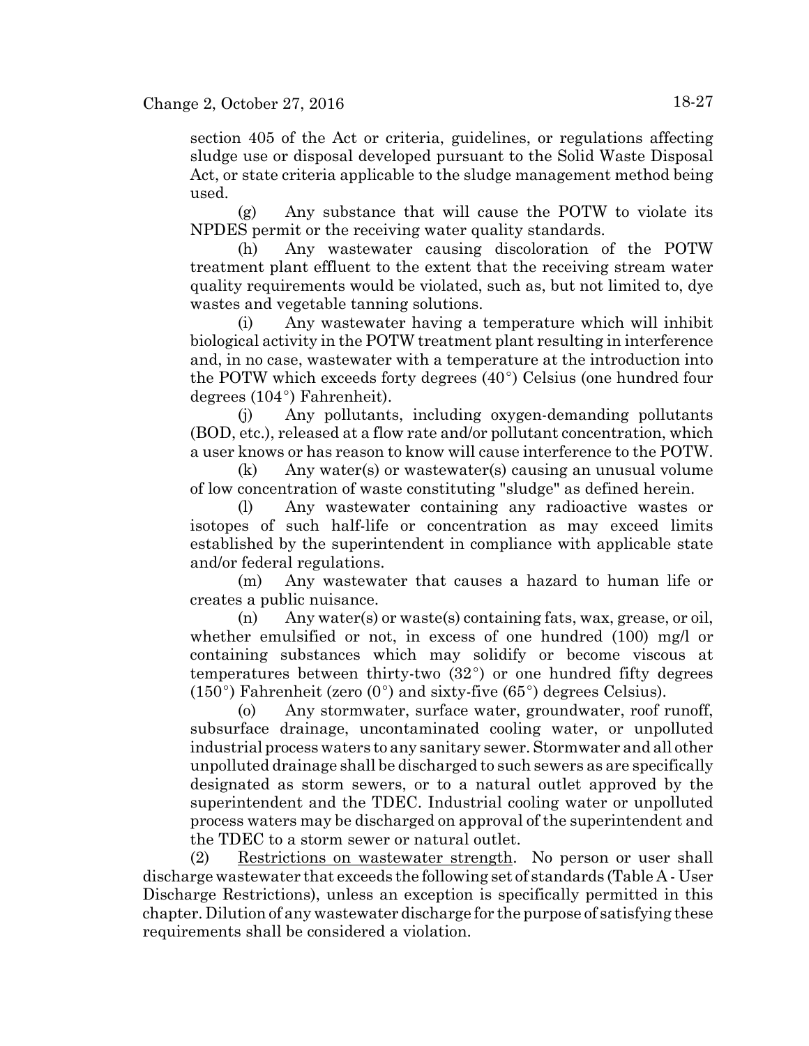section 405 of the Act or criteria, guidelines, or regulations affecting sludge use or disposal developed pursuant to the Solid Waste Disposal Act, or state criteria applicable to the sludge management method being used.

(g) Any substance that will cause the POTW to violate its NPDES permit or the receiving water quality standards.

(h) Any wastewater causing discoloration of the POTW treatment plant effluent to the extent that the receiving stream water quality requirements would be violated, such as, but not limited to, dye wastes and vegetable tanning solutions.

(i) Any wastewater having a temperature which will inhibit biological activity in the POTW treatment plant resulting in interference and, in no case, wastewater with a temperature at the introduction into the POTW which exceeds forty degrees (40°) Celsius (one hundred four degrees (104°) Fahrenheit).

(j) Any pollutants, including oxygen-demanding pollutants (BOD, etc.), released at a flow rate and/or pollutant concentration, which a user knows or has reason to know will cause interference to the POTW.

(k) Any water(s) or wastewater(s) causing an unusual volume of low concentration of waste constituting "sludge" as defined herein.

(l) Any wastewater containing any radioactive wastes or isotopes of such half-life or concentration as may exceed limits established by the superintendent in compliance with applicable state and/or federal regulations.

(m) Any wastewater that causes a hazard to human life or creates a public nuisance.

(n) Any water(s) or waste(s) containing fats, wax, grease, or oil, whether emulsified or not, in excess of one hundred (100) mg/l or containing substances which may solidify or become viscous at temperatures between thirty-two (32°) or one hundred fifty degrees (150°) Fahrenheit (zero (0°) and sixty-five (65°) degrees Celsius).

(o) Any stormwater, surface water, groundwater, roof runoff, subsurface drainage, uncontaminated cooling water, or unpolluted industrial process waters to any sanitary sewer. Stormwater and all other unpolluted drainage shall be discharged to such sewers as are specifically designated as storm sewers, or to a natural outlet approved by the superintendent and the TDEC. Industrial cooling water or unpolluted process waters may be discharged on approval of the superintendent and the TDEC to a storm sewer or natural outlet.

(2) Restrictions on wastewater strength. No person or user shall discharge wastewater that exceeds the following set of standards (Table A - User Discharge Restrictions), unless an exception is specifically permitted in this chapter. Dilution of any wastewater discharge for the purpose of satisfying these requirements shall be considered a violation.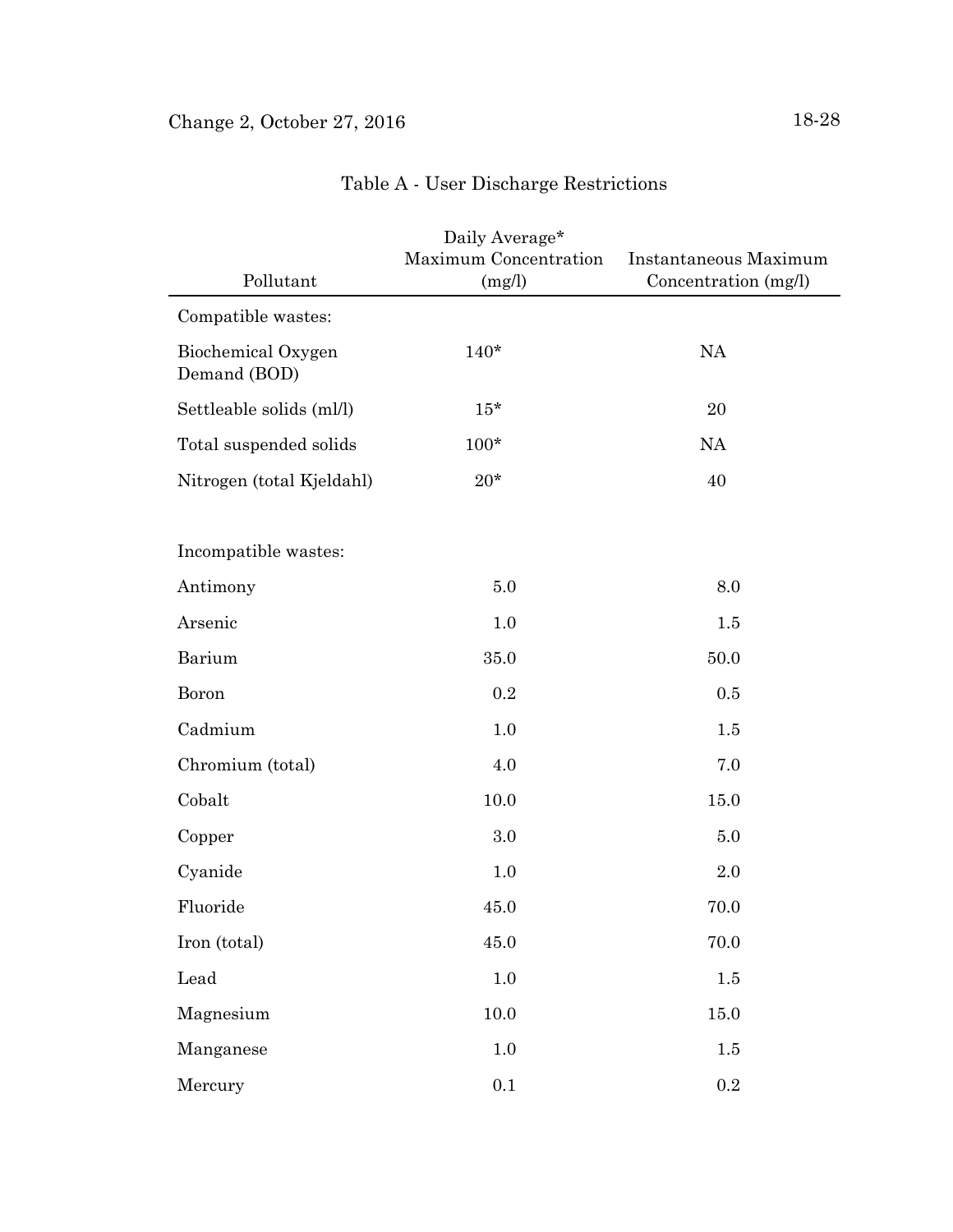## Table A - User Discharge Restrictions

| Pollutant | Daily Average* Maximum Concentration (mg/l) | Instantaneous Maximum Concentration (mg/l) |
|---|---|---|
| Compatible wastes: | | |
| Biochemical Oxygen Demand (BOD) | 140* | NA |
| Settleable solids (ml/l) | 15* | 20 |
| Total suspended solids | 100* | NA |
| Nitrogen (total Kjeldahl) | 20* | 40 |
| Incompatible wastes: | | |
| Antimony | 5.0 | 8.0 |
| Arsenic | 1.0 | 1.5 |
| Barium | 35.0 | 50.0 |
| Boron | 0.2 | 0.5 |
| Cadmium | 1.0 | 1.5 |
| Chromium (total) | 4.0 | 7.0 |
| Cobalt | 10.0 | 15.0 |
| Copper | 3.0 | 5.0 |
| Cyanide | 1.0 | 2.0 |
| Fluoride | 45.0 | 70.0 |
| Iron (total) | 45.0 | 70.0 |
| Lead | 1.0 | 1.5 |
| Magnesium | 10.0 | 15.0 |
| Manganese | 1.0 | 1.5 |
| Mercury | 0.1 | 0.2 |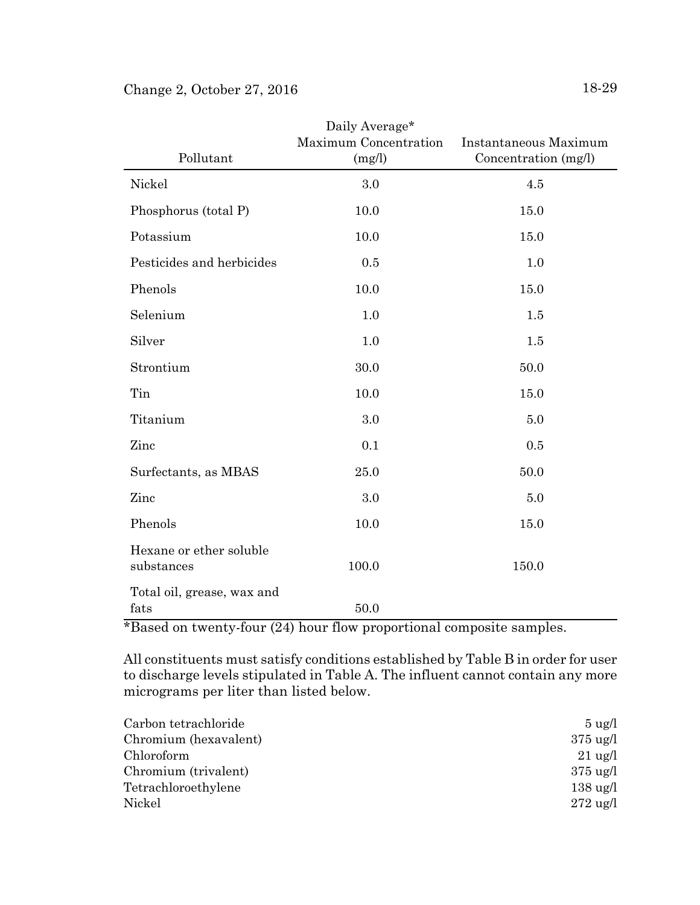| Pollutant | Daily Average* Maximum Concentration (mg/l) | Instantaneous Maximum Concentration (mg/l) |
|---|---|---|
| Nickel | 3.0 | 4.5 |
| Phosphorus (total P) | 10.0 | 15.0 |
| Potassium | 10.0 | 15.0 |
| Pesticides and herbicides | 0.5 | 1.0 |
| Phenols | 10.0 | 15.0 |
| Selenium | 1.0 | 1.5 |
| Silver | 1.0 | 1.5 |
| Strontium | 30.0 | 50.0 |
| Tin | 10.0 | 15.0 |
| Titanium | 3.0 | 5.0 |
| Zinc | 0.1 | 0.5 |
| Surfactants, as MBAS | 25.0 | 50.0 |
| Zinc | 3.0 | 5.0 |
| Phenols | 10.0 | 15.0 |
| Hexane or ether soluble substances | 100.0 | 150.0 |
| Total oil, grease, wax and fats | 50.0 | |

*Based on twenty-four (24) hour flow proportional composite samples.

All constituents must satisfy conditions established by Table B in order for user to discharge levels stipulated in Table A. The influent cannot contain any more micrograms per liter than listed below.

| | |
|---|---|
| Carbon tetrachloride | 5 ug/l |
| Chromium (hexavalent) | 375 ug/l |
| Chloroform | 21 ug/l |
| Chromium (trivalent) | 375 ug/l |
| Tetrachloroethylene | 138 ug/l |
| Nickel | 272 ug/l |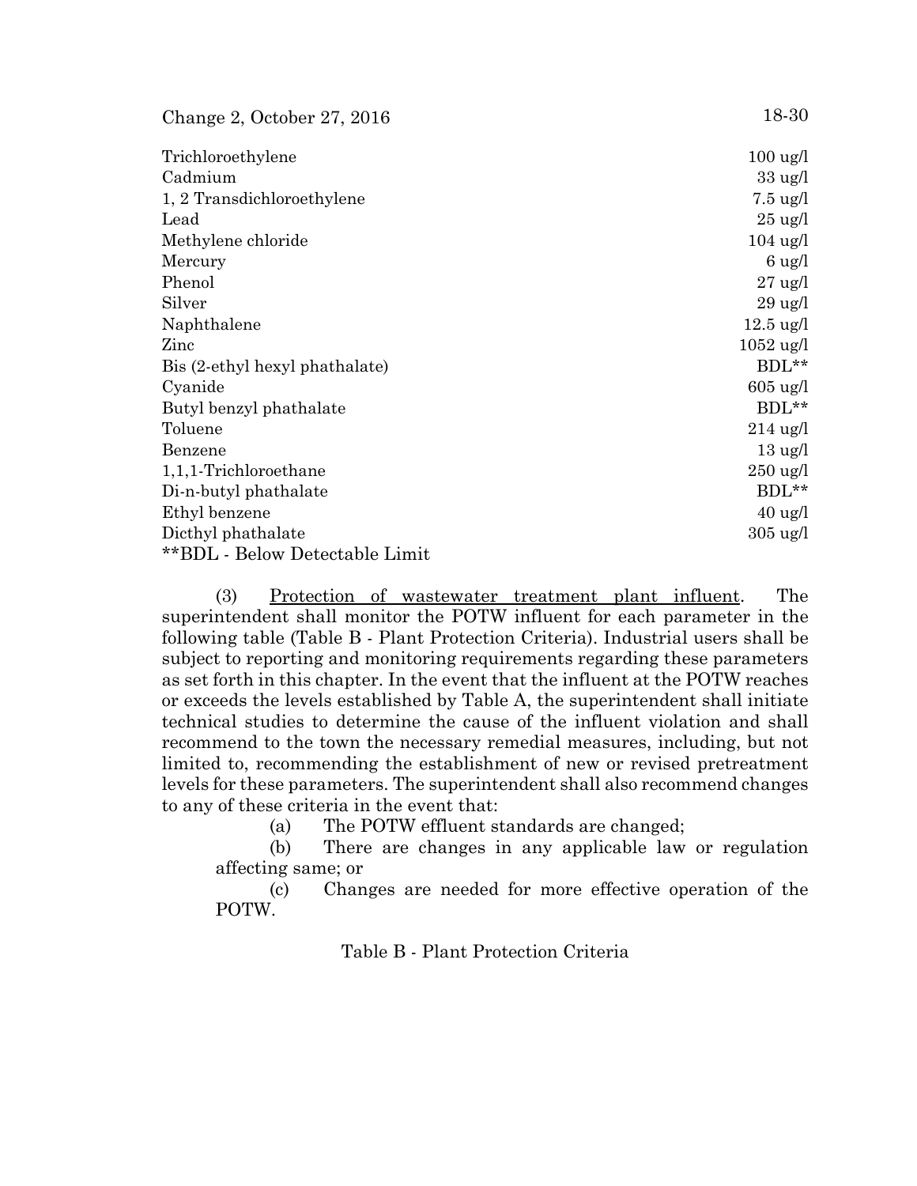| | |
|---|---|
| Trichloroethylene | 100 ug/l |
| Cadmium | 33 ug/l |
| 1, 2 Transdichloroethylene | 7.5 ug/l |
| Lead | 25 ug/l |
| Methylene chloride | 104 ug/l |
| Mercury | 6 ug/l |
| Phenol | 27 ug/l |
| Silver | 29 ug/l |
| Naphthalene | 12.5 ug/l |
| Zinc | 1052 ug/l |
| Bis (2-ethyl hexyl phathalate) | BDL** |
| Cyanide | 605 ug/l |
| Butyl benzyl phathalate | BDL** |
| Toluene | 214 ug/l |
| Benzene | 13 ug/l |
| 1,1,1-Trichloroethane | 250 ug/l |
| Di-n-butyl phathalate | BDL** |
| Ethyl benzene | 40 ug/l |
| Dicthyl phathalate | 305 ug/l |

**BDL - Below Detectable Limit

(3) Protection of wastewater treatment plant influent. The superintendent shall monitor the POTW influent for each parameter in the following table (Table B - Plant Protection Criteria). Industrial users shall be subject to reporting and monitoring requirements regarding these parameters as set forth in this chapter. In the event that the influent at the POTW reaches or exceeds the levels established by Table A, the superintendent shall initiate technical studies to determine the cause of the influent violation and shall recommend to the town the necessary remedial measures, including, but not limited to, recommending the establishment of new or revised pretreatment levels for these parameters. The superintendent shall also recommend changes to any of these criteria in the event that:

(a) The POTW effluent standards are changed;

(b) There are changes in any applicable law or regulation affecting same; or

(c) Changes are needed for more effective operation of the POTW.

Table B - Plant Protection Criteria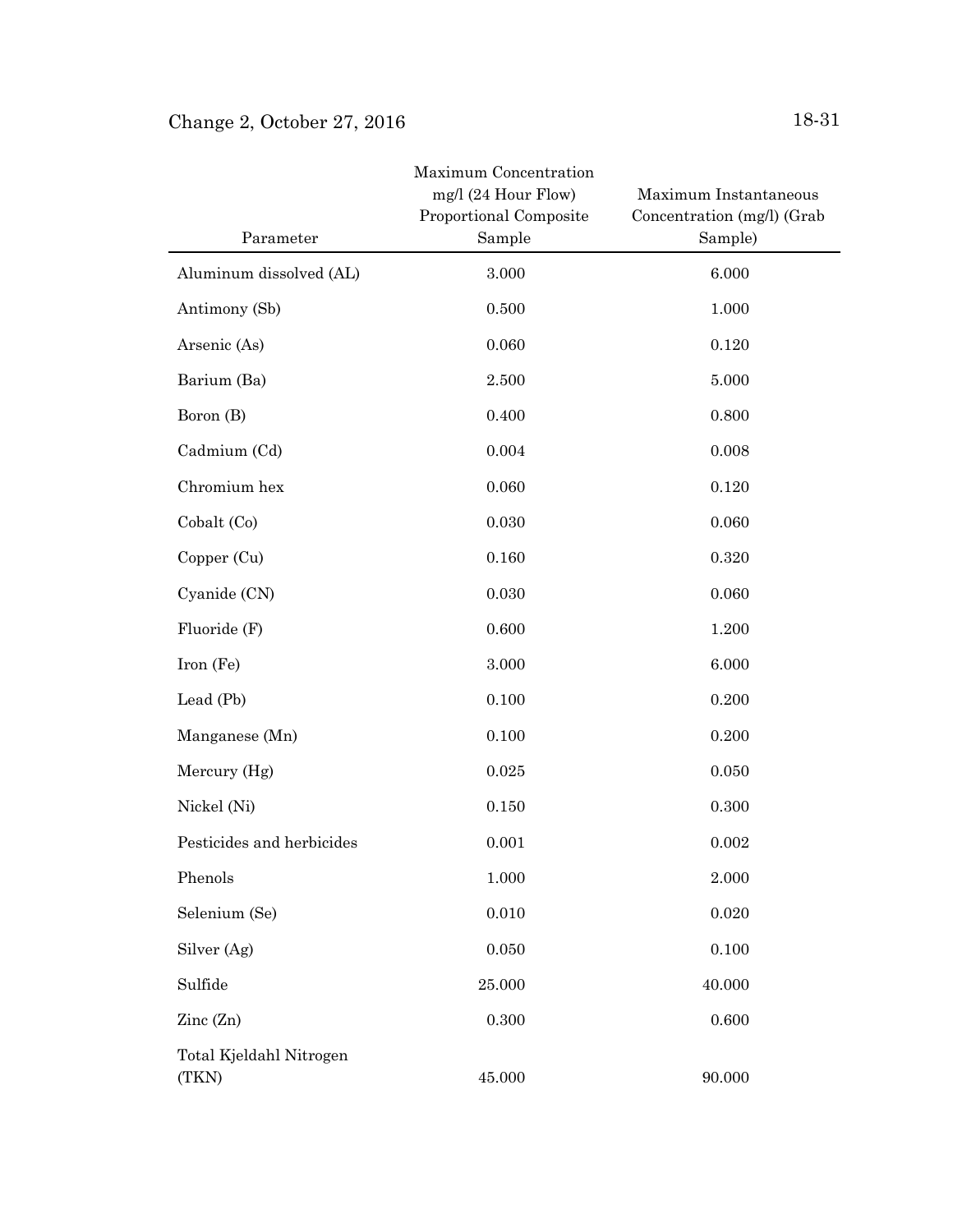| Parameter | Maximum Concentration mg/l (24 Hour Flow) Proportional Composite Sample | Maximum Instantaneous Concentration (mg/l) (Grab Sample) |
|---|---|---|
| Aluminum dissolved (AL) | 3.000 | 6.000 |
| Antimony (Sb) | 0.500 | 1.000 |
| Arsenic (As) | 0.060 | 0.120 |
| Barium (Ba) | 2.500 | 5.000 |
| Boron (B) | 0.400 | 0.800 |
| Cadmium (Cd) | 0.004 | 0.008 |
| Chromium hex | 0.060 | 0.120 |
| Cobalt (Co) | 0.030 | 0.060 |
| Copper (Cu) | 0.160 | 0.320 |
| Cyanide (CN) | 0.030 | 0.060 |
| Fluoride (F) | 0.600 | 1.200 |
| Iron (Fe) | 3.000 | 6.000 |
| Lead (Pb) | 0.100 | 0.200 |
| Manganese (Mn) | 0.100 | 0.200 |
| Mercury (Hg) | 0.025 | 0.050 |
| Nickel (Ni) | 0.150 | 0.300 |
| Pesticides and herbicides | 0.001 | 0.002 |
| Phenols | 1.000 | 2.000 |
| Selenium (Se) | 0.010 | 0.020 |
| Silver (Ag) | 0.050 | 0.100 |
| Sulfide | 25.000 | 40.000 |
| Zinc (Zn) | 0.300 | 0.600 |
| Total Kjeldahl Nitrogen (TKN) | 45.000 | 90.000 |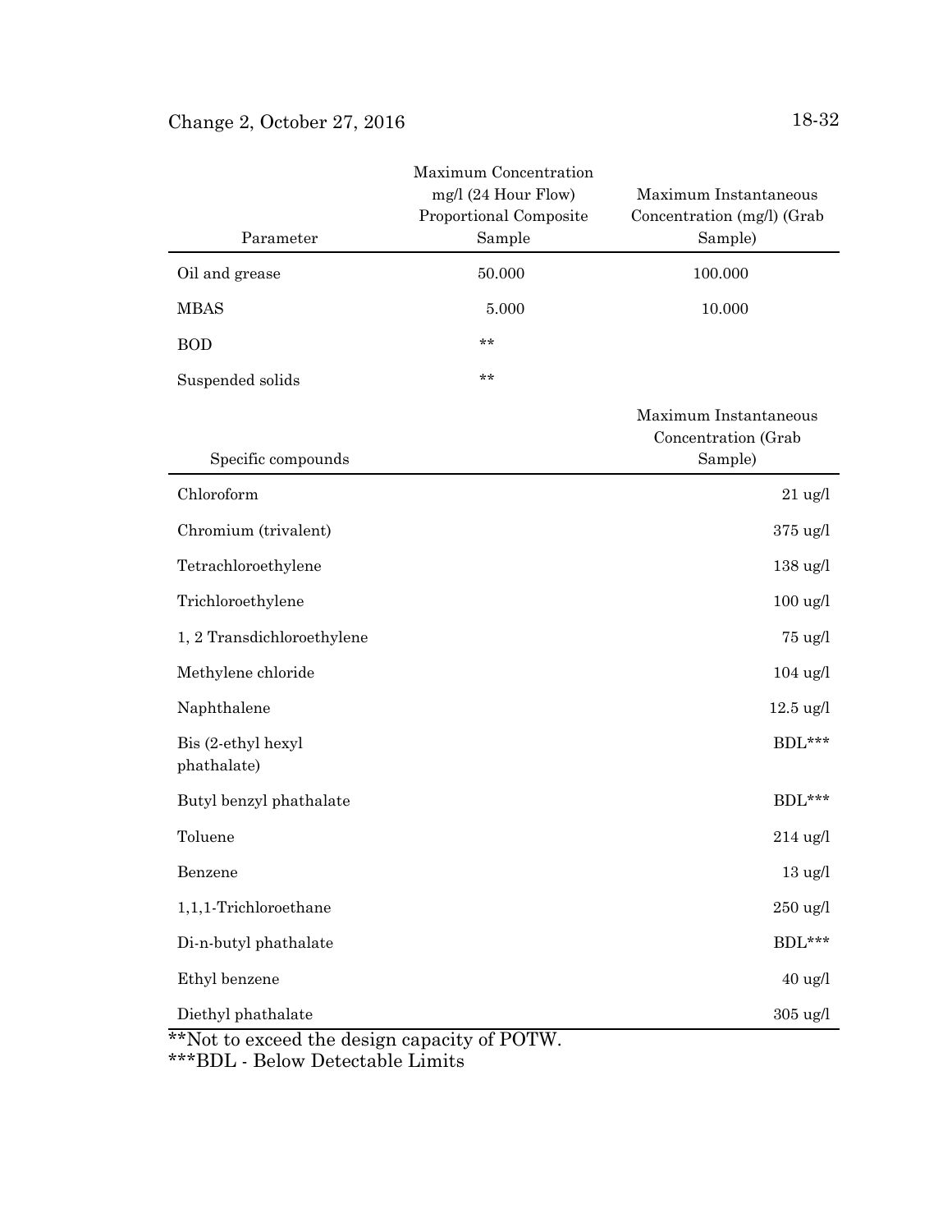| Parameter | Maximum Concentration mg/l (24 Hour Flow) Proportional Composite Sample | Maximum Instantaneous Concentration (mg/l) (Grab Sample) |
|---|---|---|
| Oil and grease | 50.000 | 100.000 |
| MBAS | 5.000 | 10.000 |
| BOD | ** | |
| Suspended solids | ** | |

| Specific compounds | Maximum Instantaneous Concentration (Grab Sample) |
|---|---|
| Chloroform | 21 ug/l |
| Chromium (trivalent) | 375 ug/l |
| Tetrachloroethylene | 138 ug/l |
| Trichloroethylene | 100 ug/l |
| 1, 2 Transdichloroethylene | 75 ug/l |
| Methylene chloride | 104 ug/l |
| Naphthalene | 12.5 ug/l |
| Bis (2-ethyl hexyl phathalate) | BDL*** |
| Butyl benzyl phathalate | BDL*** |
| Toluene | 214 ug/l |
| Benzene | 13 ug/l |
| 1,1,1-Trichloroethane | 250 ug/l |
| Di-n-butyl phathalate | BDL*** |
| Ethyl benzene | 40 ug/l |
| Diethyl phathalate | 305 ug/l |

**Not to exceed the design capacity of POTW.
***BDL - Below Detectable Limits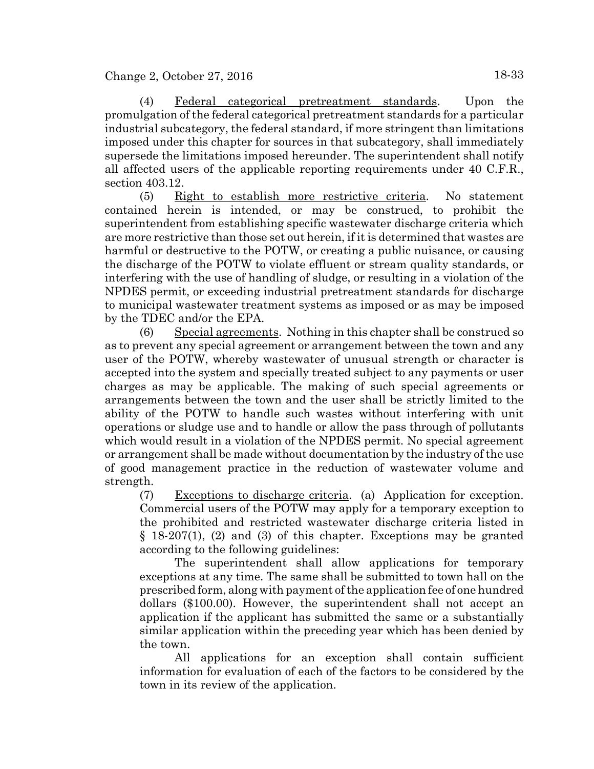(4) Federal categorical pretreatment standards. Upon the promulgation of the federal categorical pretreatment standards for a particular industrial subcategory, the federal standard, if more stringent than limitations imposed under this chapter for sources in that subcategory, shall immediately supersede the limitations imposed hereunder. The superintendent shall notify all affected users of the applicable reporting requirements under 40 C.F.R., section 403.12.

(5) Right to establish more restrictive criteria. No statement contained herein is intended, or may be construed, to prohibit the superintendent from establishing specific wastewater discharge criteria which are more restrictive than those set out herein, if it is determined that wastes are harmful or destructive to the POTW, or creating a public nuisance, or causing the discharge of the POTW to violate effluent or stream quality standards, or interfering with the use of handling of sludge, or resulting in a violation of the NPDES permit, or exceeding industrial pretreatment standards for discharge to municipal wastewater treatment systems as imposed or as may be imposed by the TDEC and/or the EPA.

(6) Special agreements. Nothing in this chapter shall be construed so as to prevent any special agreement or arrangement between the town and any user of the POTW, whereby wastewater of unusual strength or character is accepted into the system and specially treated subject to any payments or user charges as may be applicable. The making of such special agreements or arrangements between the town and the user shall be strictly limited to the ability of the POTW to handle such wastes without interfering with unit operations or sludge use and to handle or allow the pass through of pollutants which would result in a violation of the NPDES permit. No special agreement or arrangement shall be made without documentation by the industry of the use of good management practice in the reduction of wastewater volume and strength.

(7) Exceptions to discharge criteria. (a) Application for exception. Commercial users of the POTW may apply for a temporary exception to the prohibited and restricted wastewater discharge criteria listed in § 18-207(1), (2) and (3) of this chapter. Exceptions may be granted according to the following guidelines:

The superintendent shall allow applications for temporary exceptions at any time. The same shall be submitted to town hall on the prescribed form, along with payment of the application fee of one hundred dollars ($100.00). However, the superintendent shall not accept an application if the applicant has submitted the same or a substantially similar application within the preceding year which has been denied by the town.

All applications for an exception shall contain sufficient information for evaluation of each of the factors to be considered by the town in its review of the application.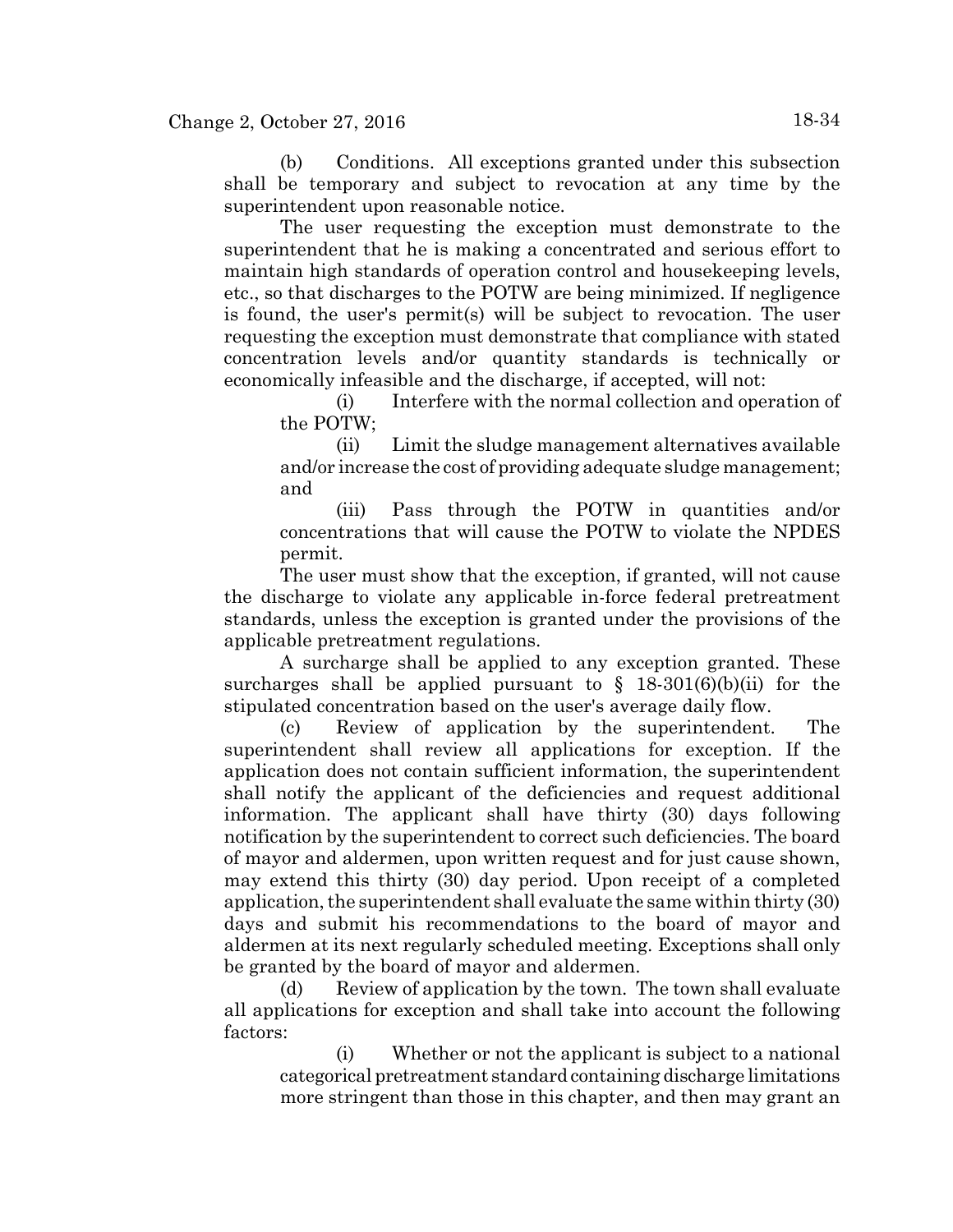(b) Conditions. All exceptions granted under this subsection shall be temporary and subject to revocation at any time by the superintendent upon reasonable notice.

The user requesting the exception must demonstrate to the superintendent that he is making a concentrated and serious effort to maintain high standards of operation control and housekeeping levels, etc., so that discharges to the POTW are being minimized. If negligence is found, the user's permit(s) will be subject to revocation. The user requesting the exception must demonstrate that compliance with stated concentration levels and/or quantity standards is technically or economically infeasible and the discharge, if accepted, will not:

(i) Interfere with the normal collection and operation of the POTW;

(ii) Limit the sludge management alternatives available and/or increase the cost of providing adequate sludge management; and

(iii) Pass through the POTW in quantities and/or concentrations that will cause the POTW to violate the NPDES permit.

The user must show that the exception, if granted, will not cause the discharge to violate any applicable in-force federal pretreatment standards, unless the exception is granted under the provisions of the applicable pretreatment regulations.

A surcharge shall be applied to any exception granted. These surcharges shall be applied pursuant to § 18-301(6)(b)(ii) for the stipulated concentration based on the user's average daily flow.

(c) Review of application by the superintendent. The superintendent shall review all applications for exception. If the application does not contain sufficient information, the superintendent shall notify the applicant of the deficiencies and request additional information. The applicant shall have thirty (30) days following notification by the superintendent to correct such deficiencies. The board of mayor and aldermen, upon written request and for just cause shown, may extend this thirty (30) day period. Upon receipt of a completed application, the superintendent shall evaluate the same within thirty (30) days and submit his recommendations to the board of mayor and aldermen at its next regularly scheduled meeting. Exceptions shall only be granted by the board of mayor and aldermen.

(d) Review of application by the town. The town shall evaluate all applications for exception and shall take into account the following factors:

(i) Whether or not the applicant is subject to a national categorical pretreatment standard containing discharge limitations more stringent than those in this chapter, and then may grant an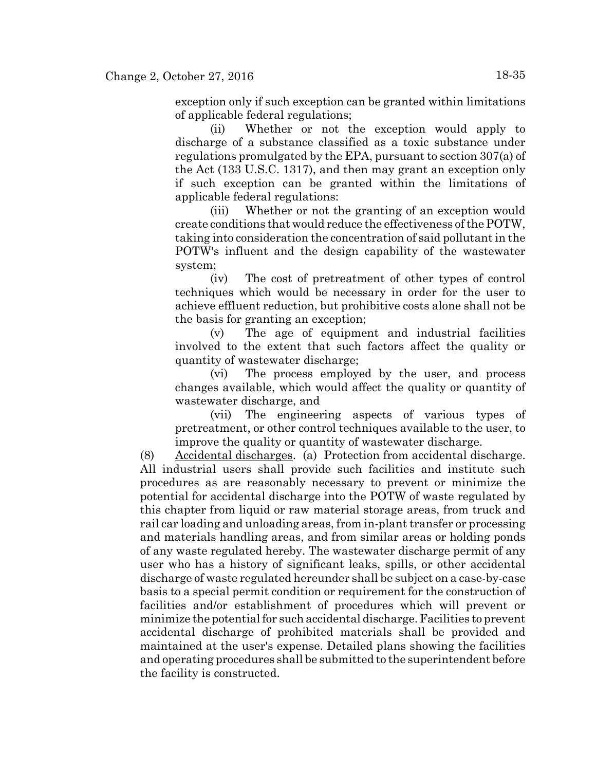exception only if such exception can be granted within limitations of applicable federal regulations;

(ii) Whether or not the exception would apply to discharge of a substance classified as a toxic substance under regulations promulgated by the EPA, pursuant to section 307(a) of the Act (133 U.S.C. 1317), and then may grant an exception only if such exception can be granted within the limitations of applicable federal regulations:

(iii) Whether or not the granting of an exception would create conditions that would reduce the effectiveness of the POTW, taking into consideration the concentration of said pollutant in the POTW's influent and the design capability of the wastewater system;

(iv) The cost of pretreatment of other types of control techniques which would be necessary in order for the user to achieve effluent reduction, but prohibitive costs alone shall not be the basis for granting an exception;

(v) The age of equipment and industrial facilities involved to the extent that such factors affect the quality or quantity of wastewater discharge;

(vi) The process employed by the user, and process changes available, which would affect the quality or quantity of wastewater discharge, and

(vii) The engineering aspects of various types of pretreatment, or other control techniques available to the user, to improve the quality or quantity of wastewater discharge.

(8) Accidental discharges. (a) Protection from accidental discharge. All industrial users shall provide such facilities and institute such procedures as are reasonably necessary to prevent or minimize the potential for accidental discharge into the POTW of waste regulated by this chapter from liquid or raw material storage areas, from truck and rail car loading and unloading areas, from in-plant transfer or processing and materials handling areas, and from similar areas or holding ponds of any waste regulated hereby. The wastewater discharge permit of any user who has a history of significant leaks, spills, or other accidental discharge of waste regulated hereunder shall be subject on a case-by-case basis to a special permit condition or requirement for the construction of facilities and/or establishment of procedures which will prevent or minimize the potential for such accidental discharge. Facilities to prevent accidental discharge of prohibited materials shall be provided and maintained at the user's expense. Detailed plans showing the facilities and operating procedures shall be submitted to the superintendent before the facility is constructed.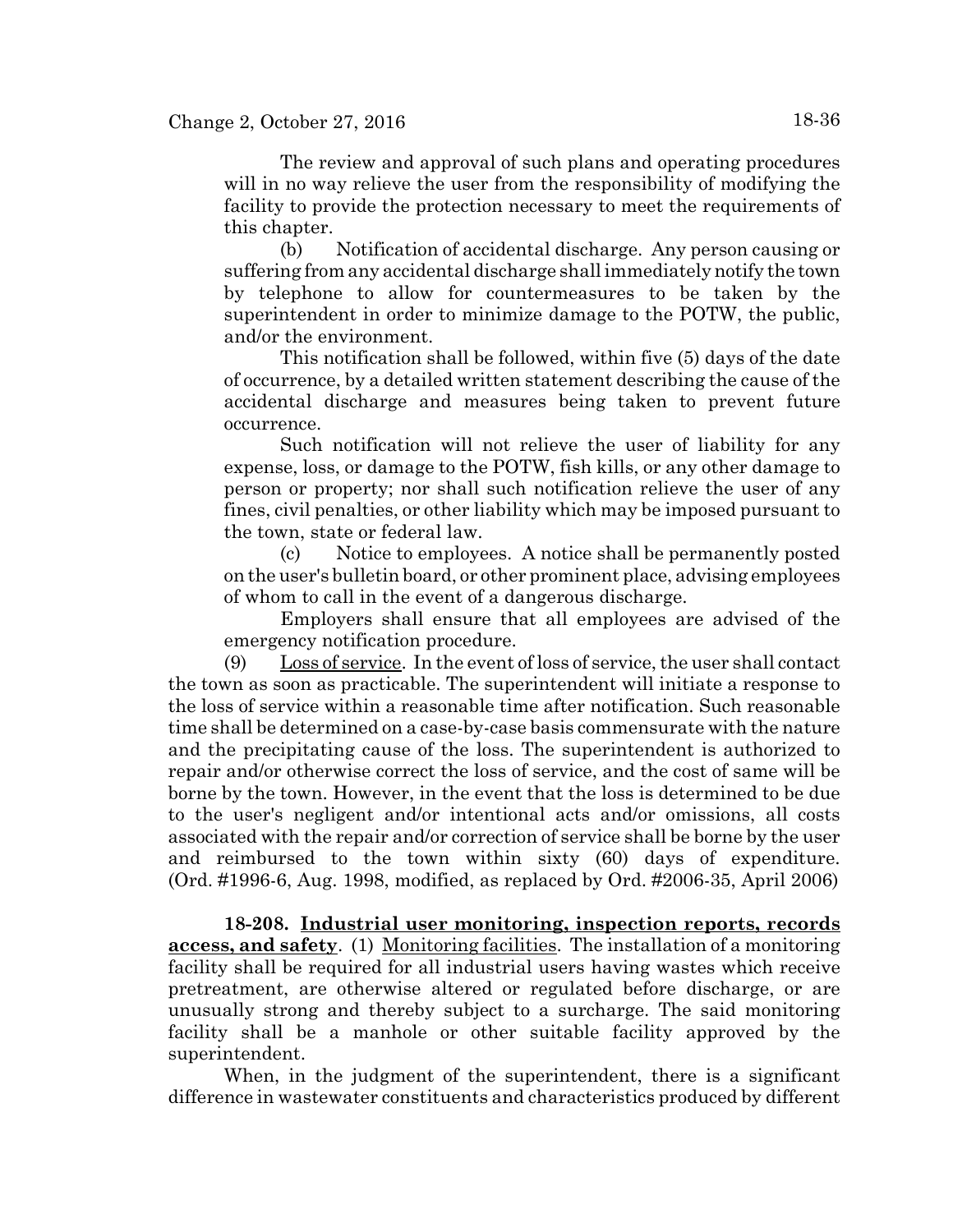The review and approval of such plans and operating procedures will in no way relieve the user from the responsibility of modifying the facility to provide the protection necessary to meet the requirements of this chapter.

(b) Notification of accidental discharge. Any person causing or suffering from any accidental discharge shall immediately notify the town by telephone to allow for countermeasures to be taken by the superintendent in order to minimize damage to the POTW, the public, and/or the environment.

This notification shall be followed, within five (5) days of the date of occurrence, by a detailed written statement describing the cause of the accidental discharge and measures being taken to prevent future occurrence.

Such notification will not relieve the user of liability for any expense, loss, or damage to the POTW, fish kills, or any other damage to person or property; nor shall such notification relieve the user of any fines, civil penalties, or other liability which may be imposed pursuant to the town, state or federal law.

(c) Notice to employees. A notice shall be permanently posted on the user's bulletin board, or other prominent place, advising employees of whom to call in the event of a dangerous discharge.

Employers shall ensure that all employees are advised of the emergency notification procedure.

(9) Loss of service. In the event of loss of service, the user shall contact the town as soon as practicable. The superintendent will initiate a response to the loss of service within a reasonable time after notification. Such reasonable time shall be determined on a case-by-case basis commensurate with the nature and the precipitating cause of the loss. The superintendent is authorized to repair and/or otherwise correct the loss of service, and the cost of same will be borne by the town. However, in the event that the loss is determined to be due to the user's negligent and/or intentional acts and/or omissions, all costs associated with the repair and/or correction of service shall be borne by the user and reimbursed to the town within sixty (60) days of expenditure. (Ord. #1996-6, Aug. 1998, modified, as replaced by Ord. #2006-35, April 2006)

**18-208. Industrial user monitoring, inspection reports, records access, and safety**. (1) Monitoring facilities. The installation of a monitoring facility shall be required for all industrial users having wastes which receive pretreatment, are otherwise altered or regulated before discharge, or are unusually strong and thereby subject to a surcharge. The said monitoring facility shall be a manhole or other suitable facility approved by the superintendent.

When, in the judgment of the superintendent, there is a significant difference in wastewater constituents and characteristics produced by different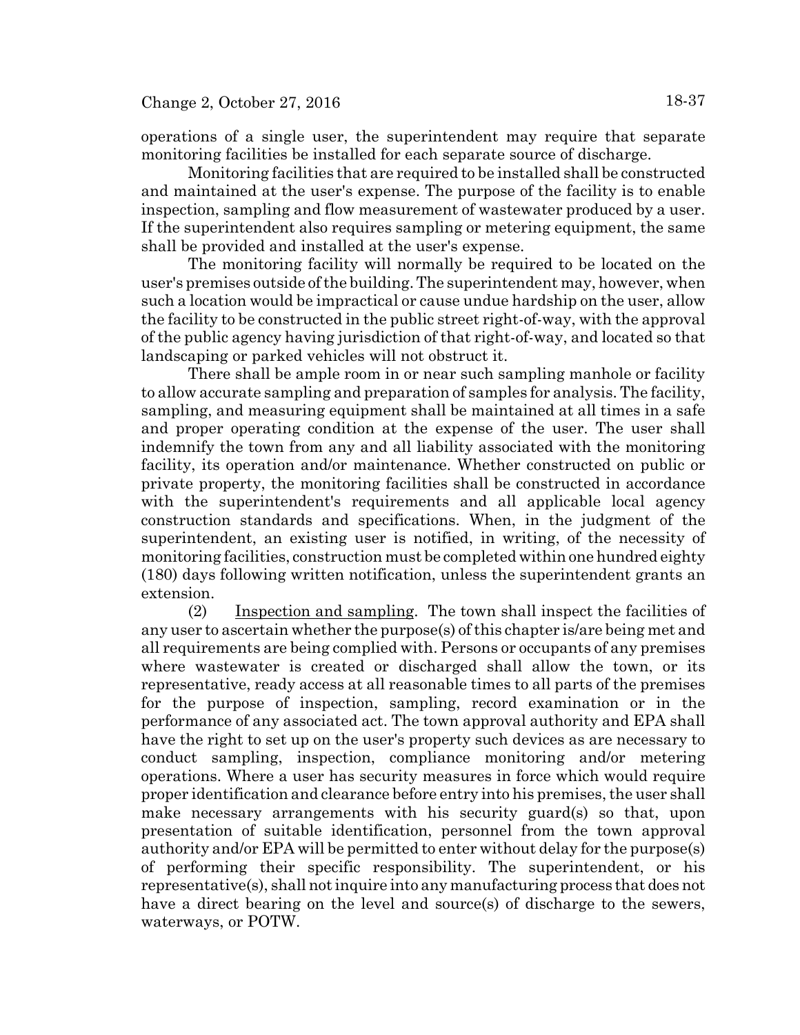operations of a single user, the superintendent may require that separate monitoring facilities be installed for each separate source of discharge.

Monitoring facilities that are required to be installed shall be constructed and maintained at the user's expense. The purpose of the facility is to enable inspection, sampling and flow measurement of wastewater produced by a user. If the superintendent also requires sampling or metering equipment, the same shall be provided and installed at the user's expense.

The monitoring facility will normally be required to be located on the user's premises outside of the building. The superintendent may, however, when such a location would be impractical or cause undue hardship on the user, allow the facility to be constructed in the public street right-of-way, with the approval of the public agency having jurisdiction of that right-of-way, and located so that landscaping or parked vehicles will not obstruct it.

There shall be ample room in or near such sampling manhole or facility to allow accurate sampling and preparation of samples for analysis. The facility, sampling, and measuring equipment shall be maintained at all times in a safe and proper operating condition at the expense of the user. The user shall indemnify the town from any and all liability associated with the monitoring facility, its operation and/or maintenance. Whether constructed on public or private property, the monitoring facilities shall be constructed in accordance with the superintendent's requirements and all applicable local agency construction standards and specifications. When, in the judgment of the superintendent, an existing user is notified, in writing, of the necessity of monitoring facilities, construction must be completed within one hundred eighty (180) days following written notification, unless the superintendent grants an extension.

(2) Inspection and sampling. The town shall inspect the facilities of any user to ascertain whether the purpose(s) of this chapter is/are being met and all requirements are being complied with. Persons or occupants of any premises where wastewater is created or discharged shall allow the town, or its representative, ready access at all reasonable times to all parts of the premises for the purpose of inspection, sampling, record examination or in the performance of any associated act. The town approval authority and EPA shall have the right to set up on the user's property such devices as are necessary to conduct sampling, inspection, compliance monitoring and/or metering operations. Where a user has security measures in force which would require proper identification and clearance before entry into his premises, the user shall make necessary arrangements with his security guard(s) so that, upon presentation of suitable identification, personnel from the town approval authority and/or EPA will be permitted to enter without delay for the purpose(s) of performing their specific responsibility. The superintendent, or his representative(s), shall not inquire into any manufacturing process that does not have a direct bearing on the level and source(s) of discharge to the sewers, waterways, or POTW.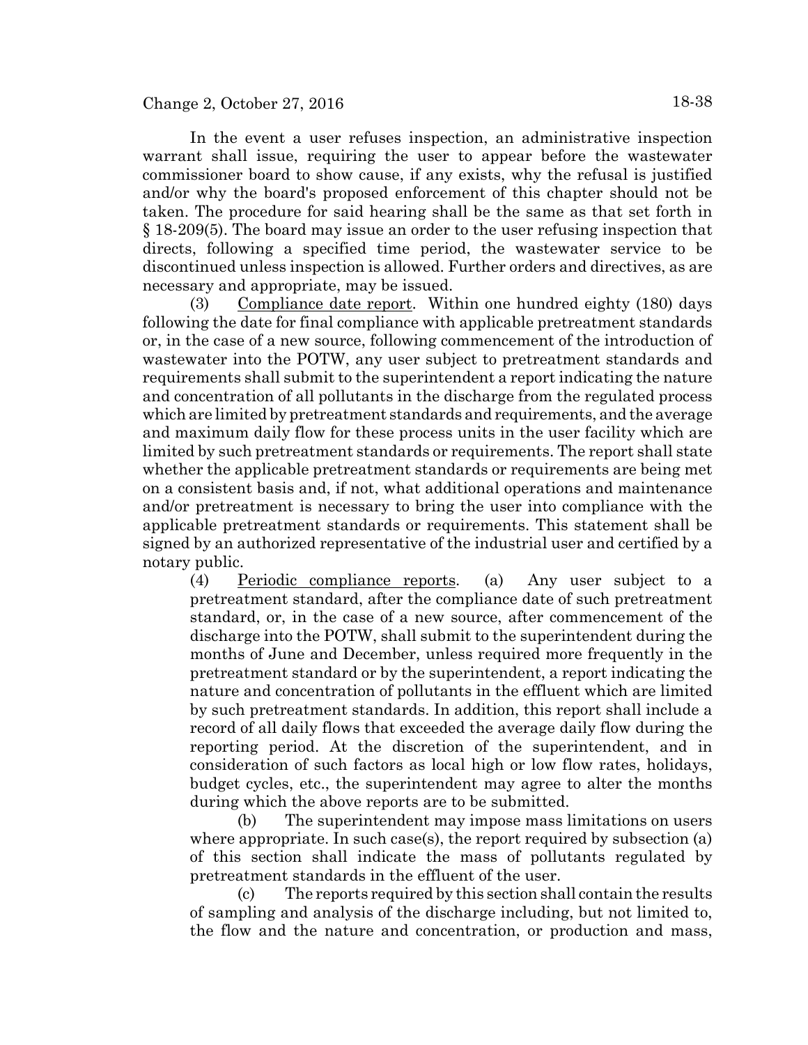In the event a user refuses inspection, an administrative inspection warrant shall issue, requiring the user to appear before the wastewater commissioner board to show cause, if any exists, why the refusal is justified and/or why the board's proposed enforcement of this chapter should not be taken. The procedure for said hearing shall be the same as that set forth in § 18-209(5). The board may issue an order to the user refusing inspection that directs, following a specified time period, the wastewater service to be discontinued unless inspection is allowed. Further orders and directives, as are necessary and appropriate, may be issued.

(3) Compliance date report. Within one hundred eighty (180) days following the date for final compliance with applicable pretreatment standards or, in the case of a new source, following commencement of the introduction of wastewater into the POTW, any user subject to pretreatment standards and requirements shall submit to the superintendent a report indicating the nature and concentration of all pollutants in the discharge from the regulated process which are limited by pretreatment standards and requirements, and the average and maximum daily flow for these process units in the user facility which are limited by such pretreatment standards or requirements. The report shall state whether the applicable pretreatment standards or requirements are being met on a consistent basis and, if not, what additional operations and maintenance and/or pretreatment is necessary to bring the user into compliance with the applicable pretreatment standards or requirements. This statement shall be signed by an authorized representative of the industrial user and certified by a notary public.

(4) Periodic compliance reports. (a) Any user subject to a pretreatment standard, after the compliance date of such pretreatment standard, or, in the case of a new source, after commencement of the discharge into the POTW, shall submit to the superintendent during the months of June and December, unless required more frequently in the pretreatment standard or by the superintendent, a report indicating the nature and concentration of pollutants in the effluent which are limited by such pretreatment standards. In addition, this report shall include a record of all daily flows that exceeded the average daily flow during the reporting period. At the discretion of the superintendent, and in consideration of such factors as local high or low flow rates, holidays, budget cycles, etc., the superintendent may agree to alter the months during which the above reports are to be submitted.

(b) The superintendent may impose mass limitations on users where appropriate. In such case(s), the report required by subsection (a) of this section shall indicate the mass of pollutants regulated by pretreatment standards in the effluent of the user.

(c) The reports required by this section shall contain the results of sampling and analysis of the discharge including, but not limited to, the flow and the nature and concentration, or production and mass,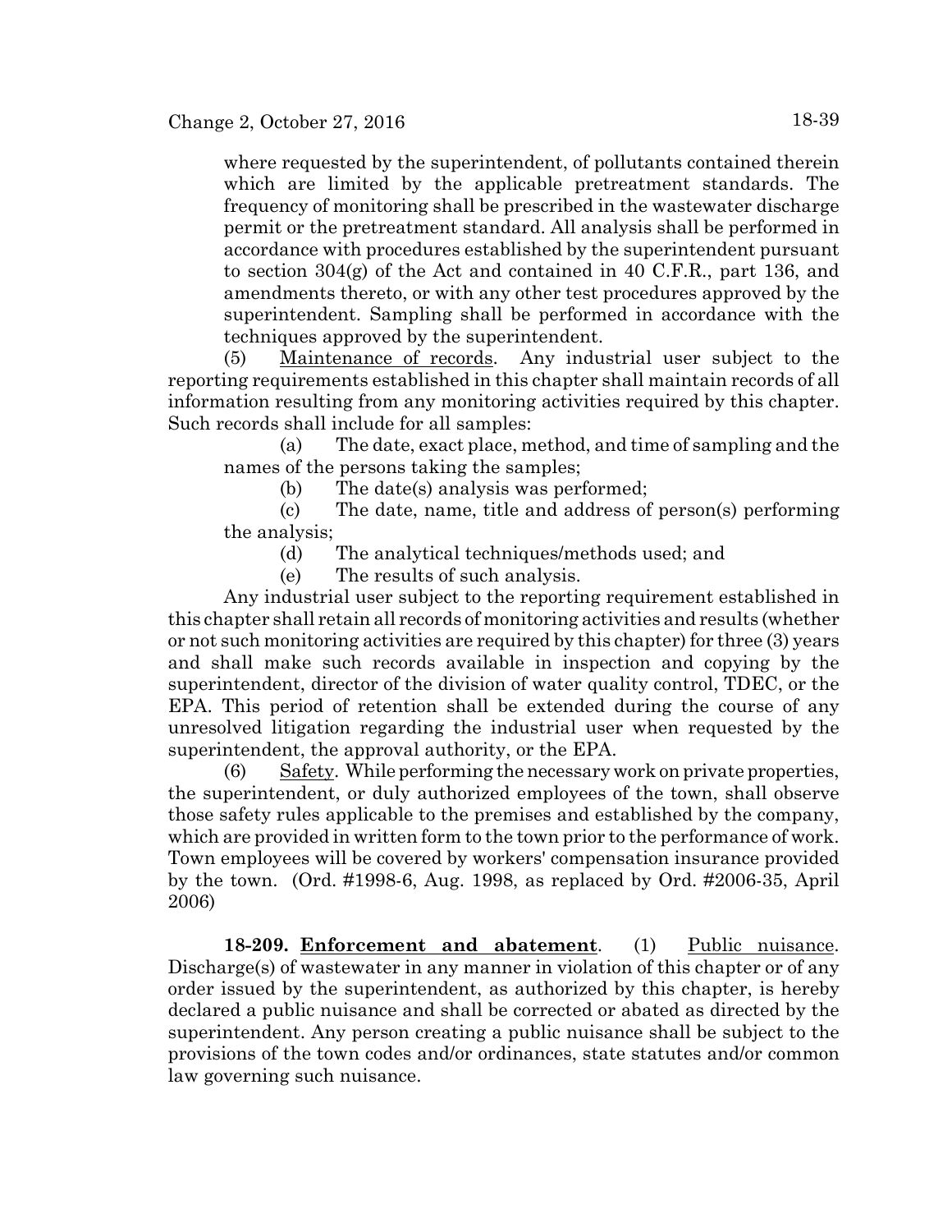where requested by the superintendent, of pollutants contained therein which are limited by the applicable pretreatment standards. The frequency of monitoring shall be prescribed in the wastewater discharge permit or the pretreatment standard. All analysis shall be performed in accordance with procedures established by the superintendent pursuant to section 304(g) of the Act and contained in 40 C.F.R., part 136, and amendments thereto, or with any other test procedures approved by the superintendent. Sampling shall be performed in accordance with the techniques approved by the superintendent.

(5) Maintenance of records. Any industrial user subject to the reporting requirements established in this chapter shall maintain records of all information resulting from any monitoring activities required by this chapter. Such records shall include for all samples:

(a) The date, exact place, method, and time of sampling and the names of the persons taking the samples;

(b) The date(s) analysis was performed;

(c) The date, name, title and address of person(s) performing the analysis;

(d) The analytical techniques/methods used; and

(e) The results of such analysis.

Any industrial user subject to the reporting requirement established in this chapter shall retain all records of monitoring activities and results (whether or not such monitoring activities are required by this chapter) for three (3) years and shall make such records available in inspection and copying by the superintendent, director of the division of water quality control, TDEC, or the EPA. This period of retention shall be extended during the course of any unresolved litigation regarding the industrial user when requested by the superintendent, the approval authority, or the EPA.

(6) Safety. While performing the necessary work on private properties, the superintendent, or duly authorized employees of the town, shall observe those safety rules applicable to the premises and established by the company, which are provided in written form to the town prior to the performance of work. Town employees will be covered by workers' compensation insurance provided by the town. (Ord. #1998-6, Aug. 1998, as replaced by Ord. #2006-35, April 2006)

**18-209. Enforcement and abatement**. (1) Public nuisance. Discharge(s) of wastewater in any manner in violation of this chapter or of any order issued by the superintendent, as authorized by this chapter, is hereby declared a public nuisance and shall be corrected or abated as directed by the superintendent. Any person creating a public nuisance shall be subject to the provisions of the town codes and/or ordinances, state statutes and/or common law governing such nuisance.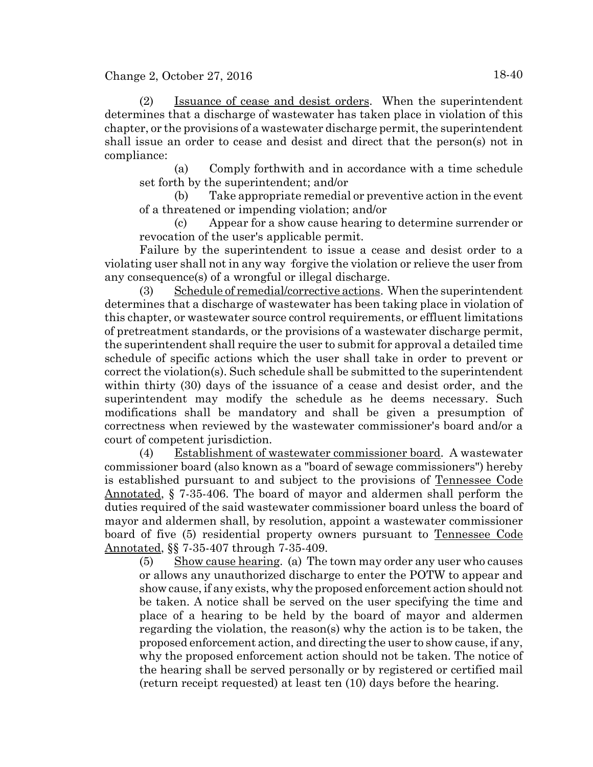(2) Issuance of cease and desist orders. When the superintendent determines that a discharge of wastewater has taken place in violation of this chapter, or the provisions of a wastewater discharge permit, the superintendent shall issue an order to cease and desist and direct that the person(s) not in compliance:

(a) Comply forthwith and in accordance with a time schedule set forth by the superintendent; and/or

(b) Take appropriate remedial or preventive action in the event of a threatened or impending violation; and/or

(c) Appear for a show cause hearing to determine surrender or revocation of the user's applicable permit.

Failure by the superintendent to issue a cease and desist order to a violating user shall not in any way forgive the violation or relieve the user from any consequence(s) of a wrongful or illegal discharge.

(3) Schedule of remedial/corrective actions. When the superintendent determines that a discharge of wastewater has been taking place in violation of this chapter, or wastewater source control requirements, or effluent limitations of pretreatment standards, or the provisions of a wastewater discharge permit, the superintendent shall require the user to submit for approval a detailed time schedule of specific actions which the user shall take in order to prevent or correct the violation(s). Such schedule shall be submitted to the superintendent within thirty (30) days of the issuance of a cease and desist order, and the superintendent may modify the schedule as he deems necessary. Such modifications shall be mandatory and shall be given a presumption of correctness when reviewed by the wastewater commissioner's board and/or a court of competent jurisdiction.

(4) Establishment of wastewater commissioner board. A wastewater commissioner board (also known as a "board of sewage commissioners") hereby is established pursuant to and subject to the provisions of Tennessee Code Annotated, § 7-35-406. The board of mayor and aldermen shall perform the duties required of the said wastewater commissioner board unless the board of mayor and aldermen shall, by resolution, appoint a wastewater commissioner board of five (5) residential property owners pursuant to Tennessee Code Annotated, §§ 7-35-407 through 7-35-409.

(5) Show cause hearing. (a) The town may order any user who causes or allows any unauthorized discharge to enter the POTW to appear and show cause, if any exists, why the proposed enforcement action should not be taken. A notice shall be served on the user specifying the time and place of a hearing to be held by the board of mayor and aldermen regarding the violation, the reason(s) why the action is to be taken, the proposed enforcement action, and directing the user to show cause, if any, why the proposed enforcement action should not be taken. The notice of the hearing shall be served personally or by registered or certified mail (return receipt requested) at least ten (10) days before the hearing.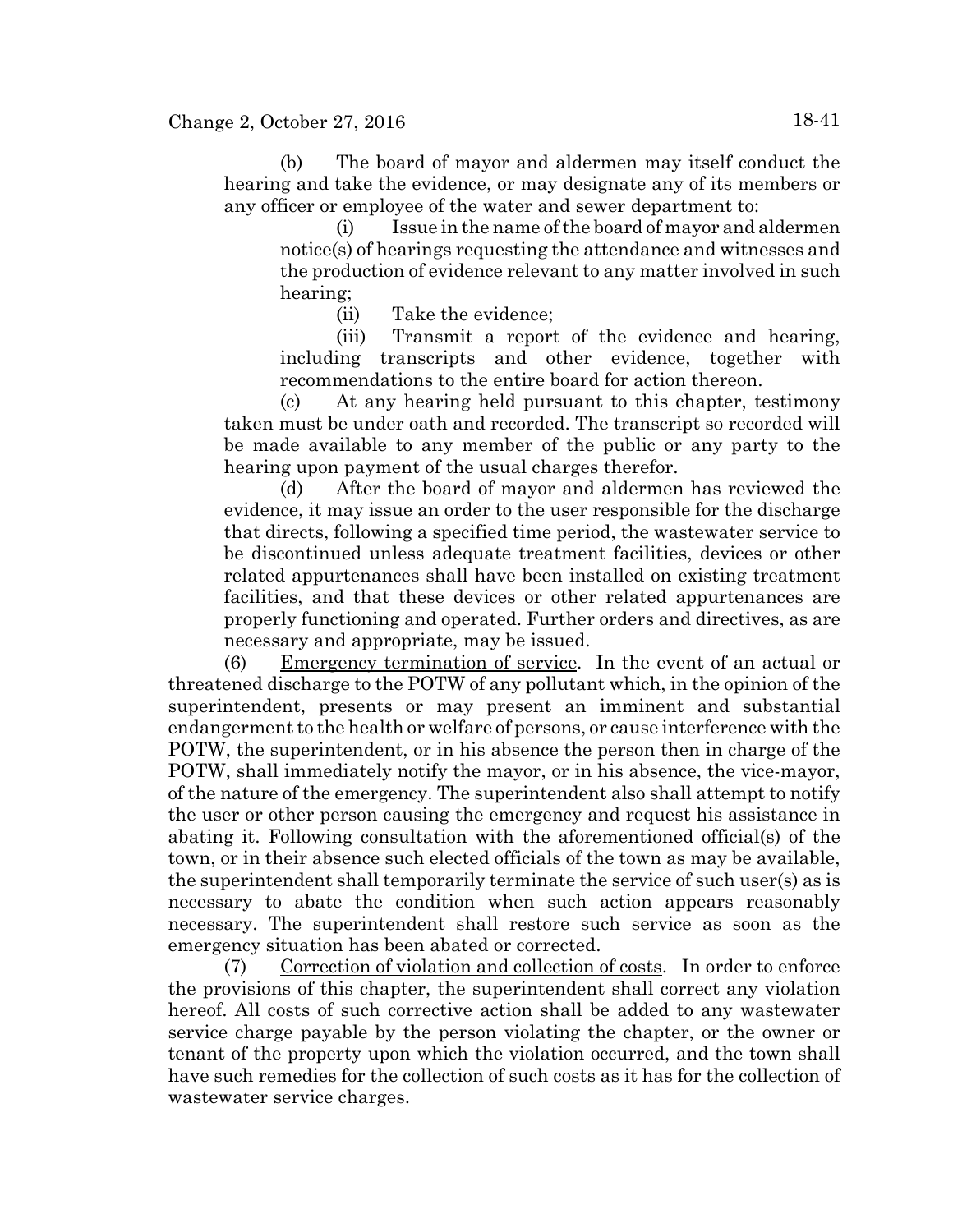(b) The board of mayor and aldermen may itself conduct the hearing and take the evidence, or may designate any of its members or any officer or employee of the water and sewer department to:

(i) Issue in the name of the board of mayor and aldermen notice(s) of hearings requesting the attendance and witnesses and the production of evidence relevant to any matter involved in such hearing;

(ii) Take the evidence;

(iii) Transmit a report of the evidence and hearing, including transcripts and other evidence, together with recommendations to the entire board for action thereon.

(c) At any hearing held pursuant to this chapter, testimony taken must be under oath and recorded. The transcript so recorded will be made available to any member of the public or any party to the hearing upon payment of the usual charges therefor.

(d) After the board of mayor and aldermen has reviewed the evidence, it may issue an order to the user responsible for the discharge that directs, following a specified time period, the wastewater service to be discontinued unless adequate treatment facilities, devices or other related appurtenances shall have been installed on existing treatment facilities, and that these devices or other related appurtenances are properly functioning and operated. Further orders and directives, as are necessary and appropriate, may be issued.

(6) Emergency termination of service. In the event of an actual or threatened discharge to the POTW of any pollutant which, in the opinion of the superintendent, presents or may present an imminent and substantial endangerment to the health or welfare of persons, or cause interference with the POTW, the superintendent, or in his absence the person then in charge of the POTW, shall immediately notify the mayor, or in his absence, the vice-mayor, of the nature of the emergency. The superintendent also shall attempt to notify the user or other person causing the emergency and request his assistance in abating it. Following consultation with the aforementioned official(s) of the town, or in their absence such elected officials of the town as may be available, the superintendent shall temporarily terminate the service of such user(s) as is necessary to abate the condition when such action appears reasonably necessary. The superintendent shall restore such service as soon as the emergency situation has been abated or corrected.

(7) Correction of violation and collection of costs. In order to enforce the provisions of this chapter, the superintendent shall correct any violation hereof. All costs of such corrective action shall be added to any wastewater service charge payable by the person violating the chapter, or the owner or tenant of the property upon which the violation occurred, and the town shall have such remedies for the collection of such costs as it has for the collection of wastewater service charges.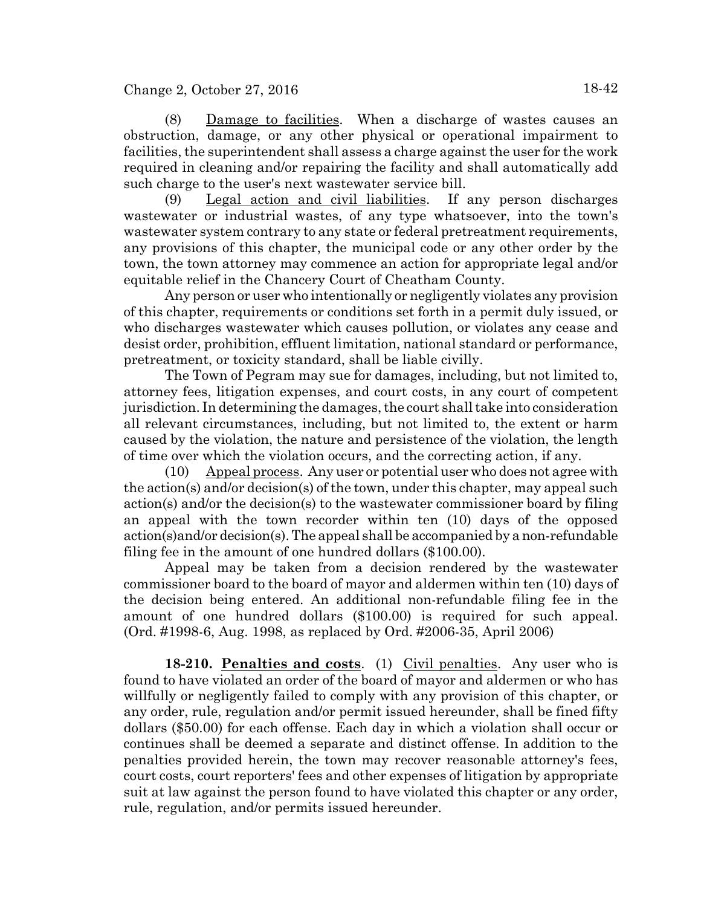(8) Damage to facilities. When a discharge of wastes causes an obstruction, damage, or any other physical or operational impairment to facilities, the superintendent shall assess a charge against the user for the work required in cleaning and/or repairing the facility and shall automatically add such charge to the user's next wastewater service bill.

(9) Legal action and civil liabilities. If any person discharges wastewater or industrial wastes, of any type whatsoever, into the town's wastewater system contrary to any state or federal pretreatment requirements, any provisions of this chapter, the municipal code or any other order by the town, the town attorney may commence an action for appropriate legal and/or equitable relief in the Chancery Court of Cheatham County.

Any person or user who intentionally or negligently violates any provision of this chapter, requirements or conditions set forth in a permit duly issued, or who discharges wastewater which causes pollution, or violates any cease and desist order, prohibition, effluent limitation, national standard or performance, pretreatment, or toxicity standard, shall be liable civilly.

The Town of Pegram may sue for damages, including, but not limited to, attorney fees, litigation expenses, and court costs, in any court of competent jurisdiction. In determining the damages, the court shall take into consideration all relevant circumstances, including, but not limited to, the extent or harm caused by the violation, the nature and persistence of the violation, the length of time over which the violation occurs, and the correcting action, if any.

(10) Appeal process. Any user or potential user who does not agree with the action(s) and/or decision(s) of the town, under this chapter, may appeal such action(s) and/or the decision(s) to the wastewater commissioner board by filing an appeal with the town recorder within ten (10) days of the opposed action(s)and/or decision(s). The appeal shall be accompanied by a non-refundable filing fee in the amount of one hundred dollars ($100.00).

Appeal may be taken from a decision rendered by the wastewater commissioner board to the board of mayor and aldermen within ten (10) days of the decision being entered. An additional non-refundable filing fee in the amount of one hundred dollars ($100.00) is required for such appeal. (Ord. #1998-6, Aug. 1998, as replaced by Ord. #2006-35, April 2006)

**18-210. Penalties and costs**. (1) Civil penalties. Any user who is found to have violated an order of the board of mayor and aldermen or who has willfully or negligently failed to comply with any provision of this chapter, or any order, rule, regulation and/or permit issued hereunder, shall be fined fifty dollars ($50.00) for each offense. Each day in which a violation shall occur or continues shall be deemed a separate and distinct offense. In addition to the penalties provided herein, the town may recover reasonable attorney's fees, court costs, court reporters' fees and other expenses of litigation by appropriate suit at law against the person found to have violated this chapter or any order, rule, regulation, and/or permits issued hereunder.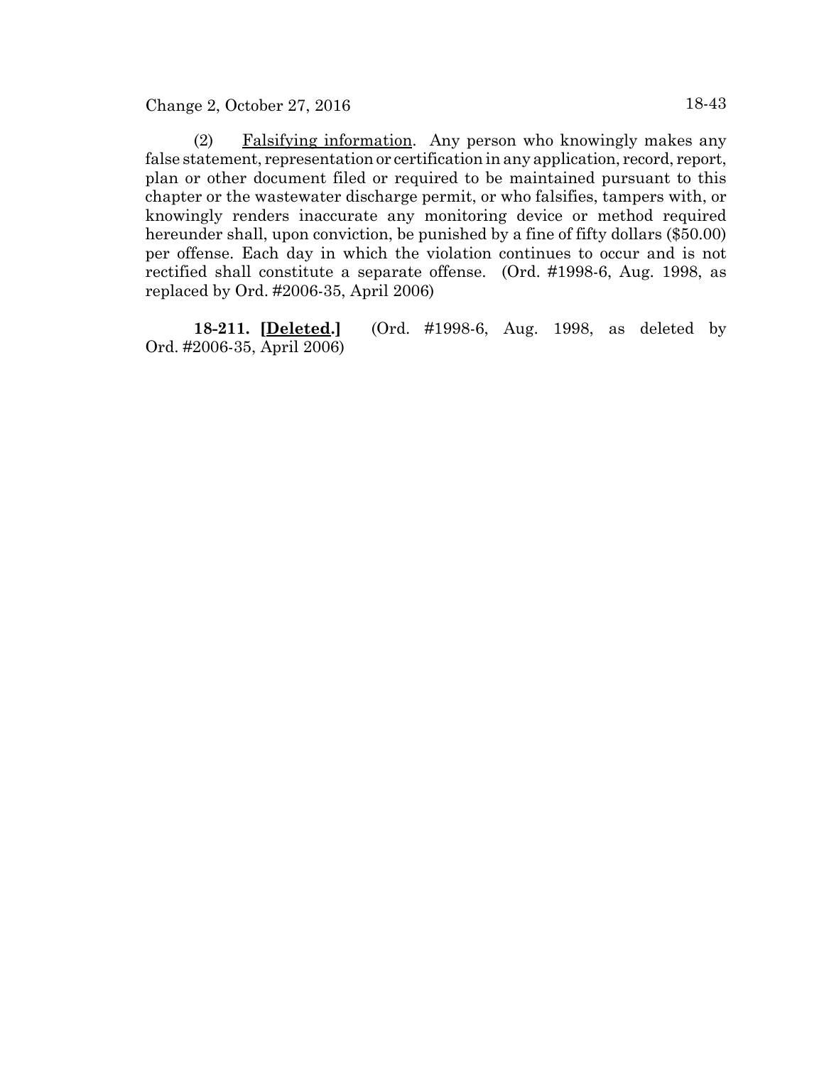(2) Falsifying information. Any person who knowingly makes any false statement, representation or certification in any application, record, report, plan or other document filed or required to be maintained pursuant to this chapter or the wastewater discharge permit, or who falsifies, tampers with, or knowingly renders inaccurate any monitoring device or method required hereunder shall, upon conviction, be punished by a fine of fifty dollars ($50.00) per offense. Each day in which the violation continues to occur and is not rectified shall constitute a separate offense. (Ord. #1998-6, Aug. 1998, as replaced by Ord. #2006-35, April 2006)

**18-211. [Deleted.]** (Ord. #1998-6, Aug. 1998, as deleted by Ord. #2006-35, April 2006)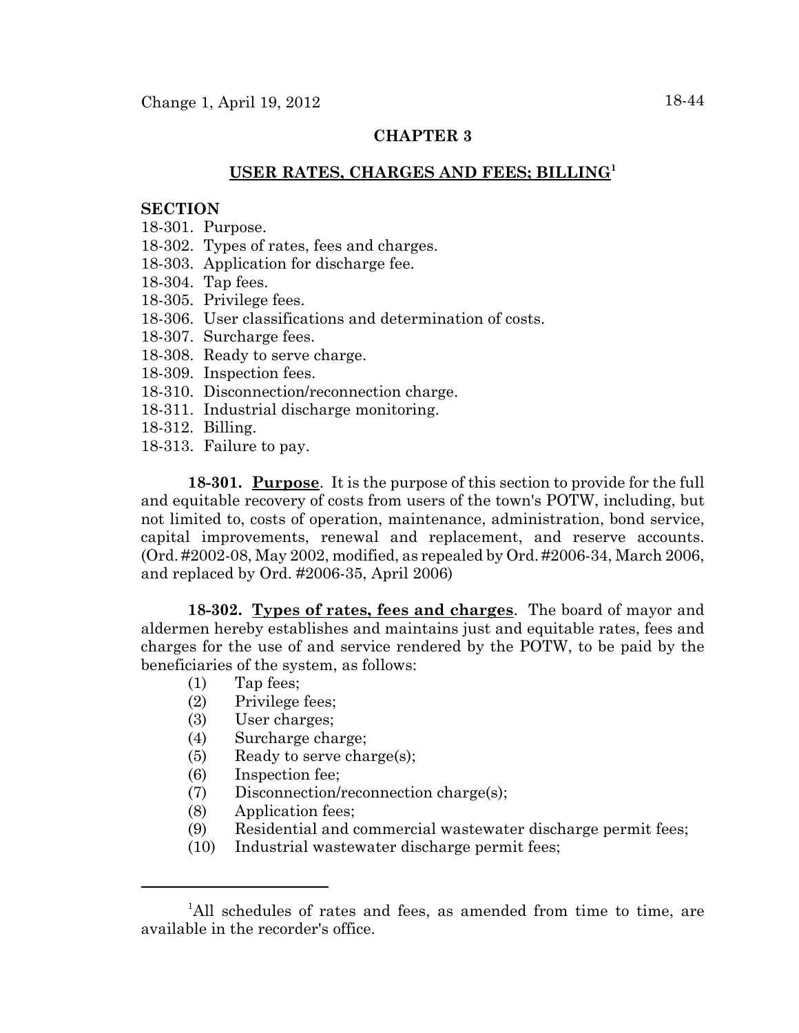## CHAPTER 3

## USER RATES, CHARGES AND FEES; BILLING[1]

**SECTION**

18-301. Purpose.
18-302. Types of rates, fees and charges.
18-303. Application for discharge fee.
18-304. Tap fees.
18-305. Privilege fees.
18-306. User classifications and determination of costs.
18-307. Surcharge fees.
18-308. Ready to serve charge.
18-309. Inspection fees.
18-310. Disconnection/reconnection charge.
18-311. Industrial discharge monitoring.
18-312. Billing.
18-313. Failure to pay.

**18-301. Purpose**. It is the purpose of this section to provide for the full and equitable recovery of costs from users of the town's POTW, including, but not limited to, costs of operation, maintenance, administration, bond service, capital improvements, renewal and replacement, and reserve accounts. (Ord. #2002-08, May 2002, modified, as repealed by Ord. #2006-34, March 2006, and replaced by Ord. #2006-35, April 2006)

**18-302. Types of rates, fees and charges**. The board of mayor and aldermen hereby establishes and maintains just and equitable rates, fees and charges for the use of and service rendered by the POTW, to be paid by the beneficiaries of the system, as follows:

(1) Tap fees;
(2) Privilege fees;
(3) User charges;
(4) Surcharge charge;
(5) Ready to serve charge(s);
(6) Inspection fee;
(7) Disconnection/reconnection charge(s);
(8) Application fees;
(9) Residential and commercial wastewater discharge permit fees;
(10) Industrial wastewater discharge permit fees;

[1]All schedules of rates and fees, as amended from time to time, are available in the recorder's office.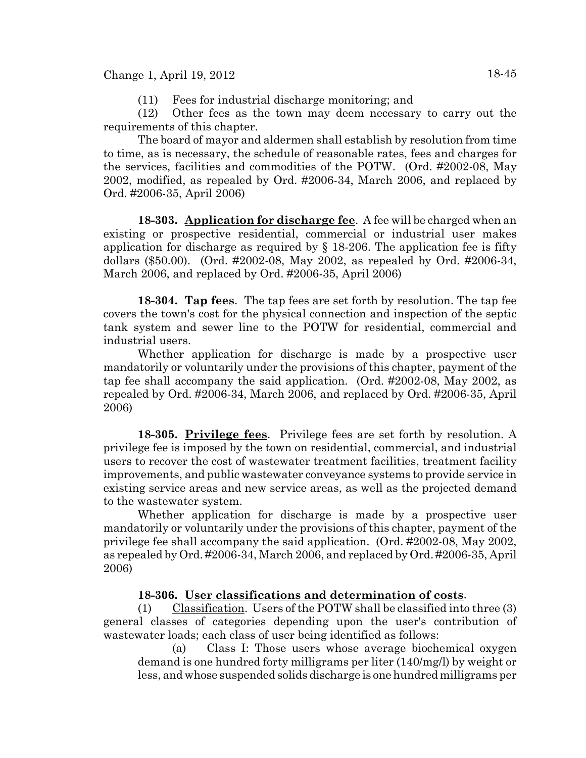(11) Fees for industrial discharge monitoring; and

(12) Other fees as the town may deem necessary to carry out the requirements of this chapter.

The board of mayor and aldermen shall establish by resolution from time to time, as is necessary, the schedule of reasonable rates, fees and charges for the services, facilities and commodities of the POTW. (Ord. #2002-08, May 2002, modified, as repealed by Ord. #2006-34, March 2006, and replaced by Ord. #2006-35, April 2006)

**18-303. Application for discharge fee**. A fee will be charged when an existing or prospective residential, commercial or industrial user makes application for discharge as required by § 18-206. The application fee is fifty dollars ($50.00). (Ord. #2002-08, May 2002, as repealed by Ord. #2006-34, March 2006, and replaced by Ord. #2006-35, April 2006)

**18-304. Tap fees**. The tap fees are set forth by resolution. The tap fee covers the town's cost for the physical connection and inspection of the septic tank system and sewer line to the POTW for residential, commercial and industrial users.

Whether application for discharge is made by a prospective user mandatorily or voluntarily under the provisions of this chapter, payment of the tap fee shall accompany the said application. (Ord. #2002-08, May 2002, as repealed by Ord. #2006-34, March 2006, and replaced by Ord. #2006-35, April 2006)

**18-305. Privilege fees**. Privilege fees are set forth by resolution. A privilege fee is imposed by the town on residential, commercial, and industrial users to recover the cost of wastewater treatment facilities, treatment facility improvements, and public wastewater conveyance systems to provide service in existing service areas and new service areas, as well as the projected demand to the wastewater system.

Whether application for discharge is made by a prospective user mandatorily or voluntarily under the provisions of this chapter, payment of the privilege fee shall accompany the said application. (Ord. #2002-08, May 2002, as repealed by Ord. #2006-34, March 2006, and replaced by Ord. #2006-35, April 2006)

**18-306. User classifications and determination of costs**.

(1) Classification. Users of the POTW shall be classified into three (3) general classes of categories depending upon the user's contribution of wastewater loads; each class of user being identified as follows:

(a) Class I: Those users whose average biochemical oxygen demand is one hundred forty milligrams per liter (140/mg/l) by weight or less, and whose suspended solids discharge is one hundred milligrams per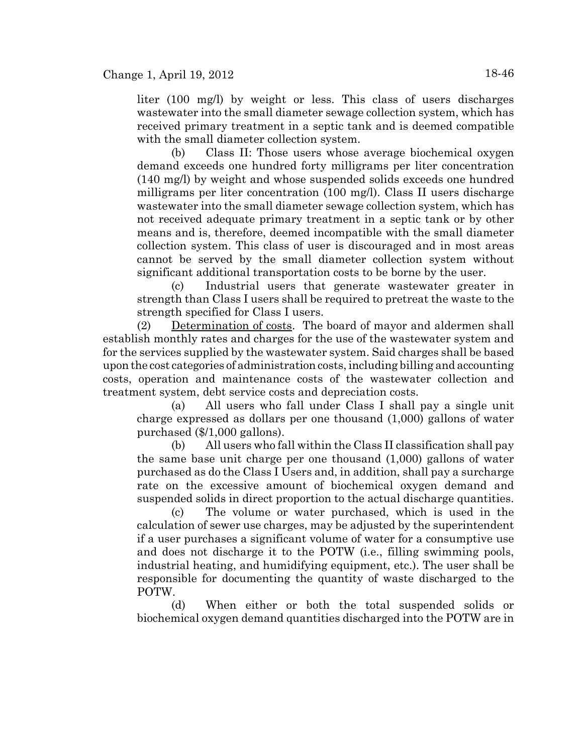liter (100 mg/l) by weight or less. This class of users discharges wastewater into the small diameter sewage collection system, which has received primary treatment in a septic tank and is deemed compatible with the small diameter collection system.

(b) Class II: Those users whose average biochemical oxygen demand exceeds one hundred forty milligrams per liter concentration (140 mg/l) by weight and whose suspended solids exceeds one hundred milligrams per liter concentration (100 mg/l). Class II users discharge wastewater into the small diameter sewage collection system, which has not received adequate primary treatment in a septic tank or by other means and is, therefore, deemed incompatible with the small diameter collection system. This class of user is discouraged and in most areas cannot be served by the small diameter collection system without significant additional transportation costs to be borne by the user.

(c) Industrial users that generate wastewater greater in strength than Class I users shall be required to pretreat the waste to the strength specified for Class I users.

(2) Determination of costs. The board of mayor and aldermen shall establish monthly rates and charges for the use of the wastewater system and for the services supplied by the wastewater system. Said charges shall be based upon the cost categories of administration costs, including billing and accounting costs, operation and maintenance costs of the wastewater collection and treatment system, debt service costs and depreciation costs.

(a) All users who fall under Class I shall pay a single unit charge expressed as dollars per one thousand (1,000) gallons of water purchased ($/1,000 gallons).

(b) All users who fall within the Class II classification shall pay the same base unit charge per one thousand (1,000) gallons of water purchased as do the Class I Users and, in addition, shall pay a surcharge rate on the excessive amount of biochemical oxygen demand and suspended solids in direct proportion to the actual discharge quantities.

(c) The volume or water purchased, which is used in the calculation of sewer use charges, may be adjusted by the superintendent if a user purchases a significant volume of water for a consumptive use and does not discharge it to the POTW (i.e., filling swimming pools, industrial heating, and humidifying equipment, etc.). The user shall be responsible for documenting the quantity of waste discharged to the POTW.

(d) When either or both the total suspended solids or biochemical oxygen demand quantities discharged into the POTW are in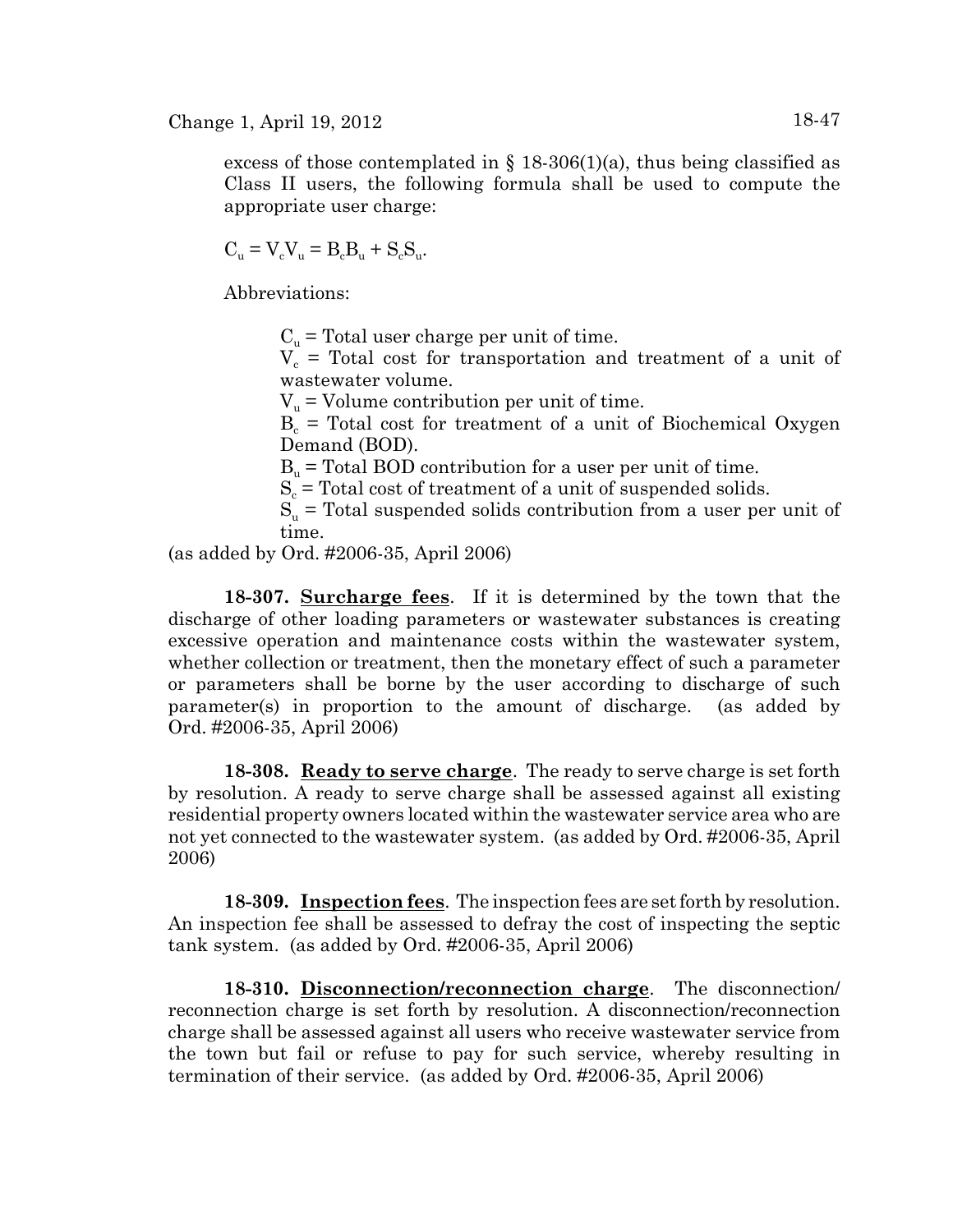excess of those contemplated in § 18-306(1)(a), thus being classified as Class II users, the following formula shall be used to compute the appropriate user charge:

$C_u = V_cV_u = B_cB_u + S_cS_u$.

Abbreviations:

$C_u$ = Total user charge per unit of time.
$V_c$ = Total cost for transportation and treatment of a unit of wastewater volume.
$V_u$ = Volume contribution per unit of time.
$B_c$ = Total cost for treatment of a unit of Biochemical Oxygen Demand (BOD).
$B_u$ = Total BOD contribution for a user per unit of time.
$S_c$ = Total cost of treatment of a unit of suspended solids.
$S_u$ = Total suspended solids contribution from a user per unit of time.

(as added by Ord. #2006-35, April 2006)

**18-307. Surcharge fees**. If it is determined by the town that the discharge of other loading parameters or wastewater substances is creating excessive operation and maintenance costs within the wastewater system, whether collection or treatment, then the monetary effect of such a parameter or parameters shall be borne by the user according to discharge of such parameter(s) in proportion to the amount of discharge. (as added by Ord. #2006-35, April 2006)

**18-308. Ready to serve charge**. The ready to serve charge is set forth by resolution. A ready to serve charge shall be assessed against all existing residential property owners located within the wastewater service area who are not yet connected to the wastewater system. (as added by Ord. #2006-35, April 2006)

**18-309. Inspection fees**. The inspection fees are set forth by resolution. An inspection fee shall be assessed to defray the cost of inspecting the septic tank system. (as added by Ord. #2006-35, April 2006)

**18-310. Disconnection/reconnection charge**. The disconnection/ reconnection charge is set forth by resolution. A disconnection/reconnection charge shall be assessed against all users who receive wastewater service from the town but fail or refuse to pay for such service, whereby resulting in termination of their service. (as added by Ord. #2006-35, April 2006)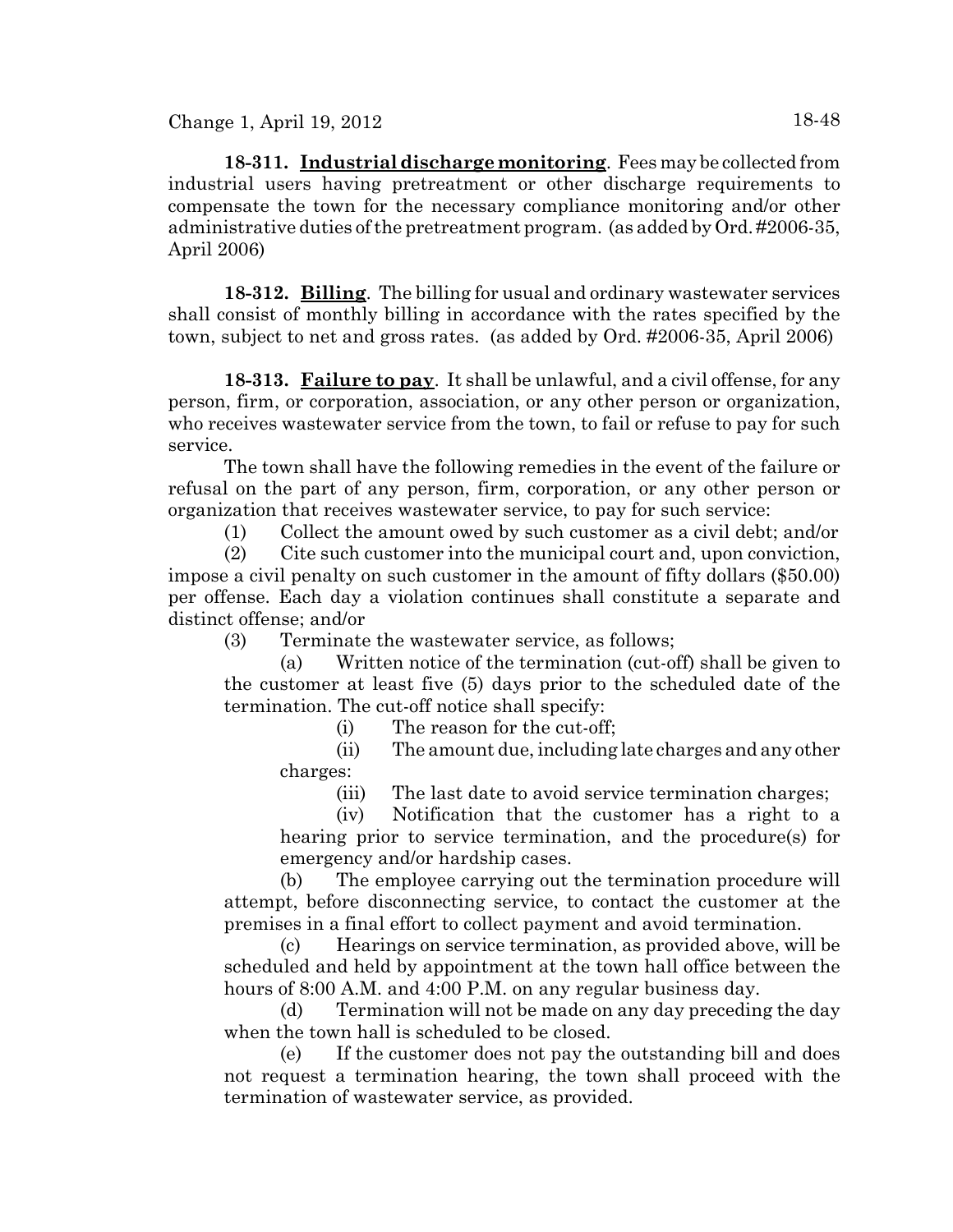**18-311. Industrial discharge monitoring**. Fees may be collected from industrial users having pretreatment or other discharge requirements to compensate the town for the necessary compliance monitoring and/or other administrative duties of the pretreatment program. (as added by Ord. #2006-35, April 2006)

**18-312. Billing**. The billing for usual and ordinary wastewater services shall consist of monthly billing in accordance with the rates specified by the town, subject to net and gross rates. (as added by Ord. #2006-35, April 2006)

**18-313. Failure to pay**. It shall be unlawful, and a civil offense, for any person, firm, or corporation, association, or any other person or organization, who receives wastewater service from the town, to fail or refuse to pay for such service.

The town shall have the following remedies in the event of the failure or refusal on the part of any person, firm, corporation, or any other person or organization that receives wastewater service, to pay for such service:

(1) Collect the amount owed by such customer as a civil debt; and/or

(2) Cite such customer into the municipal court and, upon conviction, impose a civil penalty on such customer in the amount of fifty dollars ($50.00) per offense. Each day a violation continues shall constitute a separate and distinct offense; and/or

(3) Terminate the wastewater service, as follows;

(a) Written notice of the termination (cut-off) shall be given to the customer at least five (5) days prior to the scheduled date of the termination. The cut-off notice shall specify:

(i) The reason for the cut-off;

(ii) The amount due, including late charges and any other charges:

(iii) The last date to avoid service termination charges;

(iv) Notification that the customer has a right to a hearing prior to service termination, and the procedure(s) for emergency and/or hardship cases.

(b) The employee carrying out the termination procedure will attempt, before disconnecting service, to contact the customer at the premises in a final effort to collect payment and avoid termination.

(c) Hearings on service termination, as provided above, will be scheduled and held by appointment at the town hall office between the hours of 8:00 A.M. and 4:00 P.M. on any regular business day.

(d) Termination will not be made on any day preceding the day when the town hall is scheduled to be closed.

(e) If the customer does not pay the outstanding bill and does not request a termination hearing, the town shall proceed with the termination of wastewater service, as provided.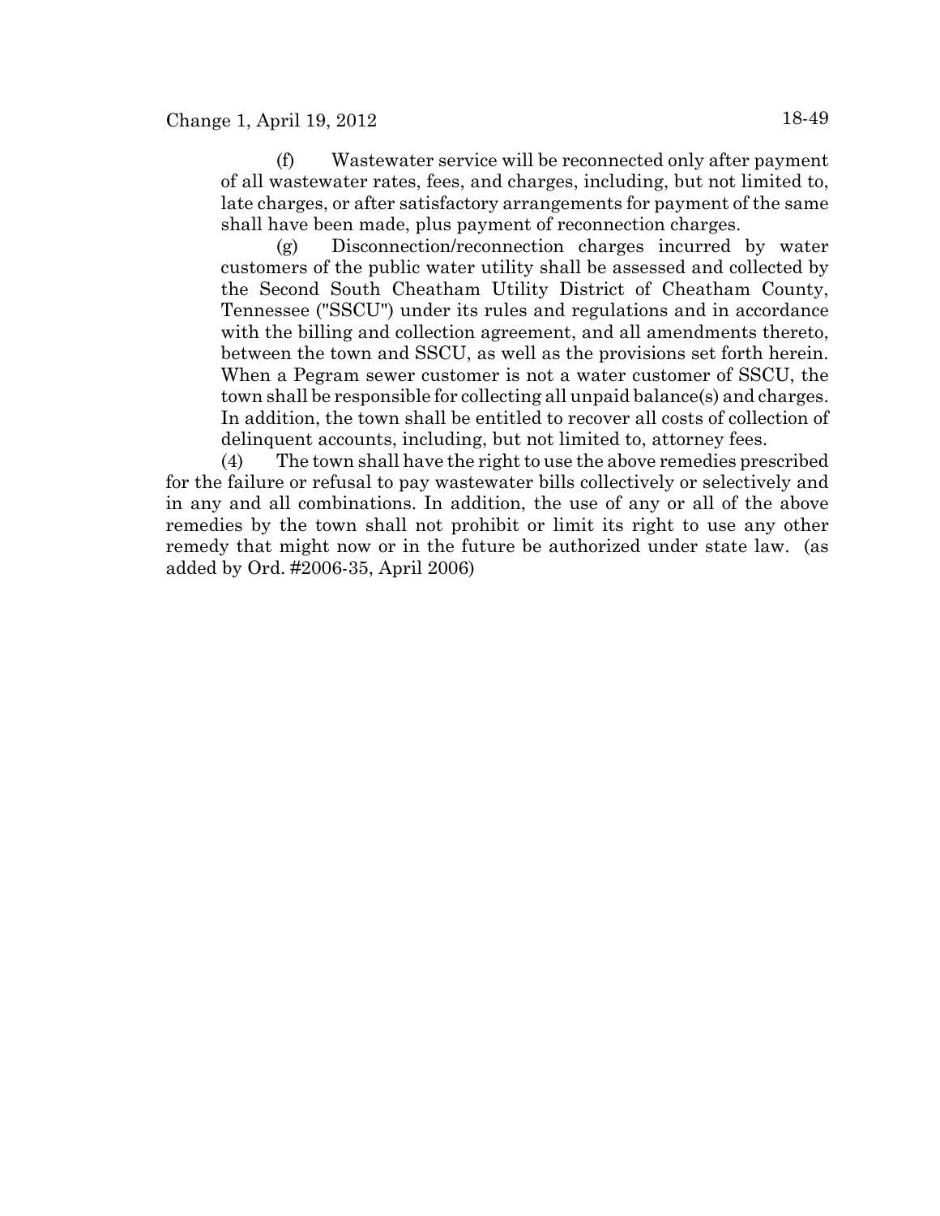(f) Wastewater service will be reconnected only after payment of all wastewater rates, fees, and charges, including, but not limited to, late charges, or after satisfactory arrangements for payment of the same shall have been made, plus payment of reconnection charges.

(g) Disconnection/reconnection charges incurred by water customers of the public water utility shall be assessed and collected by the Second South Cheatham Utility District of Cheatham County, Tennessee ("SSCU") under its rules and regulations and in accordance with the billing and collection agreement, and all amendments thereto, between the town and SSCU, as well as the provisions set forth herein. When a Pegram sewer customer is not a water customer of SSCU, the town shall be responsible for collecting all unpaid balance(s) and charges. In addition, the town shall be entitled to recover all costs of collection of delinquent accounts, including, but not limited to, attorney fees.

(4) The town shall have the right to use the above remedies prescribed for the failure or refusal to pay wastewater bills collectively or selectively and in any and all combinations. In addition, the use of any or all of the above remedies by the town shall not prohibit or limit its right to use any other remedy that might now or in the future be authorized under state law. (as added by Ord. #2006-35, April 2006)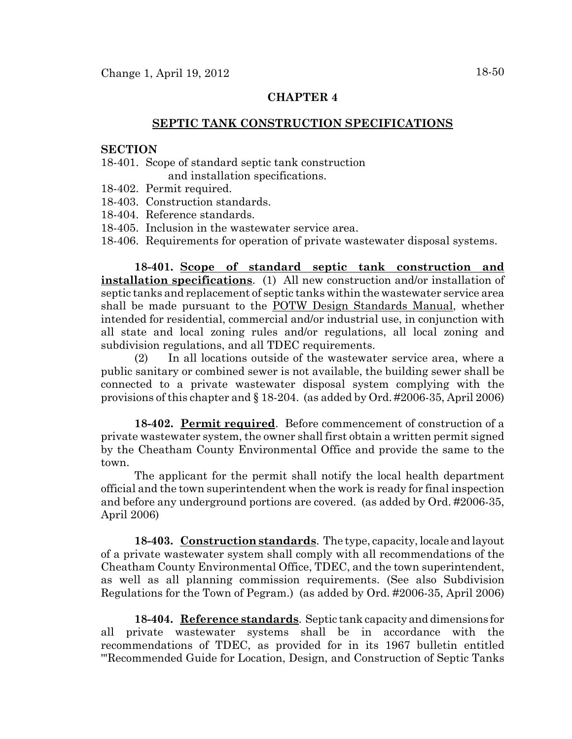## CHAPTER 4

## SEPTIC TANK CONSTRUCTION SPECIFICATIONS

**SECTION**

18-401. Scope of standard septic tank construction and installation specifications.
18-402. Permit required.
18-403. Construction standards.
18-404. Reference standards.
18-405. Inclusion in the wastewater service area.
18-406. Requirements for operation of private wastewater disposal systems.

**18-401. Scope of standard septic tank construction and installation specifications**. (1) All new construction and/or installation of septic tanks and replacement of septic tanks within the wastewater service area shall be made pursuant to the POTW Design Standards Manual, whether intended for residential, commercial and/or industrial use, in conjunction with all state and local zoning rules and/or regulations, all local zoning and subdivision regulations, and all TDEC requirements.

(2) In all locations outside of the wastewater service area, where a public sanitary or combined sewer is not available, the building sewer shall be connected to a private wastewater disposal system complying with the provisions of this chapter and § 18-204. (as added by Ord. #2006-35, April 2006)

**18-402. Permit required**. Before commencement of construction of a private wastewater system, the owner shall first obtain a written permit signed by the Cheatham County Environmental Office and provide the same to the town.

The applicant for the permit shall notify the local health department official and the town superintendent when the work is ready for final inspection and before any underground portions are covered. (as added by Ord. #2006-35, April 2006)

**18-403. Construction standards**. The type, capacity, locale and layout of a private wastewater system shall comply with all recommendations of the Cheatham County Environmental Office, TDEC, and the town superintendent, as well as all planning commission requirements. (See also Subdivision Regulations for the Town of Pegram.) (as added by Ord. #2006-35, April 2006)

**18-404. Reference standards**. Septic tank capacity and dimensions for all private wastewater systems shall be in accordance with the recommendations of TDEC, as provided for in its 1967 bulletin entitled "'Recommended Guide for Location, Design, and Construction of Septic Tanks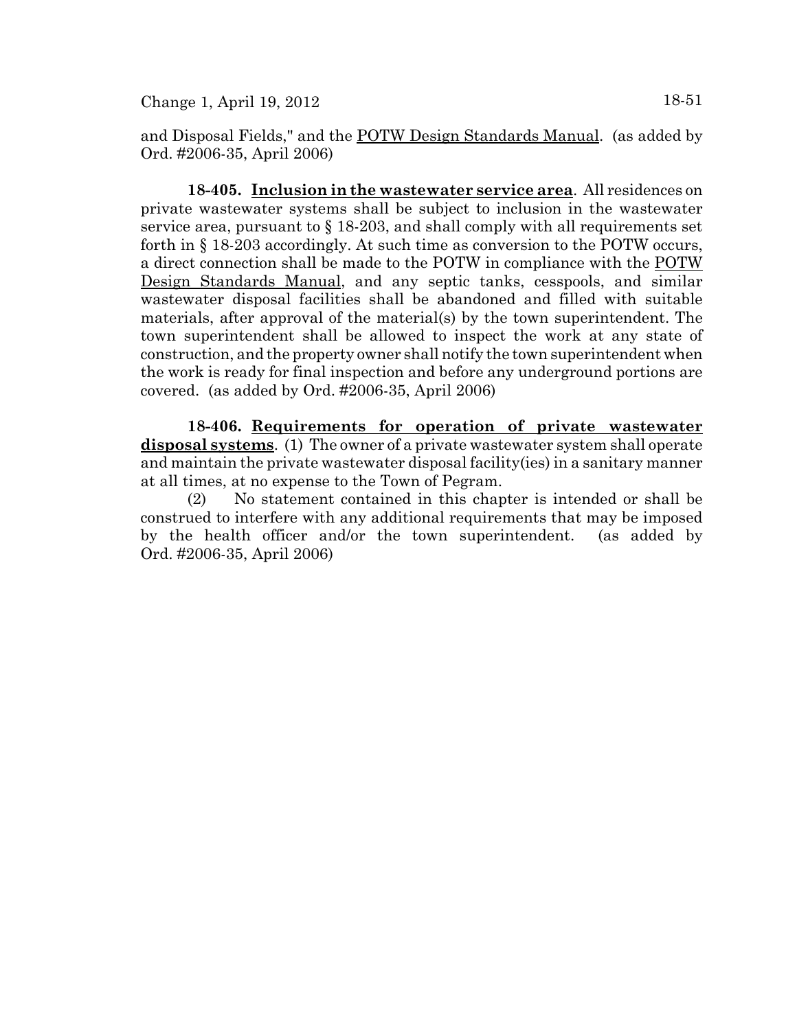and Disposal Fields," and the <u>POTW Design Standards Manual</u>. (as added by Ord. #2006-35, April 2006)

**18-405. <u>Inclusion in the wastewater service area</u>**. All residences on private wastewater systems shall be subject to inclusion in the wastewater service area, pursuant to § 18-203, and shall comply with all requirements set forth in § 18-203 accordingly. At such time as conversion to the POTW occurs, a direct connection shall be made to the POTW in compliance with the <u>POTW Design Standards Manual</u>, and any septic tanks, cesspools, and similar wastewater disposal facilities shall be abandoned and filled with suitable materials, after approval of the material(s) by the town superintendent. The town superintendent shall be allowed to inspect the work at any state of construction, and the property owner shall notify the town superintendent when the work is ready for final inspection and before any underground portions are covered. (as added by Ord. #2006-35, April 2006)

**18-406. <u>Requirements for operation of private wastewater disposal systems</u>**. (1) The owner of a private wastewater system shall operate and maintain the private wastewater disposal facility(ies) in a sanitary manner at all times, at no expense to the Town of Pegram.

(2) No statement contained in this chapter is intended or shall be construed to interfere with any additional requirements that may be imposed by the health officer and/or the town superintendent. (as added by Ord. #2006-35, April 2006)